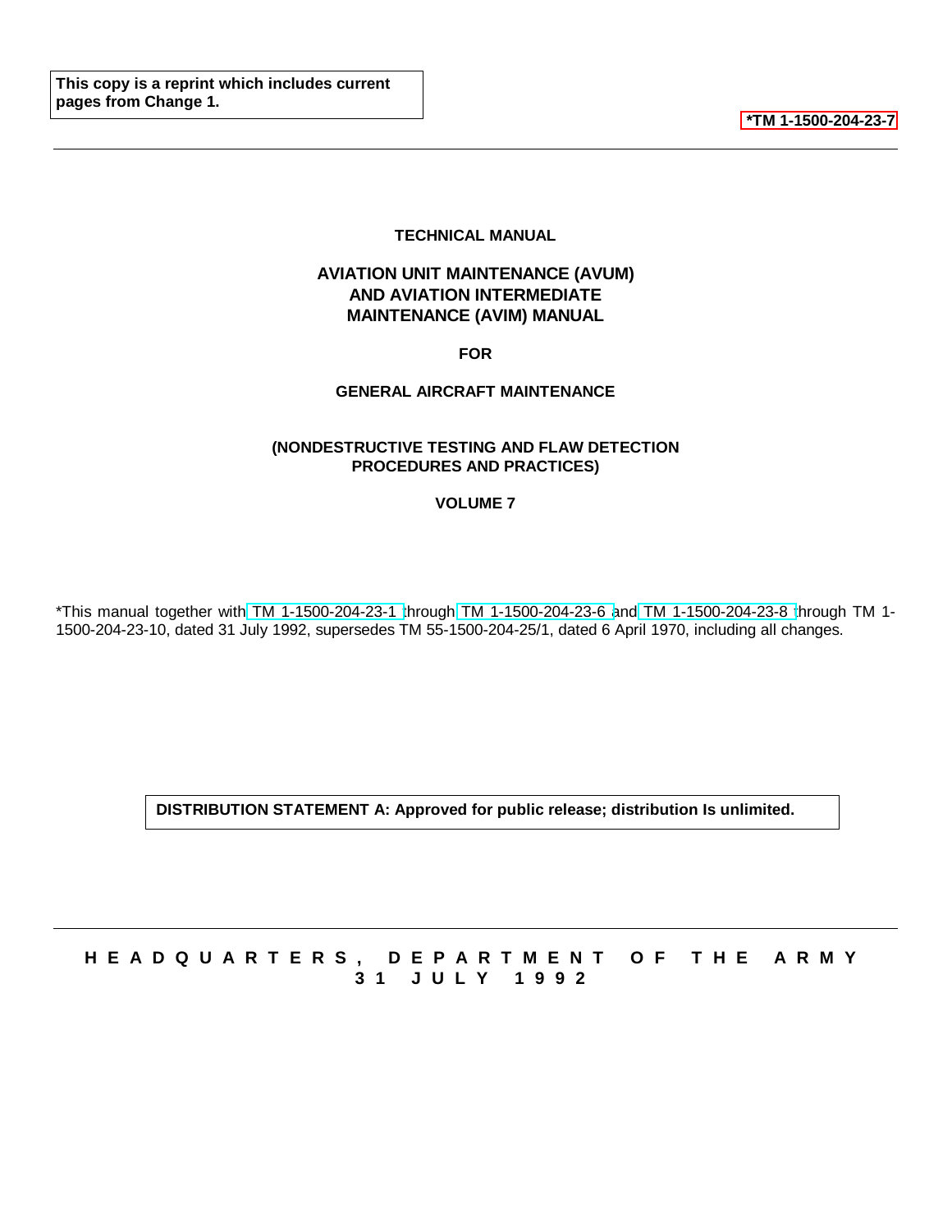This copy is a reprint which includes current pages from Change 1.

**\*TM 1-1500-204-23-7**

**TECHNICAL MANUAL**

**AVIATION UNIT MAINTENANCE (AVUM) AND AVIATION INTERMEDIATE MAINTENANCE (AVIM) MANUAL**

**FOR**

**GENERAL AIRCRAFT MAINTENANCE**

**(NONDESTRUCTIVE TESTING AND FLAW DETECTION PROCEDURES AND PRACTICES)**

**VOLUME 7**

*This manual together with TM 1-1500-204-23-1 through TM 1-1500-204-23-6 and TM 1-1500-204-23-8 through TM 1-1500-204-23-10, dated 31 July 1992, supersedes TM 55-1500-204-25/1, dated 6 April 1970, including all changes.

**DISTRIBUTION STATEMENT A: Approved for public release; distribution Is unlimited.**

**HEADQUARTERS, DEPARTMENT OF THE ARMY**
**31 JULY 1992**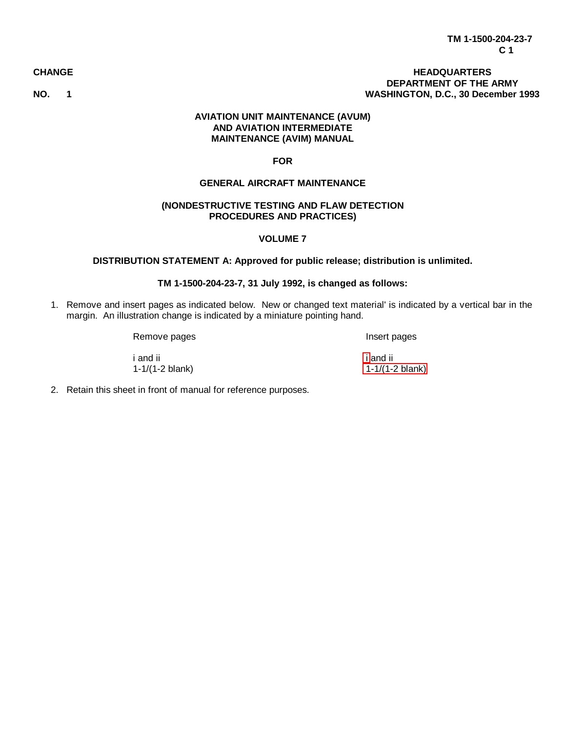**TM 1-1500-204-23-7**
**C 1**

**CHANGE NO. 1**

**HEADQUARTERS**
**DEPARTMENT OF THE ARMY**
**WASHINGTON, D.C., 30 December 1993**

**AVIATION UNIT MAINTENANCE (AVUM) AND AVIATION INTERMEDIATE MAINTENANCE (AVIM) MANUAL**

**FOR**

**GENERAL AIRCRAFT MAINTENANCE**

**(NONDESTRUCTIVE TESTING AND FLAW DETECTION PROCEDURES AND PRACTICES)**

**VOLUME 7**

**DISTRIBUTION STATEMENT A: Approved for public release; distribution is unlimited.**

**TM 1-1500-204-23-7, 31 July 1992, is changed as follows:**

1. Remove and insert pages as indicated below. New or changed text material' is indicated by a vertical bar in the margin. An illustration change is indicated by a miniature pointing hand.

| Remove pages | Insert pages |
| --- | --- |
| i and ii | i and ii |
| 1-1/(1-2 blank) | 1-1/(1-2 blank) |

2. Retain this sheet in front of manual for reference purposes.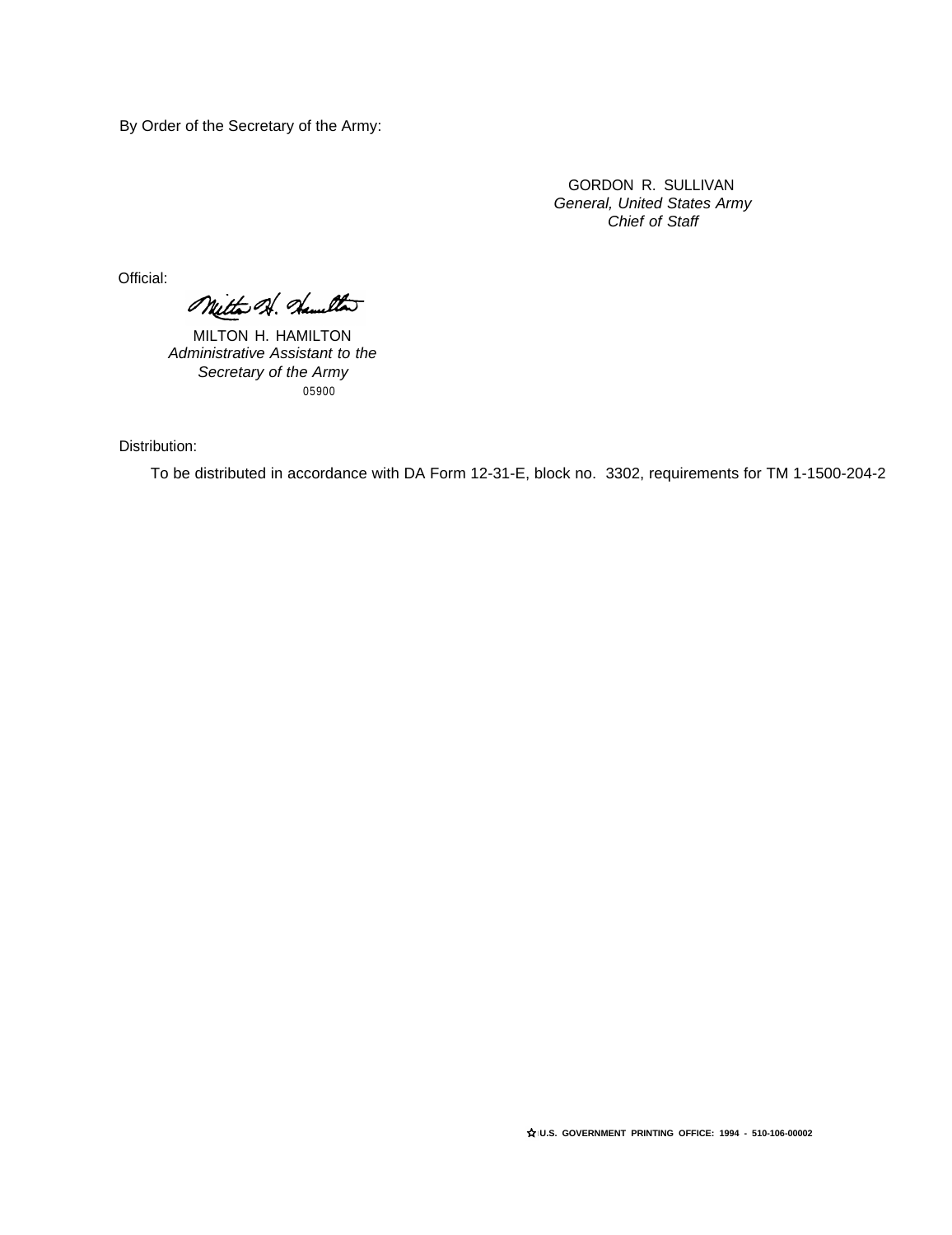By Order of the Secretary of the Army:

GORDON R. SULLIVAN
*General, United States Army*
*Chief of Staff*

Official:

MILTON H. HAMILTON
*Administrative Assistant to the*
*Secretary of the Army*
05900

Distribution:

To be distributed in accordance with DA Form 12-31-E, block no. 3302, requirements for TM 1-1500-204-2

☆U.S. GOVERNMENT PRINTING OFFICE: 1994 - 510-106-00002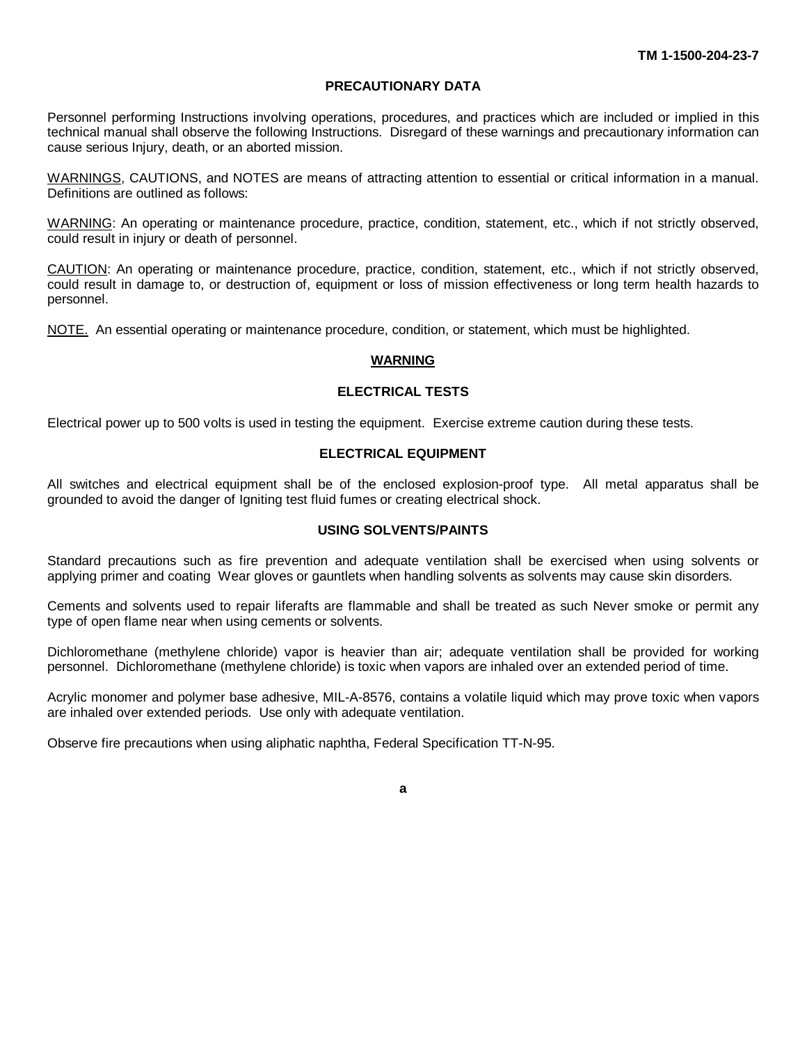## PRECAUTIONARY DATA

Personnel performing Instructions involving operations, procedures, and practices which are included or implied in this technical manual shall observe the following Instructions. Disregard of these warnings and precautionary information can cause serious Injury, death, or an aborted mission.

WARNINGS, CAUTIONS, and NOTES are means of attracting attention to essential or critical information in a manual. Definitions are outlined as follows:

WARNING: An operating or maintenance procedure, practice, condition, statement, etc., which if not strictly observed, could result in injury or death of personnel.

CAUTION: An operating or maintenance procedure, practice, condition, statement, etc., which if not strictly observed, could result in damage to, or destruction of, equipment or loss of mission effectiveness or long term health hazards to personnel.

NOTE. An essential operating or maintenance procedure, condition, or statement, which must be highlighted.

### WARNING

#### ELECTRICAL TESTS

Electrical power up to 500 volts is used in testing the equipment. Exercise extreme caution during these tests.

#### ELECTRICAL EQUIPMENT

All switches and electrical equipment shall be of the enclosed explosion-proof type. All metal apparatus shall be grounded to avoid the danger of Igniting test fluid fumes or creating electrical shock.

#### USING SOLVENTS/PAINTS

Standard precautions such as fire prevention and adequate ventilation shall be exercised when using solvents or applying primer and coating Wear gloves or gauntlets when handling solvents as solvents may cause skin disorders.

Cements and solvents used to repair liferafts are flammable and shall be treated as such Never smoke or permit any type of open flame near when using cements or solvents.

Dichloromethane (methylene chloride) vapor is heavier than air; adequate ventilation shall be provided for working personnel. Dichloromethane (methylene chloride) is toxic when vapors are inhaled over an extended period of time.

Acrylic monomer and polymer base adhesive, MIL-A-8576, contains a volatile liquid which may prove toxic when vapors are inhaled over extended periods. Use only with adequate ventilation.

Observe fire precautions when using aliphatic naphtha, Federal Specification TT-N-95.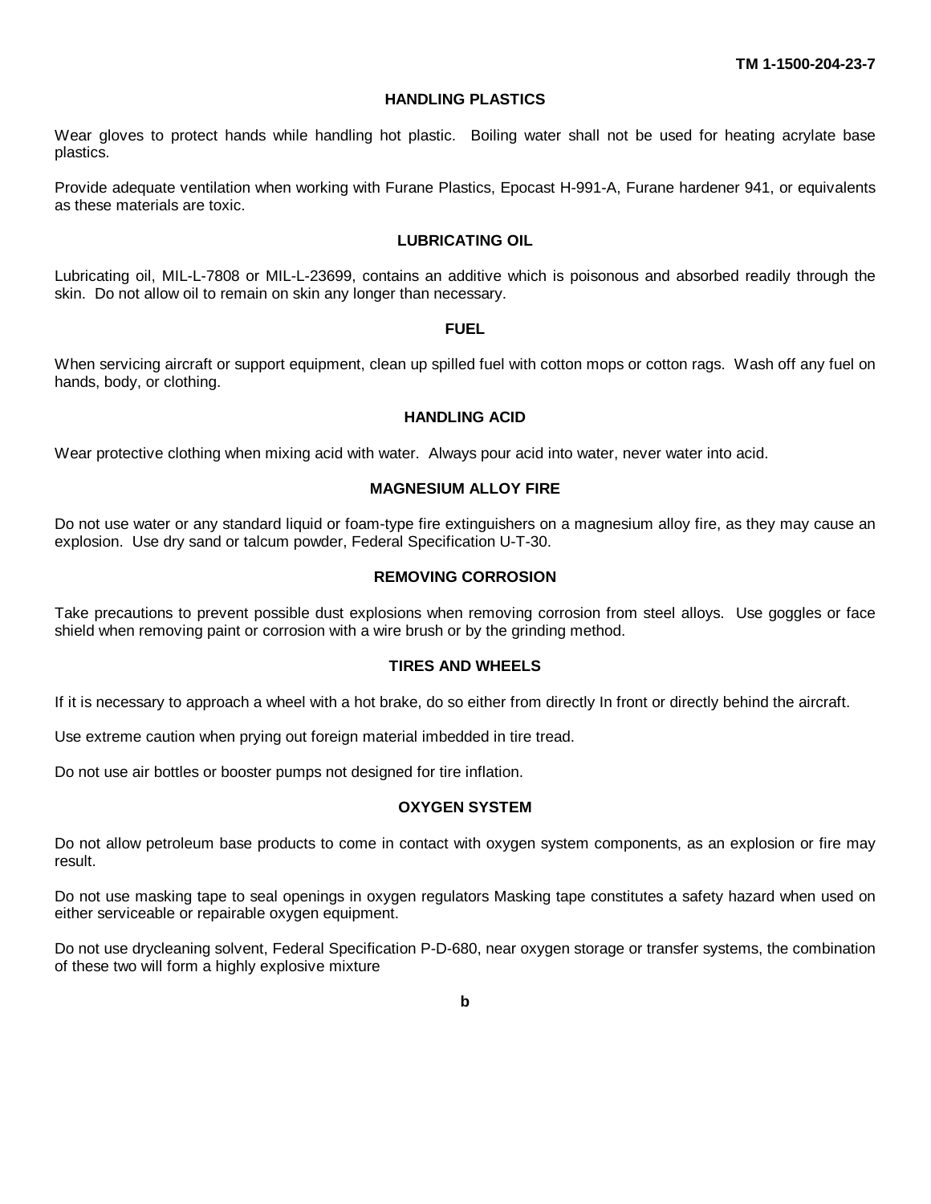## HANDLING PLASTICS

Wear gloves to protect hands while handling hot plastic. Boiling water shall not be used for heating acrylate base plastics.

Provide adequate ventilation when working with Furane Plastics, Epocast H-991-A, Furane hardener 941, or equivalents as these materials are toxic.

## LUBRICATING OIL

Lubricating oil, MIL-L-7808 or MIL-L-23699, contains an additive which is poisonous and absorbed readily through the skin. Do not allow oil to remain on skin any longer than necessary.

## FUEL

When servicing aircraft or support equipment, clean up spilled fuel with cotton mops or cotton rags. Wash off any fuel on hands, body, or clothing.

## HANDLING ACID

Wear protective clothing when mixing acid with water. Always pour acid into water, never water into acid.

## MAGNESIUM ALLOY FIRE

Do not use water or any standard liquid or foam-type fire extinguishers on a magnesium alloy fire, as they may cause an explosion. Use dry sand or talcum powder, Federal Specification U-T-30.

## REMOVING CORROSION

Take precautions to prevent possible dust explosions when removing corrosion from steel alloys. Use goggles or face shield when removing paint or corrosion with a wire brush or by the grinding method.

## TIRES AND WHEELS

If it is necessary to approach a wheel with a hot brake, do so either from directly In front or directly behind the aircraft.

Use extreme caution when prying out foreign material imbedded in tire tread.

Do not use air bottles or booster pumps not designed for tire inflation.

## OXYGEN SYSTEM

Do not allow petroleum base products to come in contact with oxygen system components, as an explosion or fire may result.

Do not use masking tape to seal openings in oxygen regulators Masking tape constitutes a safety hazard when used on either serviceable or repairable oxygen equipment.

Do not use drycleaning solvent, Federal Specification P-D-680, near oxygen storage or transfer systems, the combination of these two will form a highly explosive mixture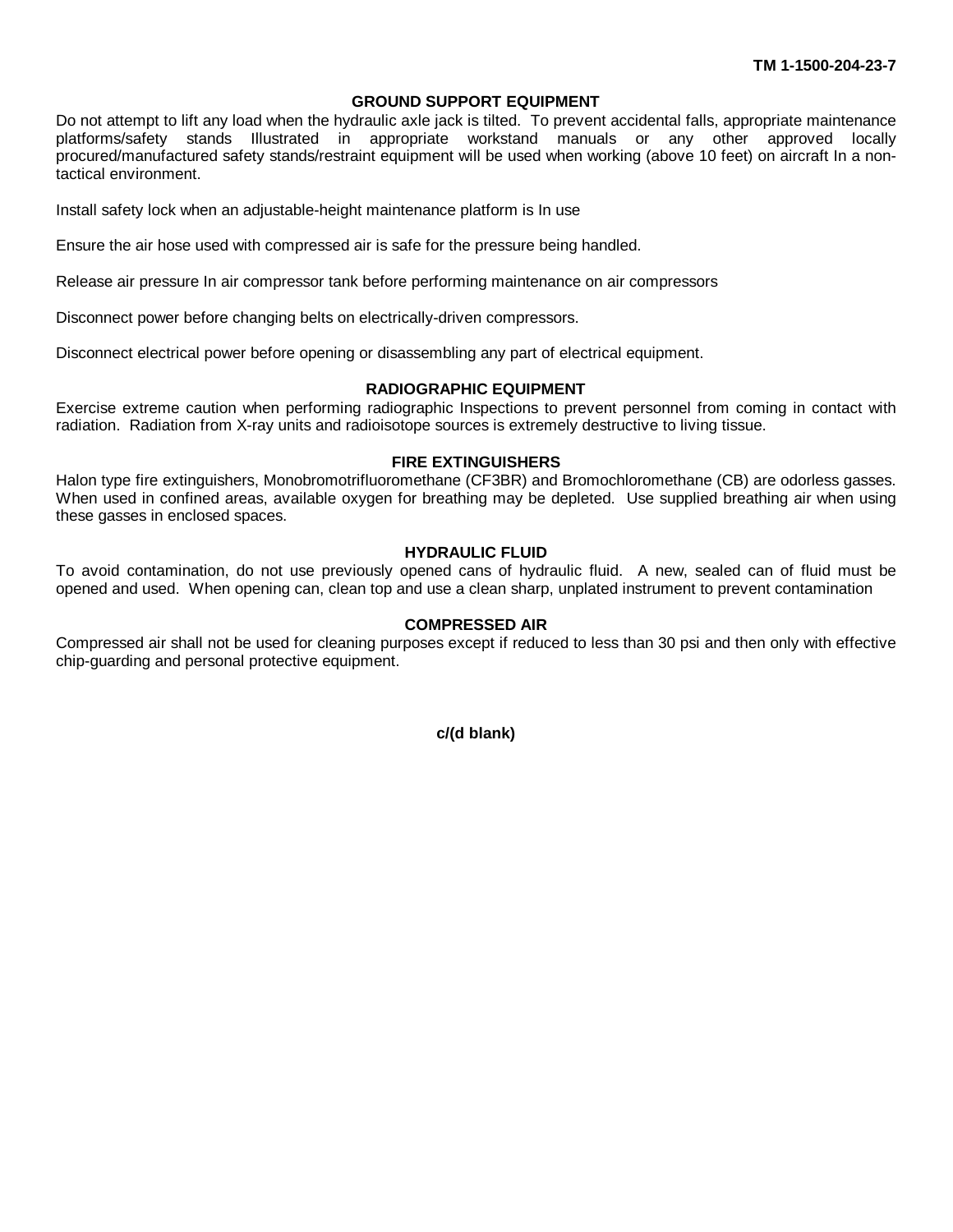## GROUND SUPPORT EQUIPMENT

Do not attempt to lift any load when the hydraulic axle jack is tilted. To prevent accidental falls, appropriate maintenance platforms/safety stands Illustrated in appropriate workstand manuals or any other approved locally procured/manufactured safety stands/restraint equipment will be used when working (above 10 feet) on aircraft In a non-tactical environment.

Install safety lock when an adjustable-height maintenance platform is In use

Ensure the air hose used with compressed air is safe for the pressure being handled.

Release air pressure In air compressor tank before performing maintenance on air compressors

Disconnect power before changing belts on electrically-driven compressors.

Disconnect electrical power before opening or disassembling any part of electrical equipment.

## RADIOGRAPHIC EQUIPMENT

Exercise extreme caution when performing radiographic Inspections to prevent personnel from coming in contact with radiation. Radiation from X-ray units and radioisotope sources is extremely destructive to living tissue.

## FIRE EXTINGUISHERS

Halon type fire extinguishers, Monobromotrifluoromethane (CF3BR) and Bromochloromethane (CB) are odorless gasses. When used in confined areas, available oxygen for breathing may be depleted. Use supplied breathing air when using these gasses in enclosed spaces.

## HYDRAULIC FLUID

To avoid contamination, do not use previously opened cans of hydraulic fluid. A new, sealed can of fluid must be opened and used. When opening can, clean top and use a clean sharp, unplated instrument to prevent contamination

## COMPRESSED AIR

Compressed air shall not be used for cleaning purposes except if reduced to less than 30 psi and then only with effective chip-guarding and personal protective equipment.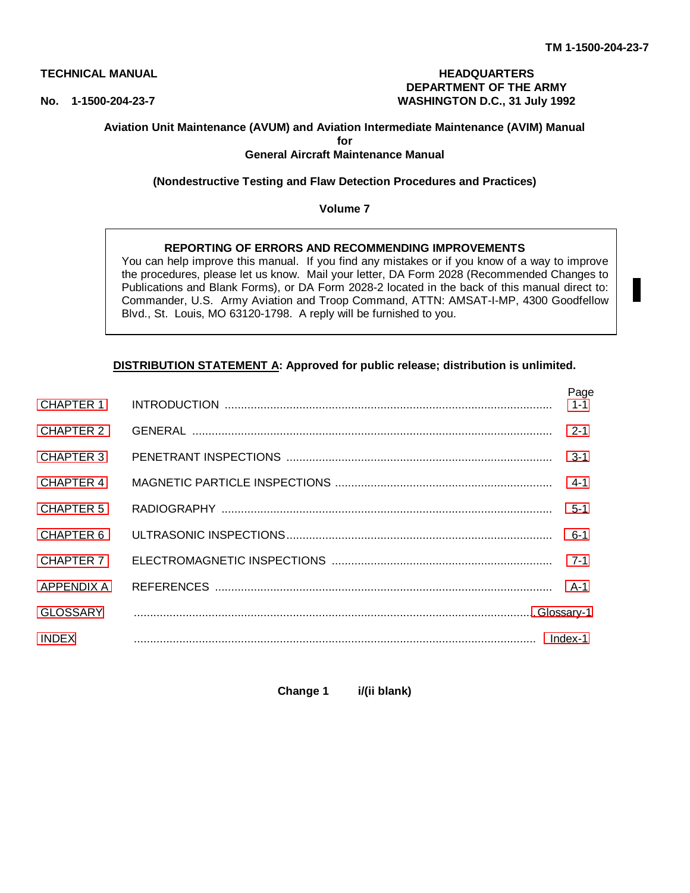**TECHNICAL MANUAL**

**No. 1-1500-204-23-7**

**HEADQUARTERS**
**DEPARTMENT OF THE ARMY**
**WASHINGTON D.C., 31 July 1992**

# Aviation Unit Maintenance (AVUM) and Aviation Intermediate Maintenance (AVIM) Manual for General Aircraft Maintenance Manual

## (Nondestructive Testing and Flaw Detection Procedures and Practices)

## Volume 7

**REPORTING OF ERRORS AND RECOMMENDING IMPROVEMENTS**

You can help improve this manual. If you find any mistakes or if you know of a way to improve the procedures, please let us know. Mail your letter, DA Form 2028 (Recommended Changes to Publications and Blank Forms), or DA Form 2028-2 located in the back of this manual direct to: Commander, U.S. Army Aviation and Troop Command, ATTN: AMSAT-I-MP, 4300 Goodfellow Blvd., St. Louis, MO 63120-1798. A reply will be furnished to you.

**DISTRIBUTION STATEMENT A: Approved for public release; distribution is unlimited.**

| | | Page |
|---|---|---|
| CHAPTER 1 | INTRODUCTION | 1-1 |
| CHAPTER 2 | GENERAL | 2-1 |
| CHAPTER 3 | PENETRANT INSPECTIONS | 3-1 |
| CHAPTER 4 | MAGNETIC PARTICLE INSPECTIONS | 4-1 |
| CHAPTER 5 | RADIOGRAPHY | 5-1 |
| CHAPTER 6 | ULTRASONIC INSPECTIONS | 6-1 |
| CHAPTER 7 | ELECTROMAGNETIC INSPECTIONS | 7-1 |
| APPENDIX A | REFERENCES | A-1 |
| GLOSSARY | | Glossary-1 |
| INDEX | | Index-1 |

**Change 1**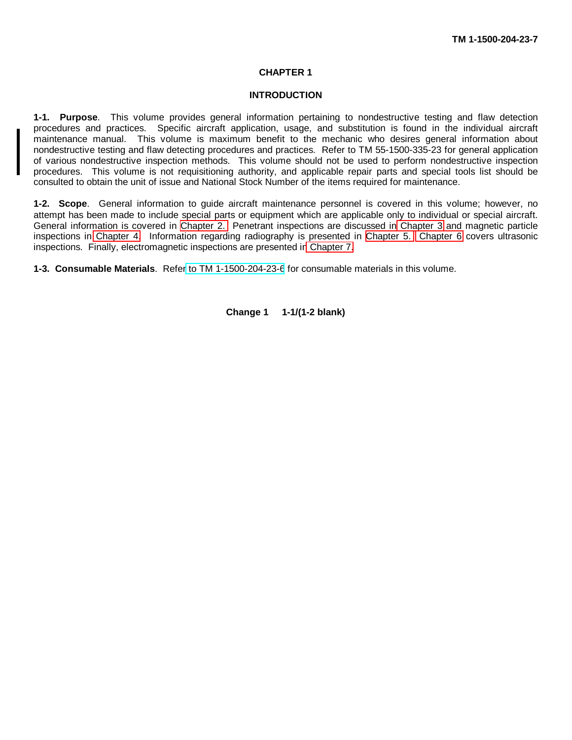# CHAPTER 1

## INTRODUCTION

**1-1. Purpose**. This volume provides general information pertaining to nondestructive testing and flaw detection procedures and practices. Specific aircraft application, usage, and substitution is found in the individual aircraft maintenance manual. This volume is maximum benefit to the mechanic who desires general information about nondestructive testing and flaw detecting procedures and practices. Refer to TM 55-1500-335-23 for general application of various nondestructive inspection methods. This volume should not be used to perform nondestructive inspection procedures. This volume is not requisitioning authority, and applicable repair parts and special tools list should be consulted to obtain the unit of issue and National Stock Number of the items required for maintenance.

**1-2. Scope**. General information to guide aircraft maintenance personnel is covered in this volume; however, no attempt has been made to include special parts or equipment which are applicable only to individual or special aircraft. General information is covered in Chapter 2. Penetrant inspections are discussed in Chapter 3 and magnetic particle inspections in Chapter 4. Information regarding radiography is presented in Chapter 5. Chapter 6 covers ultrasonic inspections. Finally, electromagnetic inspections are presented in Chapter 7.

**1-3. Consumable Materials**. Refer to TM 1-1500-204-23-6 for consumable materials in this volume.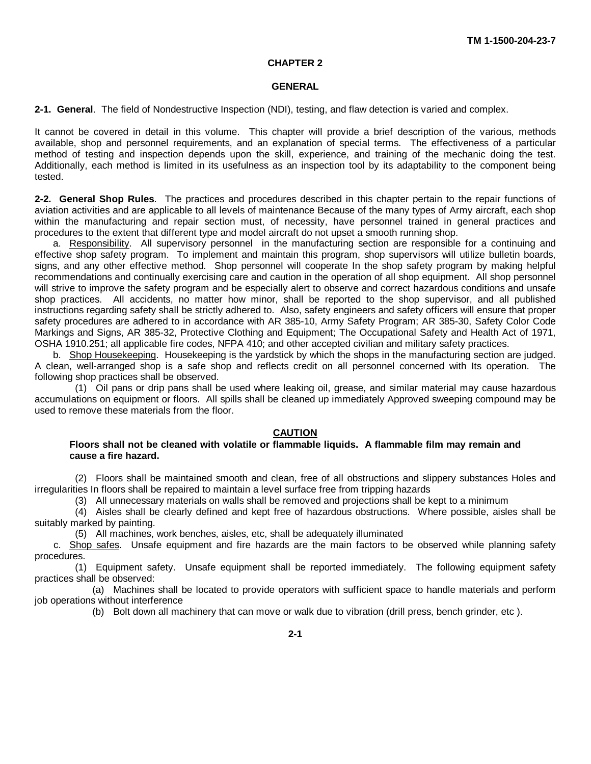# CHAPTER 2

## GENERAL

**2-1. General**. The field of Nondestructive Inspection (NDI), testing, and flaw detection is varied and complex.

It cannot be covered in detail in this volume. This chapter will provide a brief description of the various, methods available, shop and personnel requirements, and an explanation of special terms. The effectiveness of a particular method of testing and inspection depends upon the skill, experience, and training of the mechanic doing the test. Additionally, each method is limited in its usefulness as an inspection tool by its adaptability to the component being tested.

**2-2. General Shop Rules**. The practices and procedures described in this chapter pertain to the repair functions of aviation activities and are applicable to all levels of maintenance Because of the many types of Army aircraft, each shop within the manufacturing and repair section must, of necessity, have personnel trained in general practices and procedures to the extent that different type and model aircraft do not upset a smooth running shop.

a. Responsibility. All supervisory personnel in the manufacturing section are responsible for a continuing and effective shop safety program. To implement and maintain this program, shop supervisors will utilize bulletin boards, signs, and any other effective method. Shop personnel will cooperate In the shop safety program by making helpful recommendations and continually exercising care and caution in the operation of all shop equipment. All shop personnel will strive to improve the safety program and be especially alert to observe and correct hazardous conditions and unsafe shop practices. All accidents, no matter how minor, shall be reported to the shop supervisor, and all published instructions regarding safety shall be strictly adhered to. Also, safety engineers and safety officers will ensure that proper safety procedures are adhered to in accordance with AR 385-10, Army Safety Program; AR 385-30, Safety Color Code Markings and Signs, AR 385-32, Protective Clothing and Equipment; The Occupational Safety and Health Act of 1971, OSHA 1910.251; all applicable fire codes, NFPA 410; and other accepted civilian and military safety practices.

b. Shop Housekeeping. Housekeeping is the yardstick by which the shops in the manufacturing section are judged. A clean, well-arranged shop is a safe shop and reflects credit on all personnel concerned with Its operation. The following shop practices shall be observed.

(1) Oil pans or drip pans shall be used where leaking oil, grease, and similar material may cause hazardous accumulations on equipment or floors. All spills shall be cleaned up immediately Approved sweeping compound may be used to remove these materials from the floor.

**CAUTION**

**Floors shall not be cleaned with volatile or flammable liquids. A flammable film may remain and cause a fire hazard.**

(2) Floors shall be maintained smooth and clean, free of all obstructions and slippery substances Holes and irregularities In floors shall be repaired to maintain a level surface free from tripping hazards

(3) All unnecessary materials on walls shall be removed and projections shall be kept to a minimum

(4) Aisles shall be clearly defined and kept free of hazardous obstructions. Where possible, aisles shall be suitably marked by painting.

(5) All machines, work benches, aisles, etc, shall be adequately illuminated

c. Shop safes. Unsafe equipment and fire hazards are the main factors to be observed while planning safety procedures.

(1) Equipment safety. Unsafe equipment shall be reported immediately. The following equipment safety practices shall be observed:

(a) Machines shall be located to provide operators with sufficient space to handle materials and perform job operations without interference

(b) Bolt down all machinery that can move or walk due to vibration (drill press, bench grinder, etc ).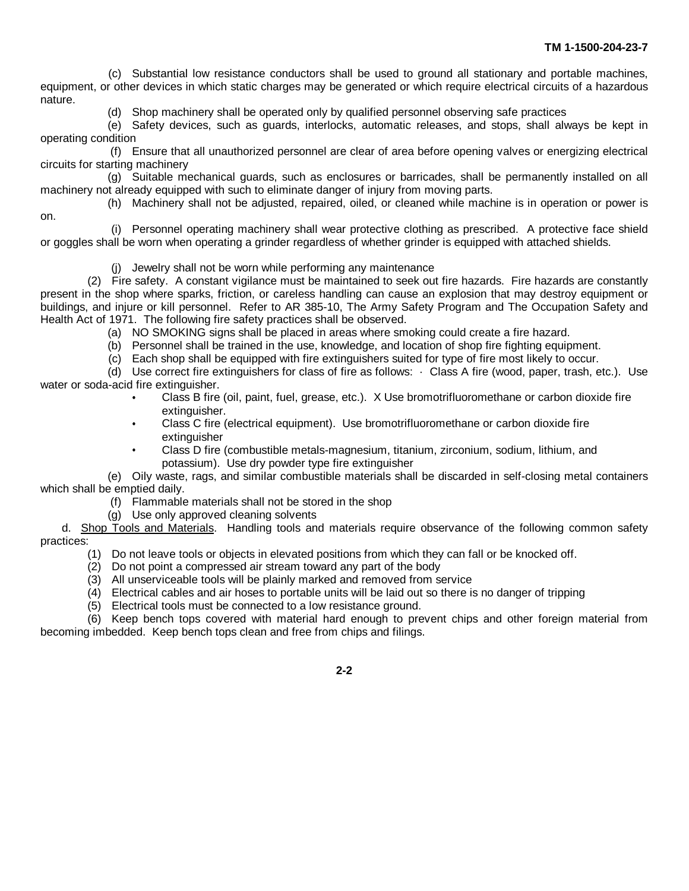(c) Substantial low resistance conductors shall be used to ground all stationary and portable machines, equipment, or other devices in which static charges may be generated or which require electrical circuits of a hazardous nature.

(d) Shop machinery shall be operated only by qualified personnel observing safe practices

(e) Safety devices, such as guards, interlocks, automatic releases, and stops, shall always be kept in operating condition

(f) Ensure that all unauthorized personnel are clear of area before opening valves or energizing electrical circuits for starting machinery

(g) Suitable mechanical guards, such as enclosures or barricades, shall be permanently installed on all machinery not already equipped with such to eliminate danger of injury from moving parts.

(h) Machinery shall not be adjusted, repaired, oiled, or cleaned while machine is in operation or power is on.

(i) Personnel operating machinery shall wear protective clothing as prescribed. A protective face shield or goggles shall be worn when operating a grinder regardless of whether grinder is equipped with attached shields.

(j) Jewelry shall not be worn while performing any maintenance

(2) Fire safety. A constant vigilance must be maintained to seek out fire hazards. Fire hazards are constantly present in the shop where sparks, friction, or careless handling can cause an explosion that may destroy equipment or buildings, and injure or kill personnel. Refer to AR 385-10, The Army Safety Program and The Occupation Safety and Health Act of 1971. The following fire safety practices shall be observed.

(a) NO SMOKING signs shall be placed in areas where smoking could create a fire hazard.

(b) Personnel shall be trained in the use, knowledge, and location of shop fire fighting equipment.

(c) Each shop shall be equipped with fire extinguishers suited for type of fire most likely to occur.

(d) Use correct fire extinguishers for class of fire as follows: · Class A fire (wood, paper, trash, etc.). Use water or soda-acid fire extinguisher.

- Class B fire (oil, paint, fuel, grease, etc.). X Use bromotrifluoromethane or carbon dioxide fire extinguisher.
- Class C fire (electrical equipment). Use bromotrifluoromethane or carbon dioxide fire extinguisher
- Class D fire (combustible metals-magnesium, titanium, zirconium, sodium, lithium, and potassium). Use dry powder type fire extinguisher

(e) Oily waste, rags, and similar combustible materials shall be discarded in self-closing metal containers which shall be emptied daily.

(f) Flammable materials shall not be stored in the shop

(g) Use only approved cleaning solvents

d. Shop Tools and Materials. Handling tools and materials require observance of the following common safety practices:

(1) Do not leave tools or objects in elevated positions from which they can fall or be knocked off.

(2) Do not point a compressed air stream toward any part of the body

(3) All unserviceable tools will be plainly marked and removed from service

(4) Electrical cables and air hoses to portable units will be laid out so there is no danger of tripping

(5) Electrical tools must be connected to a low resistance ground.

(6) Keep bench tops covered with material hard enough to prevent chips and other foreign material from becoming imbedded. Keep bench tops clean and free from chips and filings.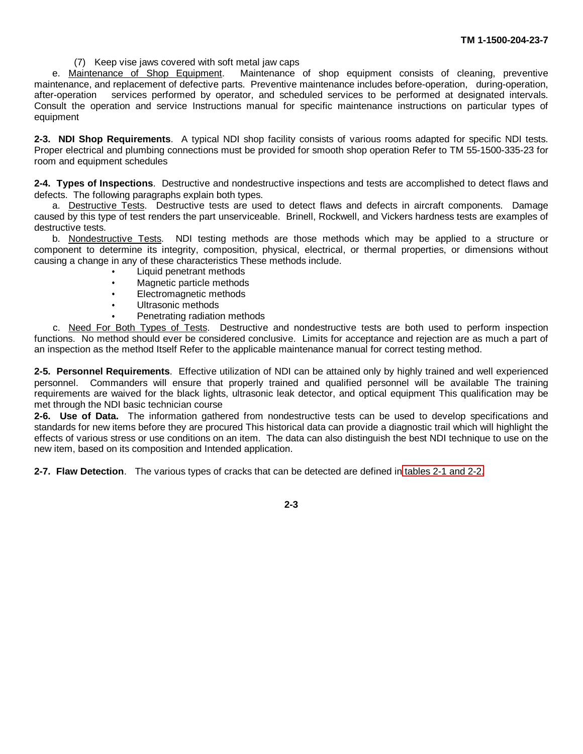(7) Keep vise jaws covered with soft metal jaw caps

e. Maintenance of Shop Equipment. Maintenance of shop equipment consists of cleaning, preventive maintenance, and replacement of defective parts. Preventive maintenance includes before-operation, during-operation, after-operation services performed by operator, and scheduled services to be performed at designated intervals. Consult the operation and service Instructions manual for specific maintenance instructions on particular types of equipment

**2-3. NDI Shop Requirements**. A typical NDI shop facility consists of various rooms adapted for specific NDI tests. Proper electrical and plumbing connections must be provided for smooth shop operation Refer to TM 55-1500-335-23 for room and equipment schedules

**2-4. Types of Inspections**. Destructive and nondestructive inspections and tests are accomplished to detect flaws and defects. The following paragraphs explain both types.

a. Destructive Tests. Destructive tests are used to detect flaws and defects in aircraft components. Damage caused by this type of test renders the part unserviceable. Brinell, Rockwell, and Vickers hardness tests are examples of destructive tests.

b. Nondestructive Tests. NDI testing methods are those methods which may be applied to a structure or component to determine its integrity, composition, physical, electrical, or thermal properties, or dimensions without causing a change in any of these characteristics These methods include.

- Liquid penetrant methods
- Magnetic particle methods
- Electromagnetic methods
- Ultrasonic methods
- Penetrating radiation methods

c. Need For Both Types of Tests. Destructive and nondestructive tests are both used to perform inspection functions. No method should ever be considered conclusive. Limits for acceptance and rejection are as much a part of an inspection as the method Itself Refer to the applicable maintenance manual for correct testing method.

**2-5. Personnel Requirements**. Effective utilization of NDI can be attained only by highly trained and well experienced personnel. Commanders will ensure that properly trained and qualified personnel will be available The training requirements are waived for the black lights, ultrasonic leak detector, and optical equipment This qualification may be met through the NDI basic technician course

**2-6. Use of Data.** The information gathered from nondestructive tests can be used to develop specifications and standards for new items before they are procured This historical data can provide a diagnostic trail which will highlight the effects of various stress or use conditions on an item. The data can also distinguish the best NDI technique to use on the new item, based on its composition and Intended application.

**2-7. Flaw Detection**. The various types of cracks that can be detected are defined in tables 2-1 and 2-2.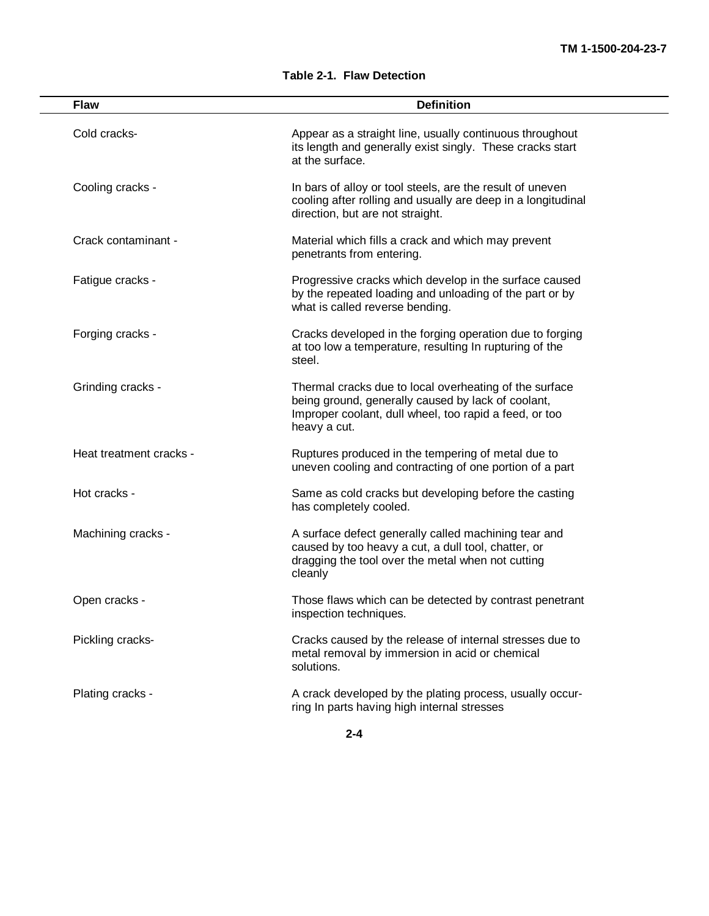**Table 2-1. Flaw Detection**

| Flaw | Definition |
|---|---|
| Cold cracks- | Appear as a straight line, usually continuous throughout its length and generally exist singly. These cracks start at the surface. |
| Cooling cracks - | In bars of alloy or tool steels, are the result of uneven cooling after rolling and usually are deep in a longitudinal direction, but are not straight. |
| Crack contaminant - | Material which fills a crack and which may prevent penetrants from entering. |
| Fatigue cracks - | Progressive cracks which develop in the surface caused by the repeated loading and unloading of the part or by what is called reverse bending. |
| Forging cracks - | Cracks developed in the forging operation due to forging at too low a temperature, resulting In rupturing of the steel. |
| Grinding cracks - | Thermal cracks due to local overheating of the surface being ground, generally caused by lack of coolant, Improper coolant, dull wheel, too rapid a feed, or too heavy a cut. |
| Heat treatment cracks - | Ruptures produced in the tempering of metal due to uneven cooling and contracting of one portion of a part |
| Hot cracks - | Same as cold cracks but developing before the casting has completely cooled. |
| Machining cracks - | A surface defect generally called machining tear and caused by too heavy a cut, a dull tool, chatter, or dragging the tool over the metal when not cutting cleanly |
| Open cracks - | Those flaws which can be detected by contrast penetrant inspection techniques. |
| Pickling cracks- | Cracks caused by the release of internal stresses due to metal removal by immersion in acid or chemical solutions. |
| Plating cracks - | A crack developed by the plating process, usually occurring In parts having high internal stresses |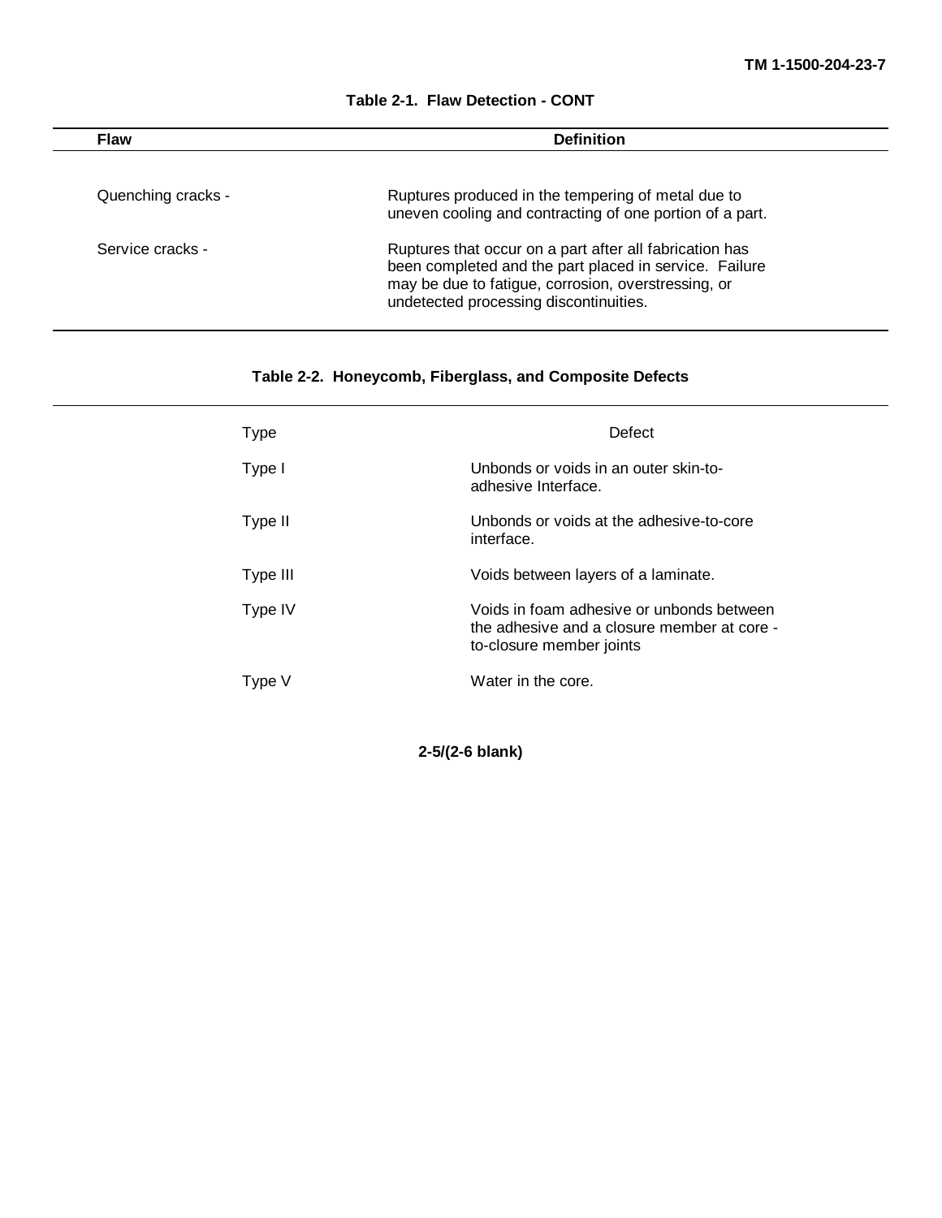**Table 2-1. Flaw Detection - CONT**

| Flaw | Definition |
| --- | --- |
| Quenching cracks - | Ruptures produced in the tempering of metal due to uneven cooling and contracting of one portion of a part. |
| Service cracks - | Ruptures that occur on a part after all fabrication has been completed and the part placed in service. Failure may be due to fatigue, corrosion, overstressing, or undetected processing discontinuities. |

**Table 2-2. Honeycomb, Fiberglass, and Composite Defects**

| Type | Defect |
| --- | --- |
| Type I | Unbonds or voids in an outer skin-to-adhesive Interface. |
| Type II | Unbonds or voids at the adhesive-to-core interface. |
| Type III | Voids between layers of a laminate. |
| Type IV | Voids in foam adhesive or unbonds between the adhesive and a closure member at core -to-closure member joints |
| Type V | Water in the core. |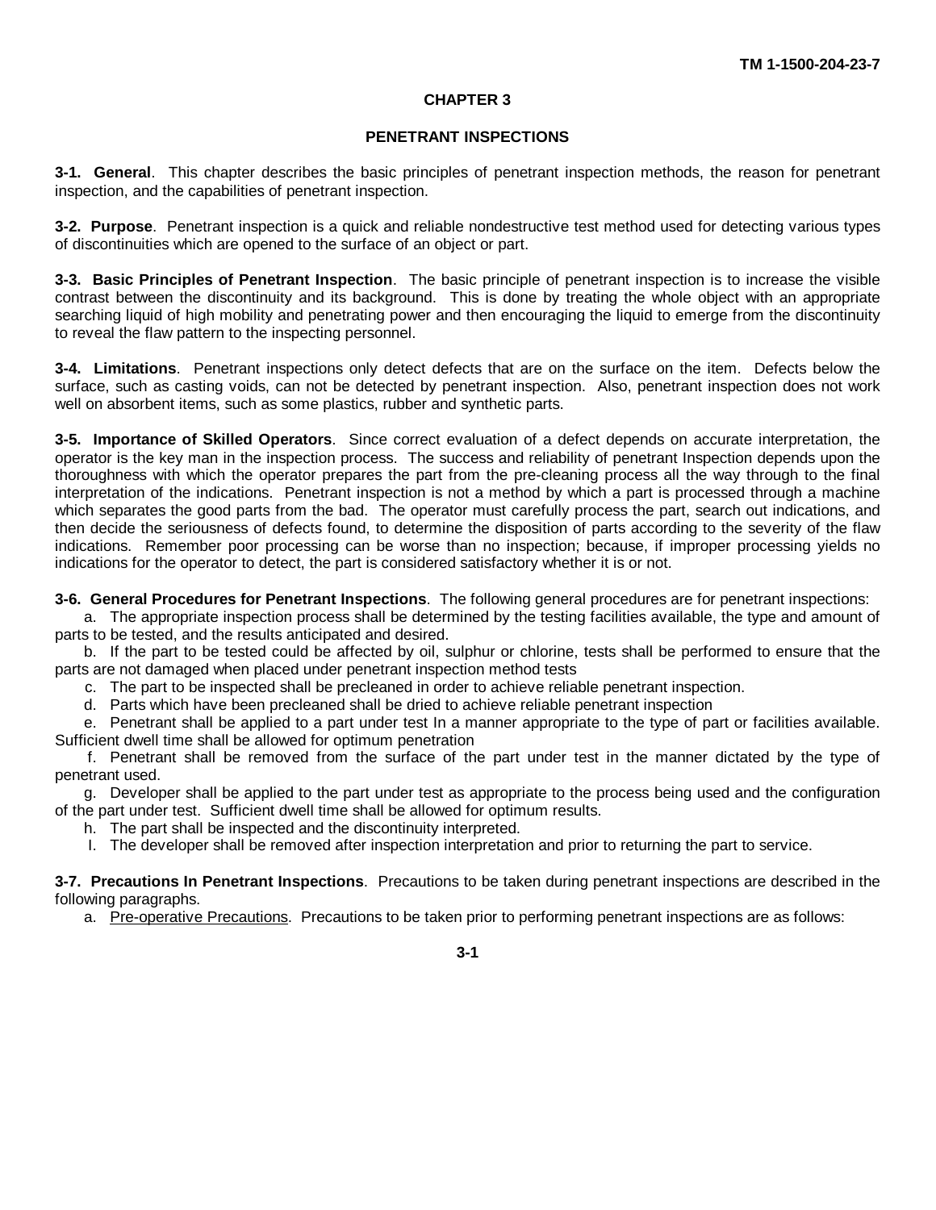# CHAPTER 3

# PENETRANT INSPECTIONS

**3-1. General**. This chapter describes the basic principles of penetrant inspection methods, the reason for penetrant inspection, and the capabilities of penetrant inspection.

**3-2. Purpose**. Penetrant inspection is a quick and reliable nondestructive test method used for detecting various types of discontinuities which are opened to the surface of an object or part.

**3-3. Basic Principles of Penetrant Inspection**. The basic principle of penetrant inspection is to increase the visible contrast between the discontinuity and its background. This is done by treating the whole object with an appropriate searching liquid of high mobility and penetrating power and then encouraging the liquid to emerge from the discontinuity to reveal the flaw pattern to the inspecting personnel.

**3-4. Limitations**. Penetrant inspections only detect defects that are on the surface on the item. Defects below the surface, such as casting voids, can not be detected by penetrant inspection. Also, penetrant inspection does not work well on absorbent items, such as some plastics, rubber and synthetic parts.

**3-5. Importance of Skilled Operators**. Since correct evaluation of a defect depends on accurate interpretation, the operator is the key man in the inspection process. The success and reliability of penetrant Inspection depends upon the thoroughness with which the operator prepares the part from the pre-cleaning process all the way through to the final interpretation of the indications. Penetrant inspection is not a method by which a part is processed through a machine which separates the good parts from the bad. The operator must carefully process the part, search out indications, and then decide the seriousness of defects found, to determine the disposition of parts according to the severity of the flaw indications. Remember poor processing can be worse than no inspection; because, if improper processing yields no indications for the operator to detect, the part is considered satisfactory whether it is or not.

**3-6. General Procedures for Penetrant Inspections**. The following general procedures are for penetrant inspections:

a. The appropriate inspection process shall be determined by the testing facilities available, the type and amount of parts to be tested, and the results anticipated and desired.

b. If the part to be tested could be affected by oil, sulphur or chlorine, tests shall be performed to ensure that the parts are not damaged when placed under penetrant inspection method tests

c. The part to be inspected shall be precleaned in order to achieve reliable penetrant inspection.

d. Parts which have been precleaned shall be dried to achieve reliable penetrant inspection

e. Penetrant shall be applied to a part under test In a manner appropriate to the type of part or facilities available. Sufficient dwell time shall be allowed for optimum penetration

f. Penetrant shall be removed from the surface of the part under test in the manner dictated by the type of penetrant used.

g. Developer shall be applied to the part under test as appropriate to the process being used and the configuration of the part under test. Sufficient dwell time shall be allowed for optimum results.

h. The part shall be inspected and the discontinuity interpreted.

I. The developer shall be removed after inspection interpretation and prior to returning the part to service.

**3-7. Precautions In Penetrant Inspections**. Precautions to be taken during penetrant inspections are described in the following paragraphs.

a. Pre-operative Precautions. Precautions to be taken prior to performing penetrant inspections are as follows: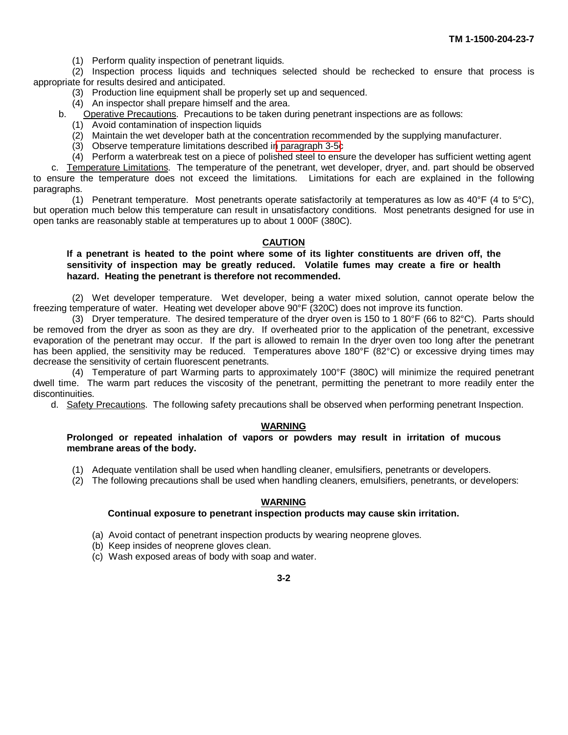(1) Perform quality inspection of penetrant liquids.

(2) Inspection process liquids and techniques selected should be rechecked to ensure that process is appropriate for results desired and anticipated.

(3) Production line equipment shall be properly set up and sequenced.

(4) An inspector shall prepare himself and the area.

b. Operative Precautions. Precautions to be taken during penetrant inspections are as follows:

(1) Avoid contamination of inspection liquids

(2) Maintain the wet developer bath at the concentration recommended by the supplying manufacturer.

(3) Observe temperature limitations described in paragraph 3-5c

(4) Perform a waterbreak test on a piece of polished steel to ensure the developer has sufficient wetting agent

c. Temperature Limitations. The temperature of the penetrant, wet developer, dryer, and. part should be observed to ensure the temperature does not exceed the limitations. Limitations for each are explained in the following paragraphs.

(1) Penetrant temperature. Most penetrants operate satisfactorily at temperatures as low as 40°F (4 to 5°C), but operation much below this temperature can result in unsatisfactory conditions. Most penetrants designed for use in open tanks are reasonably stable at temperatures up to about 1 000F (380C).

**CAUTION**

**If a penetrant is heated to the point where some of its lighter constituents are driven off, the sensitivity of inspection may be greatly reduced. Volatile fumes may create a fire or health hazard. Heating the penetrant is therefore not recommended.**

(2) Wet developer temperature. Wet developer, being a water mixed solution, cannot operate below the freezing temperature of water. Heating wet developer above 90°F (320C) does not improve its function.

(3) Dryer temperature. The desired temperature of the dryer oven is 150 to 1 80°F (66 to 82°C). Parts should be removed from the dryer as soon as they are dry. If overheated prior to the application of the penetrant, excessive evaporation of the penetrant may occur. If the part is allowed to remain In the dryer oven too long after the penetrant has been applied, the sensitivity may be reduced. Temperatures above 180°F (82°C) or excessive drying times may decrease the sensitivity of certain fluorescent penetrants.

(4) Temperature of part Warming parts to approximately 100°F (380C) will minimize the required penetrant dwell time. The warm part reduces the viscosity of the penetrant, permitting the penetrant to more readily enter the discontinuities.

d. Safety Precautions. The following safety precautions shall be observed when performing penetrant Inspection.

**WARNING**

**Prolonged or repeated inhalation of vapors or powders may result in irritation of mucous membrane areas of the body.**

(1) Adequate ventilation shall be used when handling cleaner, emulsifiers, penetrants or developers.

(2) The following precautions shall be used when handling cleaners, emulsifiers, penetrants, or developers:

**WARNING**

**Continual exposure to penetrant inspection products may cause skin irritation.**

(a) Avoid contact of penetrant inspection products by wearing neoprene gloves.

(b) Keep insides of neoprene gloves clean.

(c) Wash exposed areas of body with soap and water.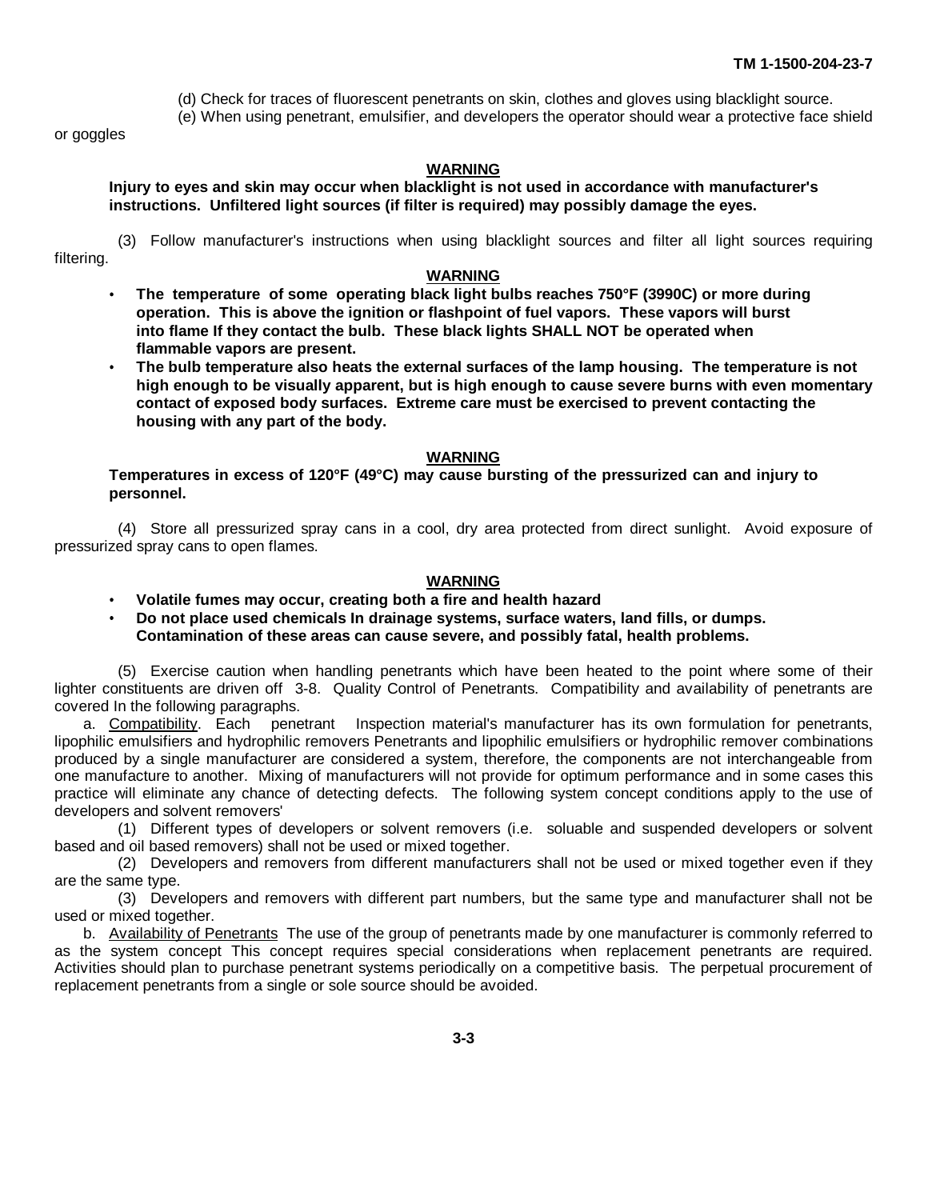(d) Check for traces of fluorescent penetrants on skin, clothes and gloves using blacklight source.

(e) When using penetrant, emulsifier, and developers the operator should wear a protective face shield or goggles

**WARNING**

**Injury to eyes and skin may occur when blacklight is not used in accordance with manufacturer's instructions. Unfiltered light sources (if filter is required) may possibly damage the eyes.**

(3) Follow manufacturer's instructions when using blacklight sources and filter all light sources requiring filtering.

**WARNING**

- **The temperature of some operating black light bulbs reaches 750°F (3990C) or more during operation. This is above the ignition or flashpoint of fuel vapors. These vapors will burst into flame If they contact the bulb. These black lights SHALL NOT be operated when flammable vapors are present.**
- **The bulb temperature also heats the external surfaces of the lamp housing. The temperature is not high enough to be visually apparent, but is high enough to cause severe burns with even momentary contact of exposed body surfaces. Extreme care must be exercised to prevent contacting the housing with any part of the body.**

**WARNING**

**Temperatures in excess of 120°F (49°C) may cause bursting of the pressurized can and injury to personnel.**

(4) Store all pressurized spray cans in a cool, dry area protected from direct sunlight. Avoid exposure of pressurized spray cans to open flames.

**WARNING**

- **Volatile fumes may occur, creating both a fire and health hazard**
- **Do not place used chemicals In drainage systems, surface waters, land fills, or dumps. Contamination of these areas can cause severe, and possibly fatal, health problems.**

(5) Exercise caution when handling penetrants which have been heated to the point where some of their lighter constituents are driven off 3-8. Quality Control of Penetrants. Compatibility and availability of penetrants are covered In the following paragraphs.

a. Compatibility. Each penetrant Inspection material's manufacturer has its own formulation for penetrants, lipophilic emulsifiers and hydrophilic removers Penetrants and lipophilic emulsifiers or hydrophilic remover combinations produced by a single manufacturer are considered a system, therefore, the components are not interchangeable from one manufacture to another. Mixing of manufacturers will not provide for optimum performance and in some cases this practice will eliminate any chance of detecting defects. The following system concept conditions apply to the use of developers and solvent removers'

(1) Different types of developers or solvent removers (i.e. soluable and suspended developers or solvent based and oil based removers) shall not be used or mixed together.

(2) Developers and removers from different manufacturers shall not be used or mixed together even if they are the same type.

(3) Developers and removers with different part numbers, but the same type and manufacturer shall not be used or mixed together.

b. Availability of Penetrants The use of the group of penetrants made by one manufacturer is commonly referred to as the system concept This concept requires special considerations when replacement penetrants are required. Activities should plan to purchase penetrant systems periodically on a competitive basis. The perpetual procurement of replacement penetrants from a single or sole source should be avoided.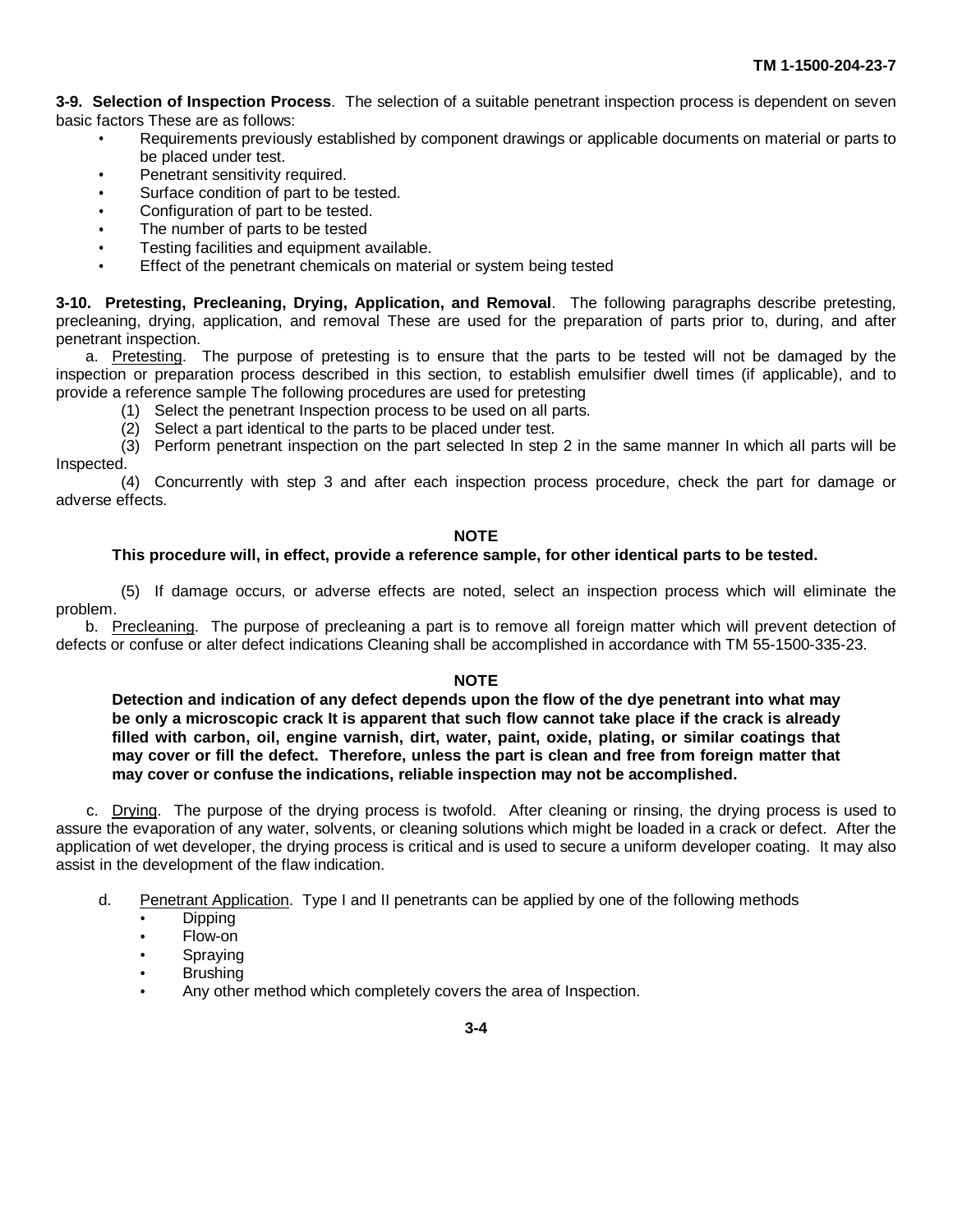**3-9. Selection of Inspection Process**. The selection of a suitable penetrant inspection process is dependent on seven basic factors These are as follows:

- Requirements previously established by component drawings or applicable documents on material or parts to be placed under test.
- Penetrant sensitivity required.
- Surface condition of part to be tested.
- Configuration of part to be tested.
- The number of parts to be tested
- Testing facilities and equipment available.
- Effect of the penetrant chemicals on material or system being tested

**3-10. Pretesting, Precleaning, Drying, Application, and Removal**. The following paragraphs describe pretesting, precleaning, drying, application, and removal These are used for the preparation of parts prior to, during, and after penetrant inspection.

a. Pretesting. The purpose of pretesting is to ensure that the parts to be tested will not be damaged by the inspection or preparation process described in this section, to establish emulsifier dwell times (if applicable), and to provide a reference sample The following procedures are used for pretesting

(1) Select the penetrant Inspection process to be used on all parts.

(2) Select a part identical to the parts to be placed under test.

(3) Perform penetrant inspection on the part selected In step 2 in the same manner In which all parts will be Inspected.

(4) Concurrently with step 3 and after each inspection process procedure, check the part for damage or adverse effects.

**NOTE**

**This procedure will, in effect, provide a reference sample, for other identical parts to be tested.**

(5) If damage occurs, or adverse effects are noted, select an inspection process which will eliminate the problem.

b. Precleaning. The purpose of precleaning a part is to remove all foreign matter which will prevent detection of defects or confuse or alter defect indications Cleaning shall be accomplished in accordance with TM 55-1500-335-23.

**NOTE**

**Detection and indication of any defect depends upon the flow of the dye penetrant into what may be only a microscopic crack It is apparent that such flow cannot take place if the crack is already filled with carbon, oil, engine varnish, dirt, water, paint, oxide, plating, or similar coatings that may cover or fill the defect. Therefore, unless the part is clean and free from foreign matter that may cover or confuse the indications, reliable inspection may not be accomplished.**

c. Drying. The purpose of the drying process is twofold. After cleaning or rinsing, the drying process is used to assure the evaporation of any water, solvents, or cleaning solutions which might be loaded in a crack or defect. After the application of wet developer, the drying process is critical and is used to secure a uniform developer coating. It may also assist in the development of the flaw indication.

d. Penetrant Application. Type I and II penetrants can be applied by one of the following methods

- Dipping
- Flow-on
- Spraying
- Brushing
- Any other method which completely covers the area of Inspection.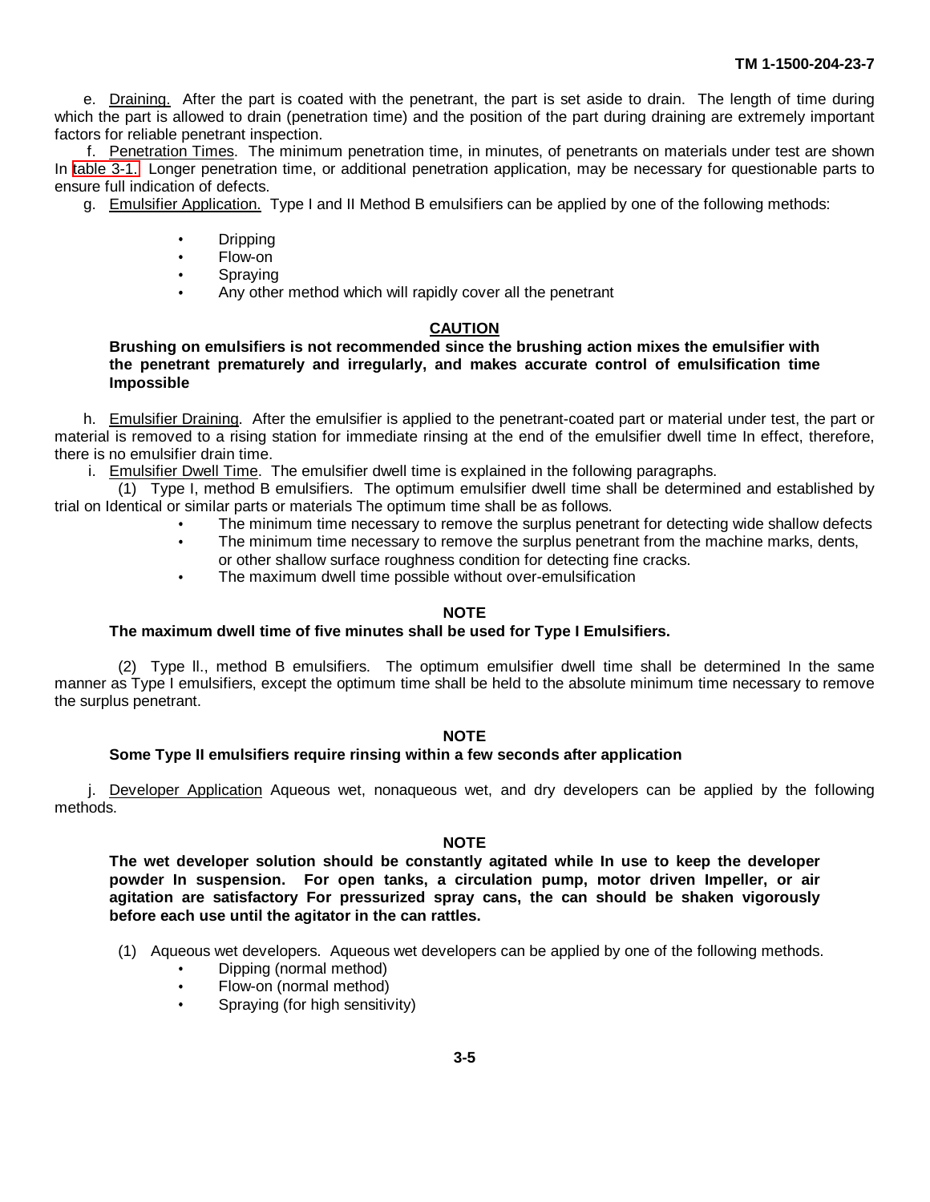e. Draining. After the part is coated with the penetrant, the part is set aside to drain. The length of time during which the part is allowed to drain (penetration time) and the position of the part during draining are extremely important factors for reliable penetrant inspection.

f. Penetration Times. The minimum penetration time, in minutes, of penetrants on materials under test are shown In table 3-1. Longer penetration time, or additional penetration application, may be necessary for questionable parts to ensure full indication of defects.

g. Emulsifier Application. Type I and II Method B emulsifiers can be applied by one of the following methods:

- Dripping
- Flow-on
- Spraying
- Any other method which will rapidly cover all the penetrant

**CAUTION**

**Brushing on emulsifiers is not recommended since the brushing action mixes the emulsifier with the penetrant prematurely and irregularly, and makes accurate control of emulsification time Impossible**

h. Emulsifier Draining. After the emulsifier is applied to the penetrant-coated part or material under test, the part or material is removed to a rising station for immediate rinsing at the end of the emulsifier dwell time In effect, therefore, there is no emulsifier drain time.

i. Emulsifier Dwell Time. The emulsifier dwell time is explained in the following paragraphs.

(1) Type I, method B emulsifiers. The optimum emulsifier dwell time shall be determined and established by trial on Identical or similar parts or materials The optimum time shall be as follows.

- The minimum time necessary to remove the surplus penetrant for detecting wide shallow defects
- The minimum time necessary to remove the surplus penetrant from the machine marks, dents, or other shallow surface roughness condition for detecting fine cracks.
- The maximum dwell time possible without over-emulsification

**NOTE**

**The maximum dwell time of five minutes shall be used for Type I Emulsifiers.**

(2) Type ll., method B emulsifiers. The optimum emulsifier dwell time shall be determined In the same manner as Type I emulsifiers, except the optimum time shall be held to the absolute minimum time necessary to remove the surplus penetrant.

**NOTE**

**Some Type II emulsifiers require rinsing within a few seconds after application**

j. Developer Application Aqueous wet, nonaqueous wet, and dry developers can be applied by the following methods.

**NOTE**

**The wet developer solution should be constantly agitated while In use to keep the developer powder In suspension. For open tanks, a circulation pump, motor driven Impeller, or air agitation are satisfactory For pressurized spray cans, the can should be shaken vigorously before each use until the agitator in the can rattles.**

(1) Aqueous wet developers. Aqueous wet developers can be applied by one of the following methods.

- Dipping (normal method)
- Flow-on (normal method)
- Spraying (for high sensitivity)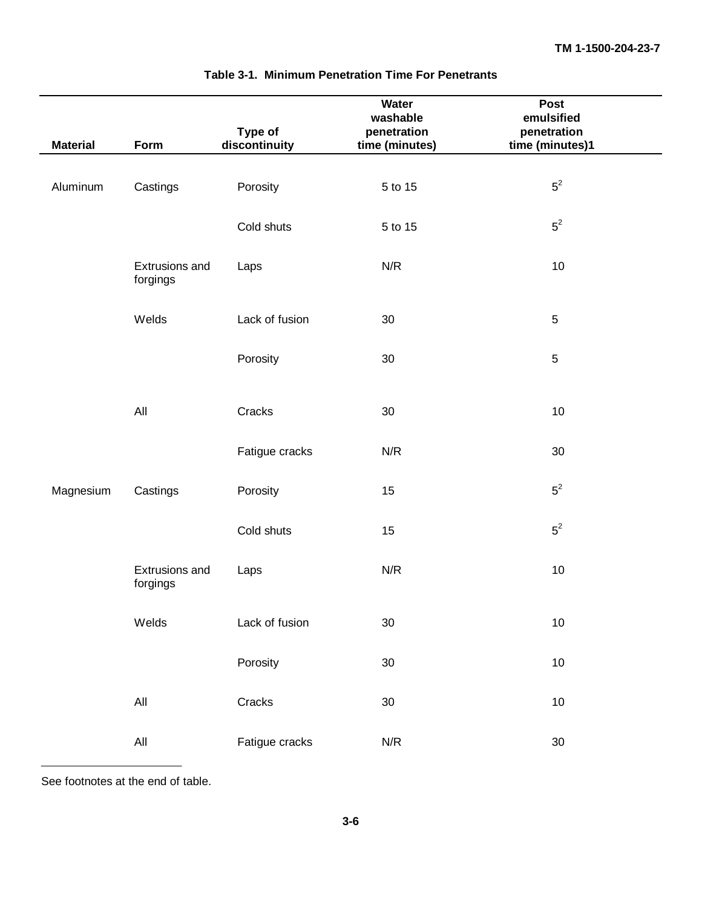**Table 3-1. Minimum Penetration Time For Penetrants**

| Material | Form | Type of discontinuity | Water washable penetration time (minutes) | Post emulsified penetration time (minutes)1 |
|---|---|---|---|---|
| Aluminum | Castings | Porosity | 5 to 15 | 5[2] |
| | | Cold shuts | 5 to 15 | 5[2] |
| | Extrusions and forgings | Laps | N/R | 10 |
| | Welds | Lack of fusion | 30 | 5 |
| | | Porosity | 30 | 5 |
| | All | Cracks | 30 | 10 |
| | | Fatigue cracks | N/R | 30 |
| Magnesium | Castings | Porosity | 15 | 5[2] |
| | | Cold shuts | 15 | 5[2] |
| | Extrusions and forgings | Laps | N/R | 10 |
| | Welds | Lack of fusion | 30 | 10 |
| | | Porosity | 30 | 10 |
| | All | Cracks | 30 | 10 |
| | All | Fatigue cracks | N/R | 30 |

See footnotes at the end of table.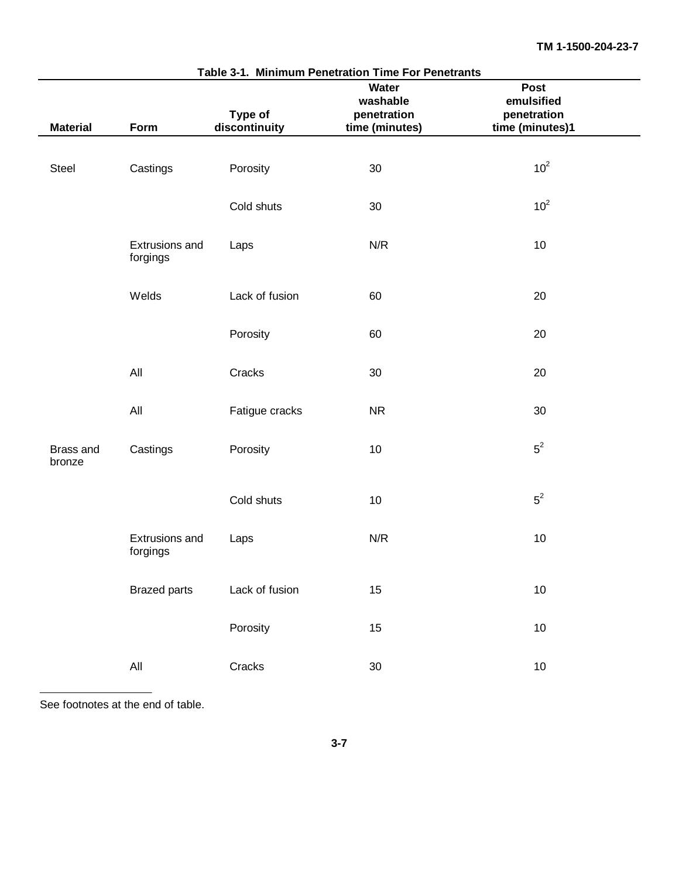**Table 3-1. Minimum Penetration Time For Penetrants**

| Material | Form | Type of discontinuity | Water washable penetration time (minutes) | Post emulsified penetration time (minutes)[1] |
|---|---|---|---|---|
| Steel | Castings | Porosity | 30 | 10[2] |
| | | Cold shuts | 30 | 10[2] |
| | Extrusions and forgings | Laps | N/R | 10 |
| | Welds | Lack of fusion | 60 | 20 |
| | | Porosity | 60 | 20 |
| | All | Cracks | 30 | 20 |
| | All | Fatigue cracks | NR | 30 |
| Brass and bronze | Castings | Porosity | 10 | 5[2] |
| | | Cold shuts | 10 | 5[2] |
| | Extrusions and forgings | Laps | N/R | 10 |
| | Brazed parts | Lack of fusion | 15 | 10 |
| | | Porosity | 15 | 10 |
| | All | Cracks | 30 | 10 |

See footnotes at the end of table.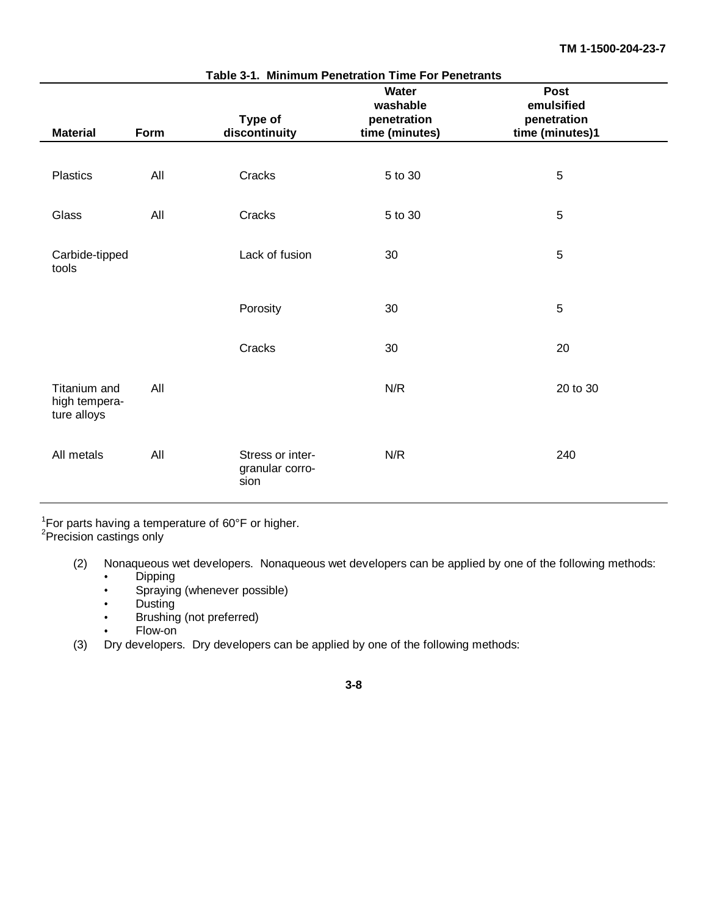**Table 3-1. Minimum Penetration Time For Penetrants**

| Material | Form | Type of discontinuity | Water washable penetration time (minutes) | Post emulsified penetration time (minutes)1 |
|---|---|---|---|---|
| Plastics | All | Cracks | 5 to 30 | 5 |
| Glass | All | Cracks | 5 to 30 | 5 |
| Carbide-tipped tools | | Lack of fusion | 30 | 5 |
| | | Porosity | 30 | 5 |
| | | Cracks | 30 | 20 |
| Titanium and high tempera-ture alloys | All | | N/R | 20 to 30 |
| All metals | All | Stress or inter-granular corro-sion | N/R | 240 |

[1]For parts having a temperature of 60°F or higher.
[2]Precision castings only

(2) Nonaqueous wet developers. Nonaqueous wet developers can be applied by one of the following methods:
- Dipping
- Spraying (whenever possible)
- Dusting
- Brushing (not preferred)
- Flow-on

(3) Dry developers. Dry developers can be applied by one of the following methods: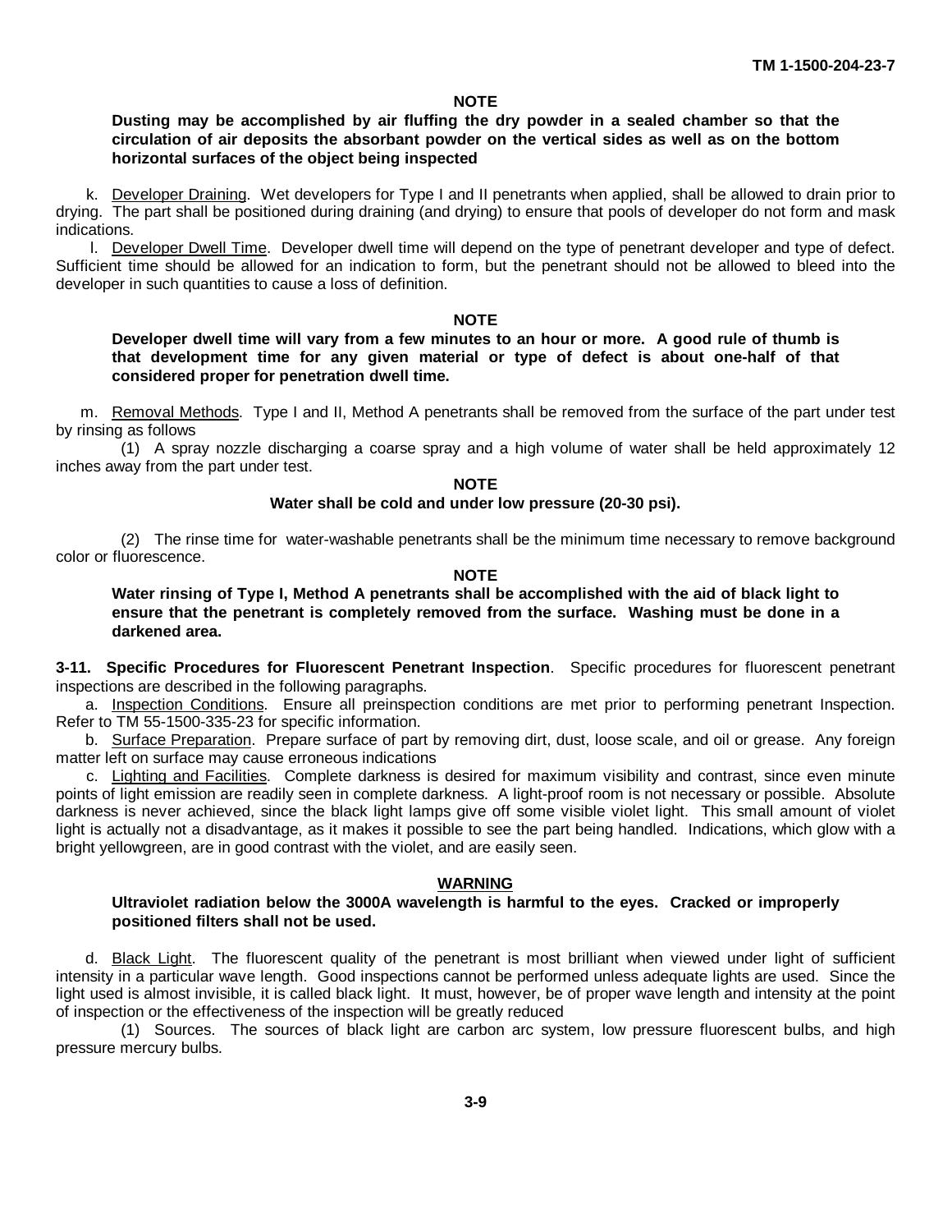**NOTE**

**Dusting may be accomplished by air fluffing the dry powder in a sealed chamber so that the circulation of air deposits the absorbant powder on the vertical sides as well as on the bottom horizontal surfaces of the object being inspected**

k. Developer Draining. Wet developers for Type I and II penetrants when applied, shall be allowed to drain prior to drying. The part shall be positioned during draining (and drying) to ensure that pools of developer do not form and mask indications.

l. Developer Dwell Time. Developer dwell time will depend on the type of penetrant developer and type of defect. Sufficient time should be allowed for an indication to form, but the penetrant should not be allowed to bleed into the developer in such quantities to cause a loss of definition.

**NOTE**

**Developer dwell time will vary from a few minutes to an hour or more. A good rule of thumb is that development time for any given material or type of defect is about one-half of that considered proper for penetration dwell time.**

m. Removal Methods. Type I and II, Method A penetrants shall be removed from the surface of the part under test by rinsing as follows

(1) A spray nozzle discharging a coarse spray and a high volume of water shall be held approximately 12 inches away from the part under test.

**NOTE**

**Water shall be cold and under low pressure (20-30 psi).**

(2) The rinse time for water-washable penetrants shall be the minimum time necessary to remove background color or fluorescence.

**NOTE**

**Water rinsing of Type I, Method A penetrants shall be accomplished with the aid of black light to ensure that the penetrant is completely removed from the surface. Washing must be done in a darkened area.**

**3-11. Specific Procedures for Fluorescent Penetrant Inspection**. Specific procedures for fluorescent penetrant inspections are described in the following paragraphs.

a. Inspection Conditions. Ensure all preinspection conditions are met prior to performing penetrant Inspection. Refer to TM 55-1500-335-23 for specific information.

b. Surface Preparation. Prepare surface of part by removing dirt, dust, loose scale, and oil or grease. Any foreign matter left on surface may cause erroneous indications

c. Lighting and Facilities. Complete darkness is desired for maximum visibility and contrast, since even minute points of light emission are readily seen in complete darkness. A light-proof room is not necessary or possible. Absolute darkness is never achieved, since the black light lamps give off some visible violet light. This small amount of violet light is actually not a disadvantage, as it makes it possible to see the part being handled. Indications, which glow with a bright yellowgreen, are in good contrast with the violet, and are easily seen.

**WARNING**

**Ultraviolet radiation below the 3000A wavelength is harmful to the eyes. Cracked or improperly positioned filters shall not be used.**

d. Black Light. The fluorescent quality of the penetrant is most brilliant when viewed under light of sufficient intensity in a particular wave length. Good inspections cannot be performed unless adequate lights are used. Since the light used is almost invisible, it is called black light. It must, however, be of proper wave length and intensity at the point of inspection or the effectiveness of the inspection will be greatly reduced

(1) Sources. The sources of black light are carbon arc system, low pressure fluorescent bulbs, and high pressure mercury bulbs.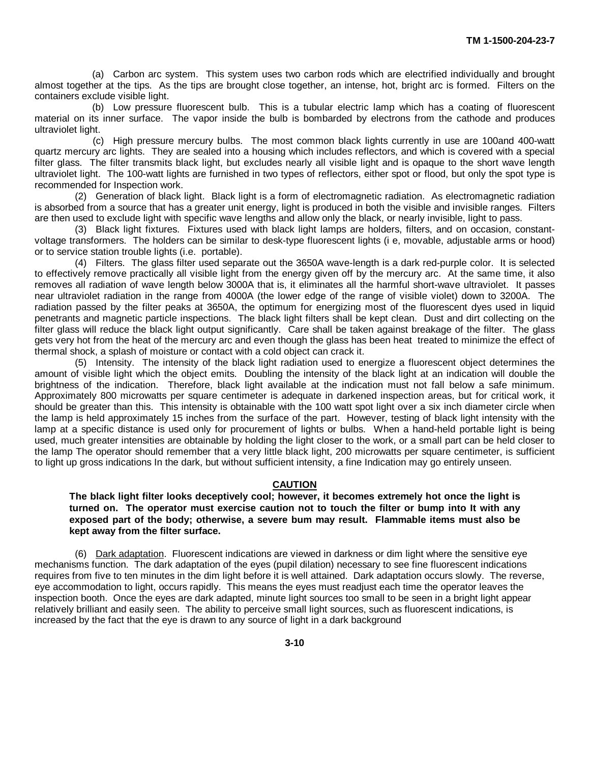(a) Carbon arc system. This system uses two carbon rods which are electrified individually and brought almost together at the tips. As the tips are brought close together, an intense, hot, bright arc is formed. Filters on the containers exclude visible light.

(b) Low pressure fluorescent bulb. This is a tubular electric lamp which has a coating of fluorescent material on its inner surface. The vapor inside the bulb is bombarded by electrons from the cathode and produces ultraviolet light.

(c) High pressure mercury bulbs. The most common black lights currently in use are 100and 400-watt quartz mercury arc lights. They are sealed into a housing which includes reflectors, and which is covered with a special filter glass. The filter transmits black light, but excludes nearly all visible light and is opaque to the short wave length ultraviolet light. The 100-watt lights are furnished in two types of reflectors, either spot or flood, but only the spot type is recommended for Inspection work.

(2) Generation of black light. Black light is a form of electromagnetic radiation. As electromagnetic radiation is absorbed from a source that has a greater unit energy, light is produced in both the visible and invisible ranges. Filters are then used to exclude light with specific wave lengths and allow only the black, or nearly invisible, light to pass.

(3) Black light fixtures. Fixtures used with black light lamps are holders, filters, and on occasion, constant-voltage transformers. The holders can be similar to desk-type fluorescent lights (i e, movable, adjustable arms or hood) or to service station trouble lights (i.e. portable).

(4) Filters. The glass filter used separate out the 3650A wave-length is a dark red-purple color. It is selected to effectively remove practically all visible light from the energy given off by the mercury arc. At the same time, it also removes all radiation of wave length below 3000A that is, it eliminates all the harmful short-wave ultraviolet. It passes near ultraviolet radiation in the range from 4000A (the lower edge of the range of visible violet) down to 3200A. The radiation passed by the filter peaks at 3650A, the optimum for energizing most of the fluorescent dyes used in liquid penetrants and magnetic particle inspections. The black light filters shall be kept clean. Dust and dirt collecting on the filter glass will reduce the black light output significantly. Care shall be taken against breakage of the filter. The glass gets very hot from the heat of the mercury arc and even though the glass has been heat treated to minimize the effect of thermal shock, a splash of moisture or contact with a cold object can crack it.

(5) Intensity. The intensity of the black light radiation used to energize a fluorescent object determines the amount of visible light which the object emits. Doubling the intensity of the black light at an indication will double the brightness of the indication. Therefore, black light available at the indication must not fall below a safe minimum. Approximately 800 microwatts per square centimeter is adequate in darkened inspection areas, but for critical work, it should be greater than this. This intensity is obtainable with the 100 watt spot light over a six inch diameter circle when the lamp is held approximately 15 inches from the surface of the part. However, testing of black light intensity with the lamp at a specific distance is used only for procurement of lights or bulbs. When a hand-held portable light is being used, much greater intensities are obtainable by holding the light closer to the work, or a small part can be held closer to the lamp The operator should remember that a very little black light, 200 microwatts per square centimeter, is sufficient to light up gross indications In the dark, but without sufficient intensity, a fine Indication may go entirely unseen.

**CAUTION**

**The black light filter looks deceptively cool; however, it becomes extremely hot once the light is turned on. The operator must exercise caution not to touch the filter or bump into It with any exposed part of the body; otherwise, a severe bum may result. Flammable items must also be kept away from the filter surface.**

(6) Dark adaptation. Fluorescent indications are viewed in darkness or dim light where the sensitive eye mechanisms function. The dark adaptation of the eyes (pupil dilation) necessary to see fine fluorescent indications requires from five to ten minutes in the dim light before it is well attained. Dark adaptation occurs slowly. The reverse, eye accommodation to light, occurs rapidly. This means the eyes must readjust each time the operator leaves the inspection booth. Once the eyes are dark adapted, minute light sources too small to be seen in a bright light appear relatively brilliant and easily seen. The ability to perceive small light sources, such as fluorescent indications, is increased by the fact that the eye is drawn to any source of light in a dark background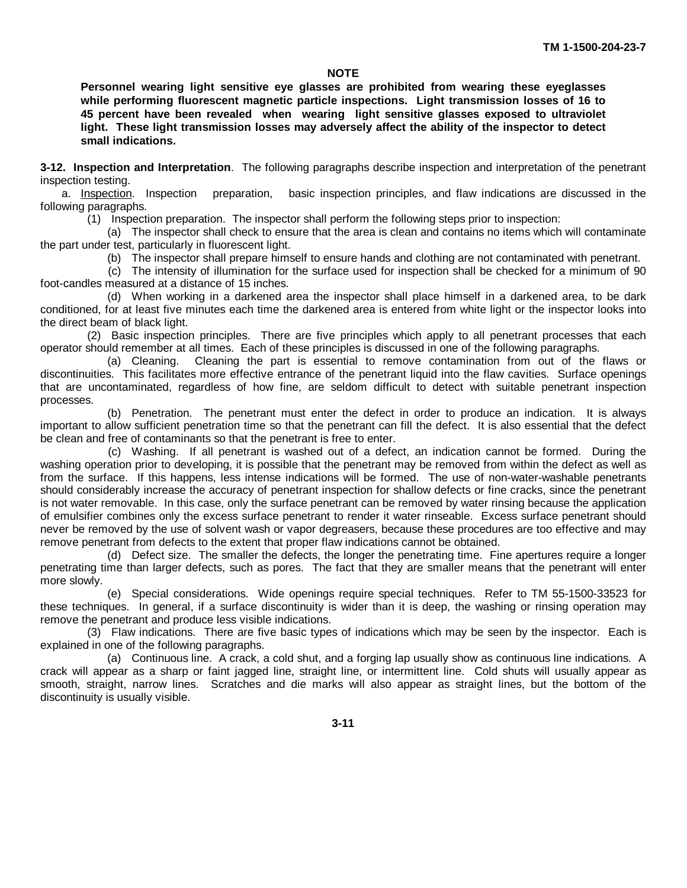**NOTE**

**Personnel wearing light sensitive eye glasses are prohibited from wearing these eyeglasses while performing fluorescent magnetic particle inspections. Light transmission losses of 16 to 45 percent have been revealed when wearing light sensitive glasses exposed to ultraviolet light. These light transmission losses may adversely affect the ability of the inspector to detect small indications.**

**3-12. Inspection and Interpretation**. The following paragraphs describe inspection and interpretation of the penetrant inspection testing.

a. Inspection. Inspection preparation, basic inspection principles, and flaw indications are discussed in the following paragraphs.

(1) Inspection preparation. The inspector shall perform the following steps prior to inspection:

(a) The inspector shall check to ensure that the area is clean and contains no items which will contaminate the part under test, particularly in fluorescent light.

(b) The inspector shall prepare himself to ensure hands and clothing are not contaminated with penetrant.

(c) The intensity of illumination for the surface used for inspection shall be checked for a minimum of 90 foot-candles measured at a distance of 15 inches.

(d) When working in a darkened area the inspector shall place himself in a darkened area, to be dark conditioned, for at least five minutes each time the darkened area is entered from white light or the inspector looks into the direct beam of black light.

(2) Basic inspection principles. There are five principles which apply to all penetrant processes that each operator should remember at all times. Each of these principles is discussed in one of the following paragraphs.

(a) Cleaning. Cleaning the part is essential to remove contamination from out of the flaws or discontinuities. This facilitates more effective entrance of the penetrant liquid into the flaw cavities. Surface openings that are uncontaminated, regardless of how fine, are seldom difficult to detect with suitable penetrant inspection processes.

(b) Penetration. The penetrant must enter the defect in order to produce an indication. It is always important to allow sufficient penetration time so that the penetrant can fill the defect. It is also essential that the defect be clean and free of contaminants so that the penetrant is free to enter.

(c) Washing. If all penetrant is washed out of a defect, an indication cannot be formed. During the washing operation prior to developing, it is possible that the penetrant may be removed from within the defect as well as from the surface. If this happens, less intense indications will be formed. The use of non-water-washable penetrants should considerably increase the accuracy of penetrant inspection for shallow defects or fine cracks, since the penetrant is not water removable. In this case, only the surface penetrant can be removed by water rinsing because the application of emulsifier combines only the excess surface penetrant to render it water rinseable. Excess surface penetrant should never be removed by the use of solvent wash or vapor degreasers, because these procedures are too effective and may remove penetrant from defects to the extent that proper flaw indications cannot be obtained.

(d) Defect size. The smaller the defects, the longer the penetrating time. Fine apertures require a longer penetrating time than larger defects, such as pores. The fact that they are smaller means that the penetrant will enter more slowly.

(e) Special considerations. Wide openings require special techniques. Refer to TM 55-1500-33523 for these techniques. In general, if a surface discontinuity is wider than it is deep, the washing or rinsing operation may remove the penetrant and produce less visible indications.

(3) Flaw indications. There are five basic types of indications which may be seen by the inspector. Each is explained in one of the following paragraphs.

(a) Continuous line. A crack, a cold shut, and a forging lap usually show as continuous line indications. A crack will appear as a sharp or faint jagged line, straight line, or intermittent line. Cold shuts will usually appear as smooth, straight, narrow lines. Scratches and die marks will also appear as straight lines, but the bottom of the discontinuity is usually visible.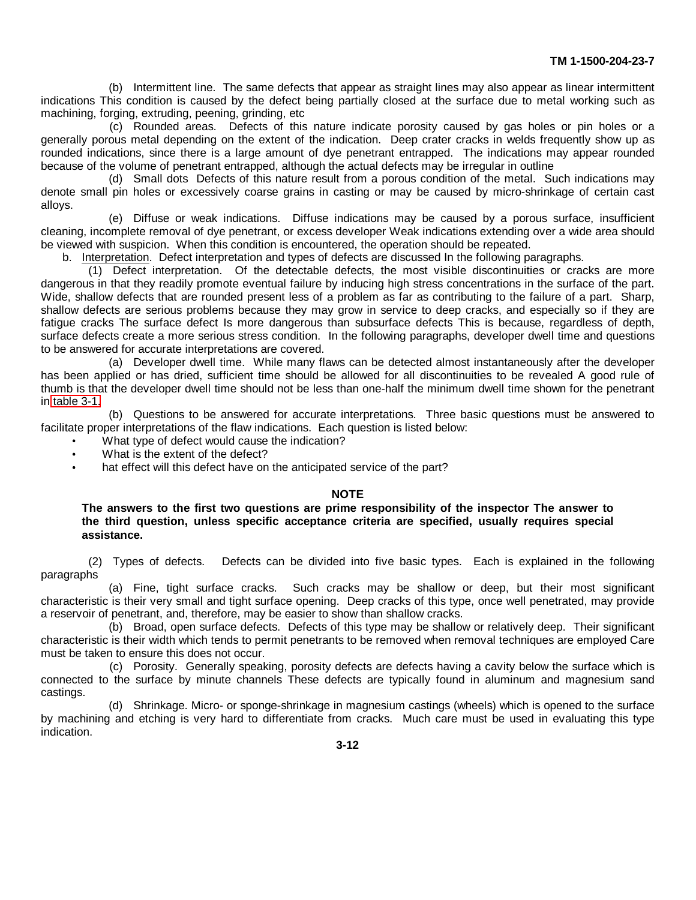(b) Intermittent line. The same defects that appear as straight lines may also appear as linear intermittent indications This condition is caused by the defect being partially closed at the surface due to metal working such as machining, forging, extruding, peening, grinding, etc

(c) Rounded areas. Defects of this nature indicate porosity caused by gas holes or pin holes or a generally porous metal depending on the extent of the indication. Deep crater cracks in welds frequently show up as rounded indications, since there is a large amount of dye penetrant entrapped. The indications may appear rounded because of the volume of penetrant entrapped, although the actual defects may be irregular in outline

(d) Small dots Defects of this nature result from a porous condition of the metal. Such indications may denote small pin holes or excessively coarse grains in casting or may be caused by micro-shrinkage of certain cast alloys.

(e) Diffuse or weak indications. Diffuse indications may be caused by a porous surface, insufficient cleaning, incomplete removal of dye penetrant, or excess developer Weak indications extending over a wide area should be viewed with suspicion. When this condition is encountered, the operation should be repeated.

b. Interpretation. Defect interpretation and types of defects are discussed In the following paragraphs.

(1) Defect interpretation. Of the detectable defects, the most visible discontinuities or cracks are more dangerous in that they readily promote eventual failure by inducing high stress concentrations in the surface of the part. Wide, shallow defects that are rounded present less of a problem as far as contributing to the failure of a part. Sharp, shallow defects are serious problems because they may grow in service to deep cracks, and especially so if they are fatigue cracks The surface defect Is more dangerous than subsurface defects This is because, regardless of depth, surface defects create a more serious stress condition. In the following paragraphs, developer dwell time and questions to be answered for accurate interpretations are covered.

(a) Developer dwell time. While many flaws can be detected almost instantaneously after the developer has been applied or has dried, sufficient time should be allowed for all discontinuities to be revealed A good rule of thumb is that the developer dwell time should not be less than one-half the minimum dwell time shown for the penetrant in table 3-1.

(b) Questions to be answered for accurate interpretations. Three basic questions must be answered to facilitate proper interpretations of the flaw indications. Each question is listed below:

- What type of defect would cause the indication?
- What is the extent of the defect?
- hat effect will this defect have on the anticipated service of the part?

**NOTE**

**The answers to the first two questions are prime responsibility of the inspector The answer to the third question, unless specific acceptance criteria are specified, usually requires special assistance.**

(2) Types of defects. Defects can be divided into five basic types. Each is explained in the following paragraphs

(a) Fine, tight surface cracks. Such cracks may be shallow or deep, but their most significant characteristic is their very small and tight surface opening. Deep cracks of this type, once well penetrated, may provide a reservoir of penetrant, and, therefore, may be easier to show than shallow cracks.

(b) Broad, open surface defects. Defects of this type may be shallow or relatively deep. Their significant characteristic is their width which tends to permit penetrants to be removed when removal techniques are employed Care must be taken to ensure this does not occur.

(c) Porosity. Generally speaking, porosity defects are defects having a cavity below the surface which is connected to the surface by minute channels These defects are typically found in aluminum and magnesium sand castings.

(d) Shrinkage. Micro- or sponge-shrinkage in magnesium castings (wheels) which is opened to the surface by machining and etching is very hard to differentiate from cracks. Much care must be used in evaluating this type indication.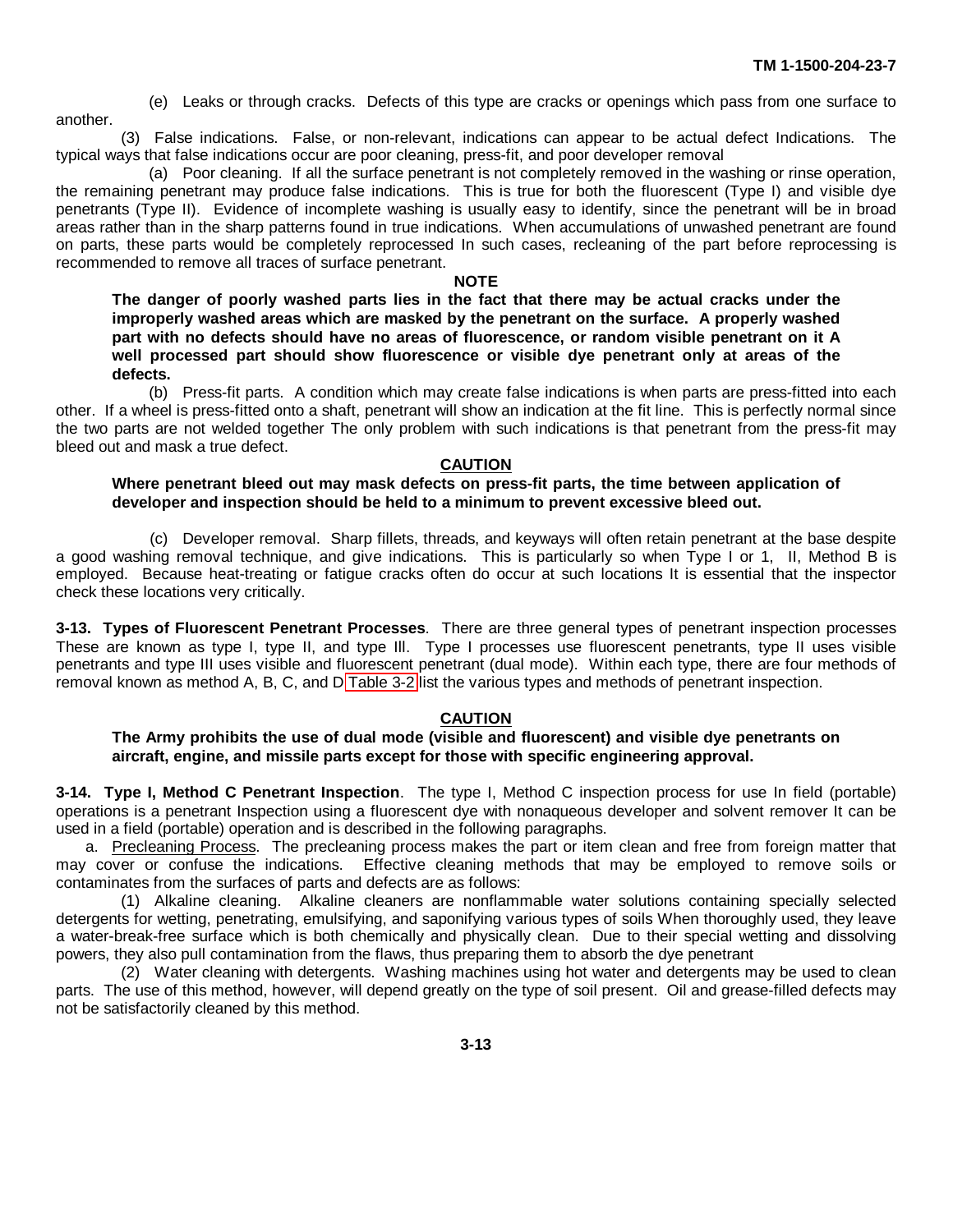(e) Leaks or through cracks. Defects of this type are cracks or openings which pass from one surface to another.

(3) False indications. False, or non-relevant, indications can appear to be actual defect Indications. The typical ways that false indications occur are poor cleaning, press-fit, and poor developer removal

(a) Poor cleaning. If all the surface penetrant is not completely removed in the washing or rinse operation, the remaining penetrant may produce false indications. This is true for both the fluorescent (Type I) and visible dye penetrants (Type II). Evidence of incomplete washing is usually easy to identify, since the penetrant will be in broad areas rather than in the sharp patterns found in true indications. When accumulations of unwashed penetrant are found on parts, these parts would be completely reprocessed In such cases, recleaning of the part before reprocessing is recommended to remove all traces of surface penetrant.

**NOTE**

**The danger of poorly washed parts lies in the fact that there may be actual cracks under the improperly washed areas which are masked by the penetrant on the surface. A properly washed part with no defects should have no areas of fluorescence, or random visible penetrant on it A well processed part should show fluorescence or visible dye penetrant only at areas of the defects.**

(b) Press-fit parts. A condition which may create false indications is when parts are press-fitted into each other. If a wheel is press-fitted onto a shaft, penetrant will show an indication at the fit line. This is perfectly normal since the two parts are not welded together The only problem with such indications is that penetrant from the press-fit may bleed out and mask a true defect.

**CAUTION**

**Where penetrant bleed out may mask defects on press-fit parts, the time between application of developer and inspection should be held to a minimum to prevent excessive bleed out.**

(c) Developer removal. Sharp fillets, threads, and keyways will often retain penetrant at the base despite a good washing removal technique, and give indications. This is particularly so when Type I or 1, II, Method B is employed. Because heat-treating or fatigue cracks often do occur at such locations It is essential that the inspector check these locations very critically.

**3-13. Types of Fluorescent Penetrant Processes**. There are three general types of penetrant inspection processes These are known as type I, type II, and type Ill. Type I processes use fluorescent penetrants, type II uses visible penetrants and type III uses visible and fluorescent penetrant (dual mode). Within each type, there are four methods of removal known as method A, B, C, and D Table 3-2 list the various types and methods of penetrant inspection.

**CAUTION**

**The Army prohibits the use of dual mode (visible and fluorescent) and visible dye penetrants on aircraft, engine, and missile parts except for those with specific engineering approval.**

**3-14. Type I, Method C Penetrant Inspection**. The type I, Method C inspection process for use In field (portable) operations is a penetrant Inspection using a fluorescent dye with nonaqueous developer and solvent remover It can be used in a field (portable) operation and is described in the following paragraphs.

a. Precleaning Process. The precleaning process makes the part or item clean and free from foreign matter that may cover or confuse the indications. Effective cleaning methods that may be employed to remove soils or contaminates from the surfaces of parts and defects are as follows:

(1) Alkaline cleaning. Alkaline cleaners are nonflammable water solutions containing specially selected detergents for wetting, penetrating, emulsifying, and saponifying various types of soils When thoroughly used, they leave a water-break-free surface which is both chemically and physically clean. Due to their special wetting and dissolving powers, they also pull contamination from the flaws, thus preparing them to absorb the dye penetrant

(2) Water cleaning with detergents. Washing machines using hot water and detergents may be used to clean parts. The use of this method, however, will depend greatly on the type of soil present. Oil and grease-filled defects may not be satisfactorily cleaned by this method.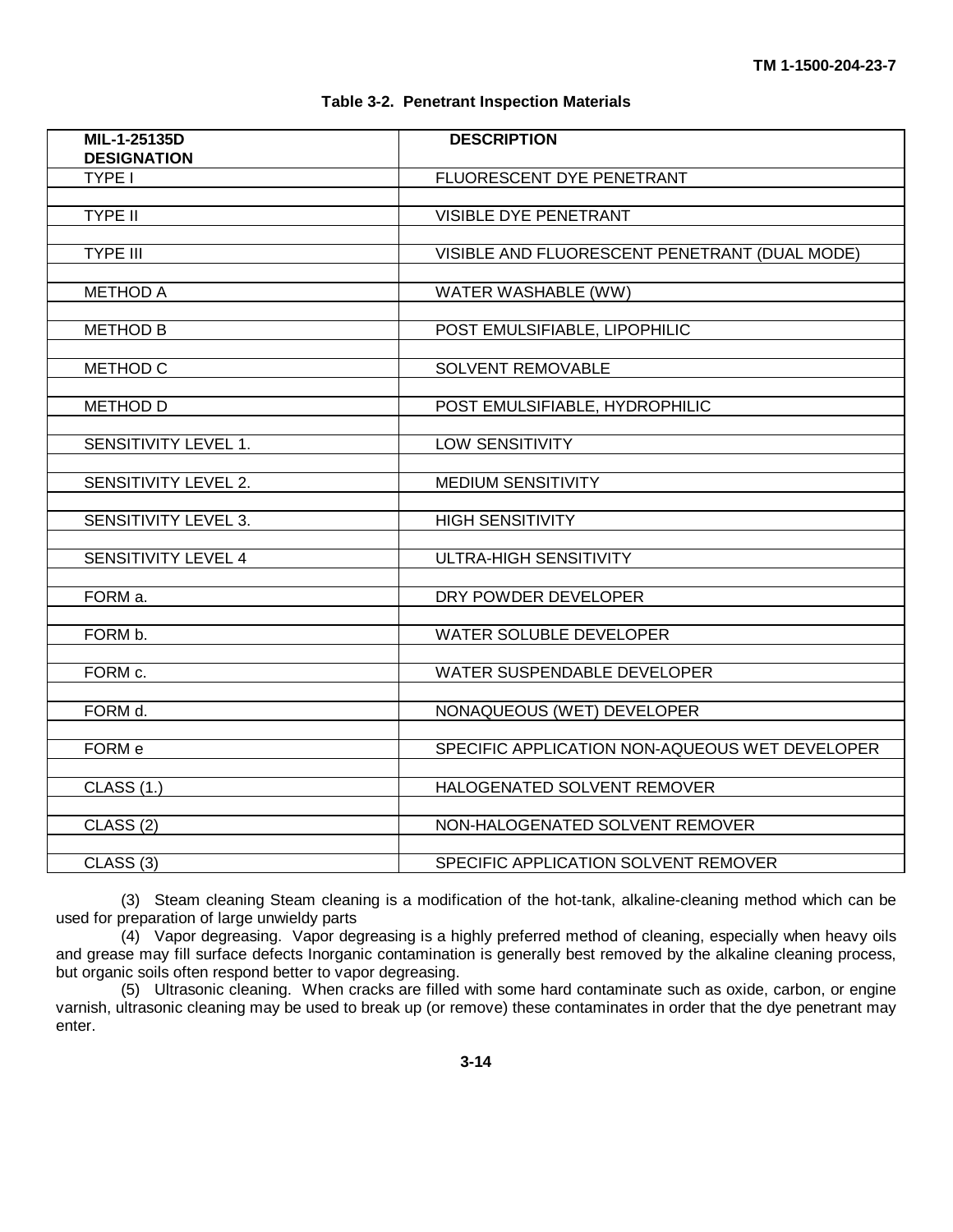**Table 3-2. Penetrant Inspection Materials**

| MIL-1-25135D DESIGNATION | DESCRIPTION |
|---|---|
| TYPE I | FLUORESCENT DYE PENETRANT |
| TYPE II | VISIBLE DYE PENETRANT |
| TYPE III | VISIBLE AND FLUORESCENT PENETRANT (DUAL MODE) |
| METHOD A | WATER WASHABLE (WW) |
| METHOD B | POST EMULSIFIABLE, LIPOPHILIC |
| METHOD C | SOLVENT REMOVABLE |
| METHOD D | POST EMULSIFIABLE, HYDROPHILIC |
| SENSITIVITY LEVEL 1. | LOW SENSITIVITY |
| SENSITIVITY LEVEL 2. | MEDIUM SENSITIVITY |
| SENSITIVITY LEVEL 3. | HIGH SENSITIVITY |
| SENSITIVITY LEVEL 4 | ULTRA-HIGH SENSITIVITY |
| FORM a. | DRY POWDER DEVELOPER |
| FORM b. | WATER SOLUBLE DEVELOPER |
| FORM c. | WATER SUSPENDABLE DEVELOPER |
| FORM d. | NONAQUEOUS (WET) DEVELOPER |
| FORM e | SPECIFIC APPLICATION NON-AQUEOUS WET DEVELOPER |
| CLASS (1.) | HALOGENATED SOLVENT REMOVER |
| CLASS (2) | NON-HALOGENATED SOLVENT REMOVER |
| CLASS (3) | SPECIFIC APPLICATION SOLVENT REMOVER |

(3) Steam cleaning Steam cleaning is a modification of the hot-tank, alkaline-cleaning method which can be used for preparation of large unwieldy parts

(4) Vapor degreasing. Vapor degreasing is a highly preferred method of cleaning, especially when heavy oils and grease may fill surface defects Inorganic contamination is generally best removed by the alkaline cleaning process, but organic soils often respond better to vapor degreasing.

(5) Ultrasonic cleaning. When cracks are filled with some hard contaminate such as oxide, carbon, or engine varnish, ultrasonic cleaning may be used to break up (or remove) these contaminates in order that the dye penetrant may enter.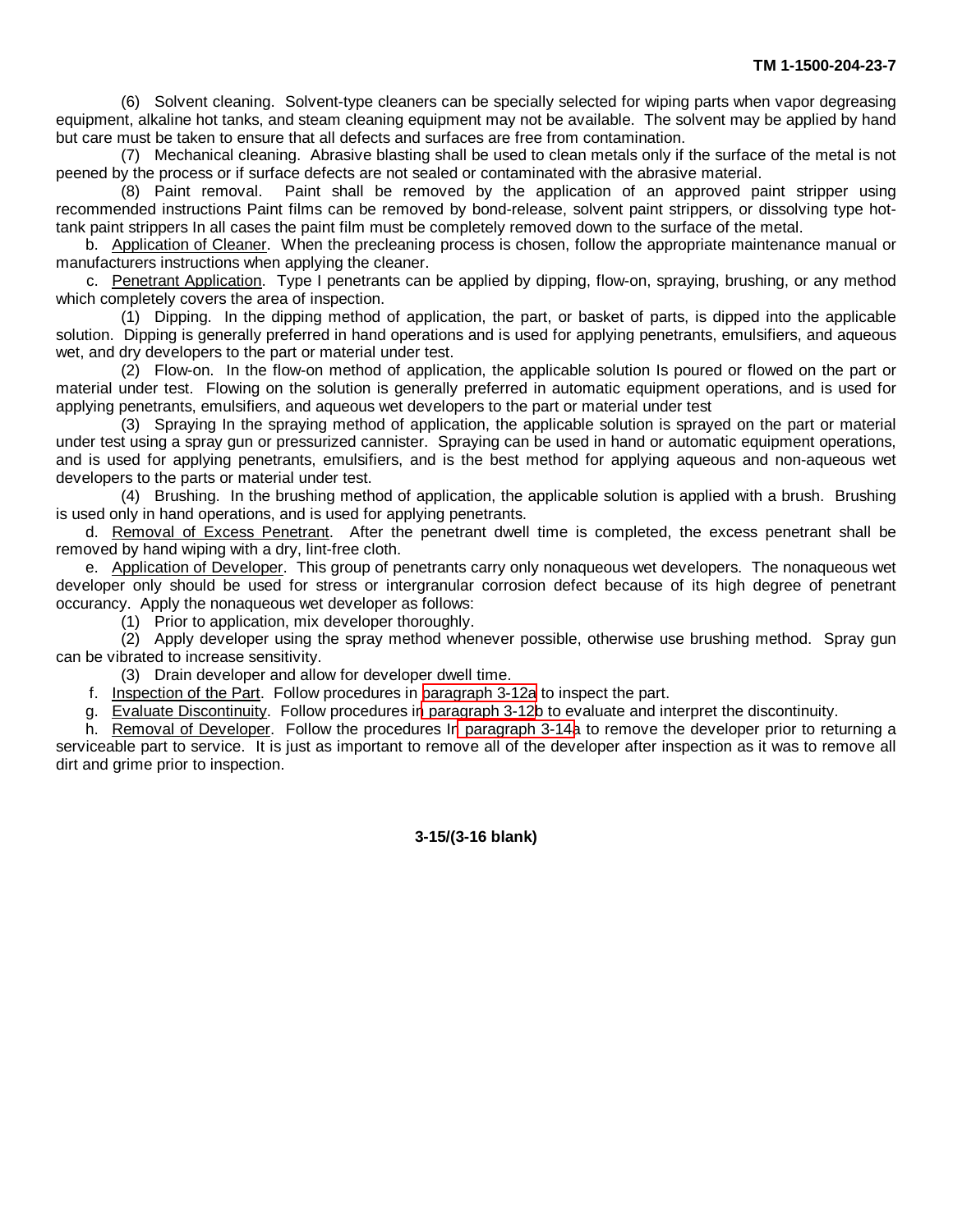(6) Solvent cleaning. Solvent-type cleaners can be specially selected for wiping parts when vapor degreasing equipment, alkaline hot tanks, and steam cleaning equipment may not be available. The solvent may be applied by hand but care must be taken to ensure that all defects and surfaces are free from contamination.

(7) Mechanical cleaning. Abrasive blasting shall be used to clean metals only if the surface of the metal is not peened by the process or if surface defects are not sealed or contaminated with the abrasive material.

(8) Paint removal. Paint shall be removed by the application of an approved paint stripper using recommended instructions Paint films can be removed by bond-release, solvent paint strippers, or dissolving type hot-tank paint strippers In all cases the paint film must be completely removed down to the surface of the metal.

b. Application of Cleaner. When the precleaning process is chosen, follow the appropriate maintenance manual or manufacturers instructions when applying the cleaner.

c. Penetrant Application. Type I penetrants can be applied by dipping, flow-on, spraying, brushing, or any method which completely covers the area of inspection.

(1) Dipping. In the dipping method of application, the part, or basket of parts, is dipped into the applicable solution. Dipping is generally preferred in hand operations and is used for applying penetrants, emulsifiers, and aqueous wet, and dry developers to the part or material under test.

(2) Flow-on. In the flow-on method of application, the applicable solution Is poured or flowed on the part or material under test. Flowing on the solution is generally preferred in automatic equipment operations, and is used for applying penetrants, emulsifiers, and aqueous wet developers to the part or material under test

(3) Spraying In the spraying method of application, the applicable solution is sprayed on the part or material under test using a spray gun or pressurized cannister. Spraying can be used in hand or automatic equipment operations, and is used for applying penetrants, emulsifiers, and is the best method for applying aqueous and non-aqueous wet developers to the parts or material under test.

(4) Brushing. In the brushing method of application, the applicable solution is applied with a brush. Brushing is used only in hand operations, and is used for applying penetrants.

d. Removal of Excess Penetrant. After the penetrant dwell time is completed, the excess penetrant shall be removed by hand wiping with a dry, lint-free cloth.

e. Application of Developer. This group of penetrants carry only nonaqueous wet developers. The nonaqueous wet developer only should be used for stress or intergranular corrosion defect because of its high degree of penetrant occurancy. Apply the nonaqueous wet developer as follows:

(1) Prior to application, mix developer thoroughly.

(2) Apply developer using the spray method whenever possible, otherwise use brushing method. Spray gun can be vibrated to increase sensitivity.

(3) Drain developer and allow for developer dwell time.

f. Inspection of the Part. Follow procedures in paragraph 3-12a to inspect the part.

g. Evaluate Discontinuity. Follow procedures in paragraph 3-12b to evaluate and interpret the discontinuity.

h. Removal of Developer. Follow the procedures In paragraph 3-14a to remove the developer prior to returning a serviceable part to service. It is just as important to remove all of the developer after inspection as it was to remove all dirt and grime prior to inspection.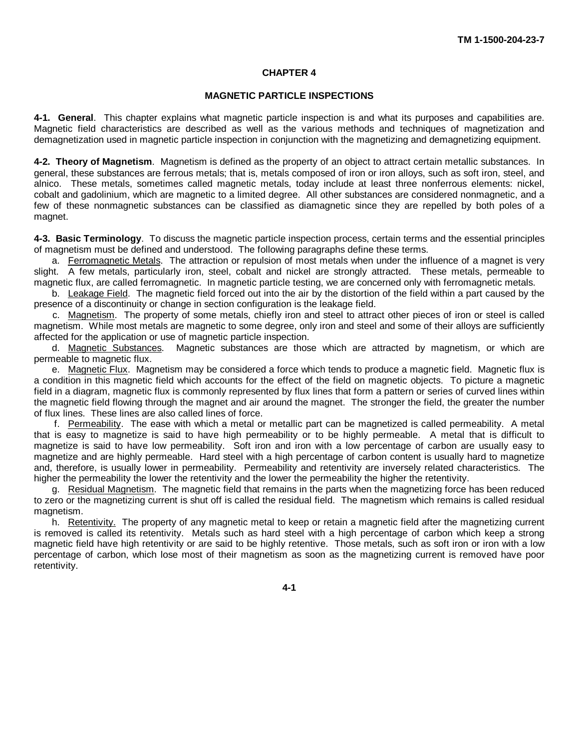# CHAPTER 4

## MAGNETIC PARTICLE INSPECTIONS

**4-1. General**. This chapter explains what magnetic particle inspection is and what its purposes and capabilities are. Magnetic field characteristics are described as well as the various methods and techniques of magnetization and demagnetization used in magnetic particle inspection in conjunction with the magnetizing and demagnetizing equipment.

**4-2. Theory of Magnetism**. Magnetism is defined as the property of an object to attract certain metallic substances. In general, these substances are ferrous metals; that is, metals composed of iron or iron alloys, such as soft iron, steel, and alnico. These metals, sometimes called magnetic metals, today include at least three nonferrous elements: nickel, cobalt and gadolinium, which are magnetic to a limited degree. All other substances are considered nonmagnetic, and a few of these nonmagnetic substances can be classified as diamagnetic since they are repelled by both poles of a magnet.

**4-3. Basic Terminology**. To discuss the magnetic particle inspection process, certain terms and the essential principles of magnetism must be defined and understood. The following paragraphs define these terms.

a. Ferromagnetic Metals. The attraction or repulsion of most metals when under the influence of a magnet is very slight. A few metals, particularly iron, steel, cobalt and nickel are strongly attracted. These metals, permeable to magnetic flux, are called ferromagnetic. In magnetic particle testing, we are concerned only with ferromagnetic metals.

b. Leakage Field. The magnetic field forced out into the air by the distortion of the field within a part caused by the presence of a discontinuity or change in section configuration is the leakage field.

c. Magnetism. The property of some metals, chiefly iron and steel to attract other pieces of iron or steel is called magnetism. While most metals are magnetic to some degree, only iron and steel and some of their alloys are sufficiently affected for the application or use of magnetic particle inspection.

d. Magnetic Substances. Magnetic substances are those which are attracted by magnetism, or which are permeable to magnetic flux.

e. Magnetic Flux. Magnetism may be considered a force which tends to produce a magnetic field. Magnetic flux is a condition in this magnetic field which accounts for the effect of the field on magnetic objects. To picture a magnetic field in a diagram, magnetic flux is commonly represented by flux lines that form a pattern or series of curved lines within the magnetic field flowing through the magnet and air around the magnet. The stronger the field, the greater the number of flux lines. These lines are also called lines of force.

f. Permeability. The ease with which a metal or metallic part can be magnetized is called permeability. A metal that is easy to magnetize is said to have high permeability or to be highly permeable. A metal that is difficult to magnetize is said to have low permeability. Soft iron and iron with a low percentage of carbon are usually easy to magnetize and are highly permeable. Hard steel with a high percentage of carbon content is usually hard to magnetize and, therefore, is usually lower in permeability. Permeability and retentivity are inversely related characteristics. The higher the permeability the lower the retentivity and the lower the permeability the higher the retentivity.

g. Residual Magnetism. The magnetic field that remains in the parts when the magnetizing force has been reduced to zero or the magnetizing current is shut off is called the residual field. The magnetism which remains is called residual magnetism.

h. Retentivity. The property of any magnetic metal to keep or retain a magnetic field after the magnetizing current is removed is called its retentivity. Metals such as hard steel with a high percentage of carbon which keep a strong magnetic field have high retentivity or are said to be highly retentive. Those metals, such as soft iron or iron with a low percentage of carbon, which lose most of their magnetism as soon as the magnetizing current is removed have poor retentivity.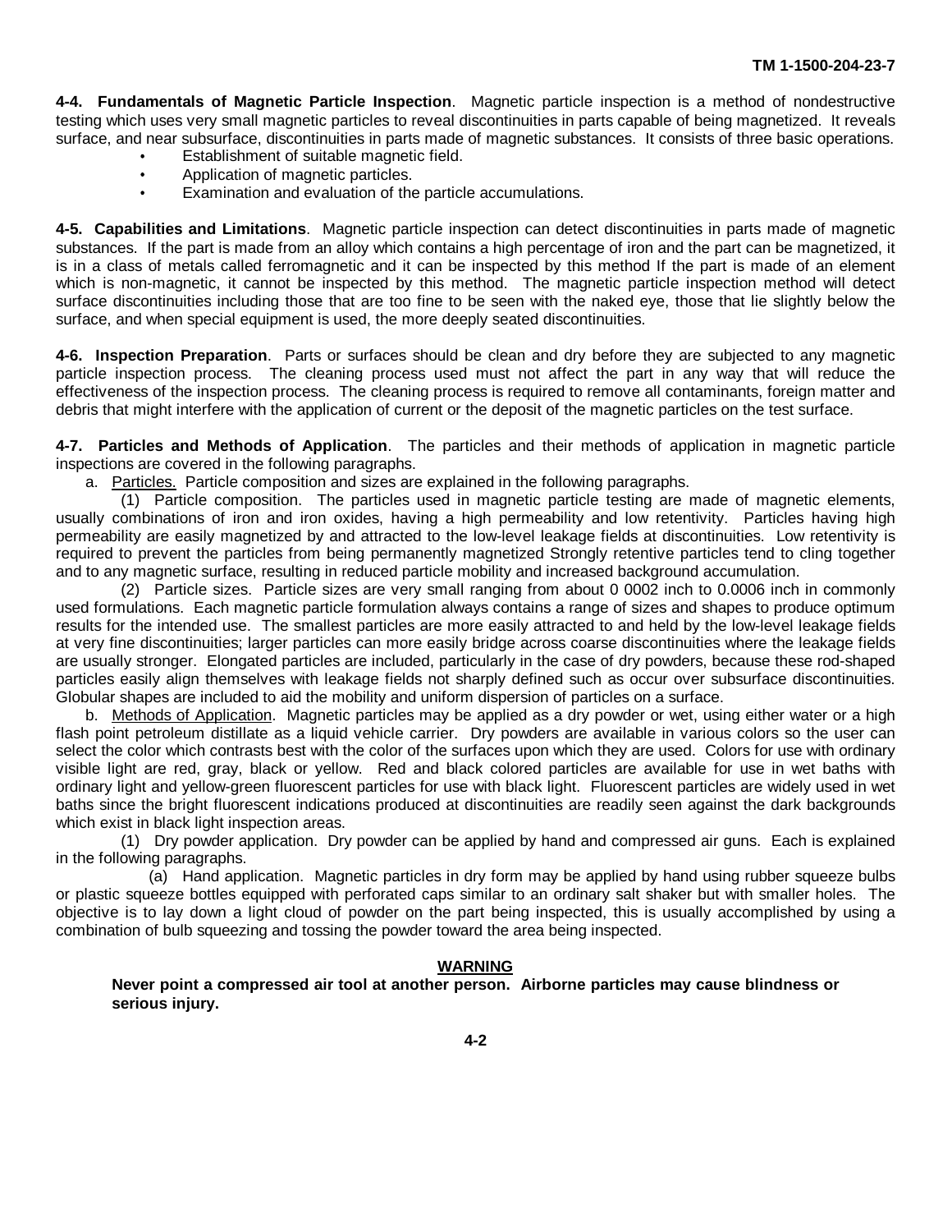**4-4. Fundamentals of Magnetic Particle Inspection**. Magnetic particle inspection is a method of nondestructive testing which uses very small magnetic particles to reveal discontinuities in parts capable of being magnetized. It reveals surface, and near subsurface, discontinuities in parts made of magnetic substances. It consists of three basic operations.

- Establishment of suitable magnetic field.
- Application of magnetic particles.
- Examination and evaluation of the particle accumulations.

**4-5. Capabilities and Limitations**. Magnetic particle inspection can detect discontinuities in parts made of magnetic substances. If the part is made from an alloy which contains a high percentage of iron and the part can be magnetized, it is in a class of metals called ferromagnetic and it can be inspected by this method If the part is made of an element which is non-magnetic, it cannot be inspected by this method. The magnetic particle inspection method will detect surface discontinuities including those that are too fine to be seen with the naked eye, those that lie slightly below the surface, and when special equipment is used, the more deeply seated discontinuities.

**4-6. Inspection Preparation**. Parts or surfaces should be clean and dry before they are subjected to any magnetic particle inspection process. The cleaning process used must not affect the part in any way that will reduce the effectiveness of the inspection process. The cleaning process is required to remove all contaminants, foreign matter and debris that might interfere with the application of current or the deposit of the magnetic particles on the test surface.

**4-7. Particles and Methods of Application**. The particles and their methods of application in magnetic particle inspections are covered in the following paragraphs.

a. Particles. Particle composition and sizes are explained in the following paragraphs.

(1) Particle composition. The particles used in magnetic particle testing are made of magnetic elements, usually combinations of iron and iron oxides, having a high permeability and low retentivity. Particles having high permeability are easily magnetized by and attracted to the low-level leakage fields at discontinuities. Low retentivity is required to prevent the particles from being permanently magnetized Strongly retentive particles tend to cling together and to any magnetic surface, resulting in reduced particle mobility and increased background accumulation.

(2) Particle sizes. Particle sizes are very small ranging from about 0 0002 inch to 0.0006 inch in commonly used formulations. Each magnetic particle formulation always contains a range of sizes and shapes to produce optimum results for the intended use. The smallest particles are more easily attracted to and held by the low-level leakage fields at very fine discontinuities; larger particles can more easily bridge across coarse discontinuities where the leakage fields are usually stronger. Elongated particles are included, particularly in the case of dry powders, because these rod-shaped particles easily align themselves with leakage fields not sharply defined such as occur over subsurface discontinuities. Globular shapes are included to aid the mobility and uniform dispersion of particles on a surface.

b. Methods of Application. Magnetic particles may be applied as a dry powder or wet, using either water or a high flash point petroleum distillate as a liquid vehicle carrier. Dry powders are available in various colors so the user can select the color which contrasts best with the color of the surfaces upon which they are used. Colors for use with ordinary visible light are red, gray, black or yellow. Red and black colored particles are available for use in wet baths with ordinary light and yellow-green fluorescent particles for use with black light. Fluorescent particles are widely used in wet baths since the bright fluorescent indications produced at discontinuities are readily seen against the dark backgrounds which exist in black light inspection areas.

(1) Dry powder application. Dry powder can be applied by hand and compressed air guns. Each is explained in the following paragraphs.

(a) Hand application. Magnetic particles in dry form may be applied by hand using rubber squeeze bulbs or plastic squeeze bottles equipped with perforated caps similar to an ordinary salt shaker but with smaller holes. The objective is to lay down a light cloud of powder on the part being inspected, this is usually accomplished by using a combination of bulb squeezing and tossing the powder toward the area being inspected.

**WARNING**

**Never point a compressed air tool at another person. Airborne particles may cause blindness or serious injury.**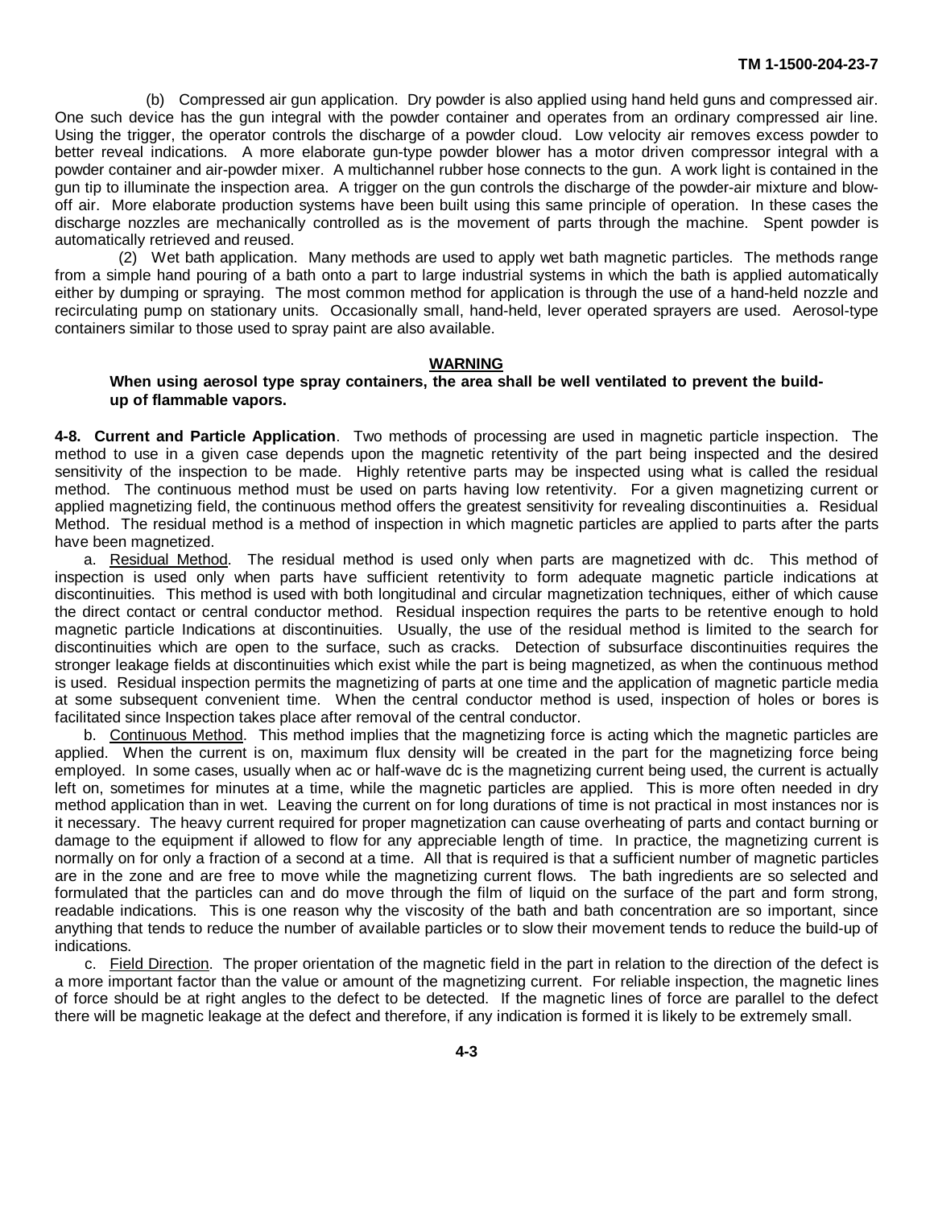(b) Compressed air gun application. Dry powder is also applied using hand held guns and compressed air. One such device has the gun integral with the powder container and operates from an ordinary compressed air line. Using the trigger, the operator controls the discharge of a powder cloud. Low velocity air removes excess powder to better reveal indications. A more elaborate gun-type powder blower has a motor driven compressor integral with a powder container and air-powder mixer. A multichannel rubber hose connects to the gun. A work light is contained in the gun tip to illuminate the inspection area. A trigger on the gun controls the discharge of the powder-air mixture and blow-off air. More elaborate production systems have been built using this same principle of operation. In these cases the discharge nozzles are mechanically controlled as is the movement of parts through the machine. Spent powder is automatically retrieved and reused.

(2) Wet bath application. Many methods are used to apply wet bath magnetic particles. The methods range from a simple hand pouring of a bath onto a part to large industrial systems in which the bath is applied automatically either by dumping or spraying. The most common method for application is through the use of a hand-held nozzle and recirculating pump on stationary units. Occasionally small, hand-held, lever operated sprayers are used. Aerosol-type containers similar to those used to spray paint are also available.

**WARNING**

**When using aerosol type spray containers, the area shall be well ventilated to prevent the build-up of flammable vapors.**

**4-8. Current and Particle Application**. Two methods of processing are used in magnetic particle inspection. The method to use in a given case depends upon the magnetic retentivity of the part being inspected and the desired sensitivity of the inspection to be made. Highly retentive parts may be inspected using what is called the residual method. The continuous method must be used on parts having low retentivity. For a given magnetizing current or applied magnetizing field, the continuous method offers the greatest sensitivity for revealing discontinuities a. Residual Method. The residual method is a method of inspection in which magnetic particles are applied to parts after the parts have been magnetized.

a. Residual Method. The residual method is used only when parts are magnetized with dc. This method of inspection is used only when parts have sufficient retentivity to form adequate magnetic particle indications at discontinuities. This method is used with both longitudinal and circular magnetization techniques, either of which cause the direct contact or central conductor method. Residual inspection requires the parts to be retentive enough to hold magnetic particle Indications at discontinuities. Usually, the use of the residual method is limited to the search for discontinuities which are open to the surface, such as cracks. Detection of subsurface discontinuities requires the stronger leakage fields at discontinuities which exist while the part is being magnetized, as when the continuous method is used. Residual inspection permits the magnetizing of parts at one time and the application of magnetic particle media at some subsequent convenient time. When the central conductor method is used, inspection of holes or bores is facilitated since Inspection takes place after removal of the central conductor.

b. Continuous Method. This method implies that the magnetizing force is acting which the magnetic particles are applied. When the current is on, maximum flux density will be created in the part for the magnetizing force being employed. In some cases, usually when ac or half-wave dc is the magnetizing current being used, the current is actually left on, sometimes for minutes at a time, while the magnetic particles are applied. This is more often needed in dry method application than in wet. Leaving the current on for long durations of time is not practical in most instances nor is it necessary. The heavy current required for proper magnetization can cause overheating of parts and contact burning or damage to the equipment if allowed to flow for any appreciable length of time. In practice, the magnetizing current is normally on for only a fraction of a second at a time. All that is required is that a sufficient number of magnetic particles are in the zone and are free to move while the magnetizing current flows. The bath ingredients are so selected and formulated that the particles can and do move through the film of liquid on the surface of the part and form strong, readable indications. This is one reason why the viscosity of the bath and bath concentration are so important, since anything that tends to reduce the number of available particles or to slow their movement tends to reduce the build-up of indications.

c. Field Direction. The proper orientation of the magnetic field in the part in relation to the direction of the defect is a more important factor than the value or amount of the magnetizing current. For reliable inspection, the magnetic lines of force should be at right angles to the defect to be detected. If the magnetic lines of force are parallel to the defect there will be magnetic leakage at the defect and therefore, if any indication is formed it is likely to be extremely small.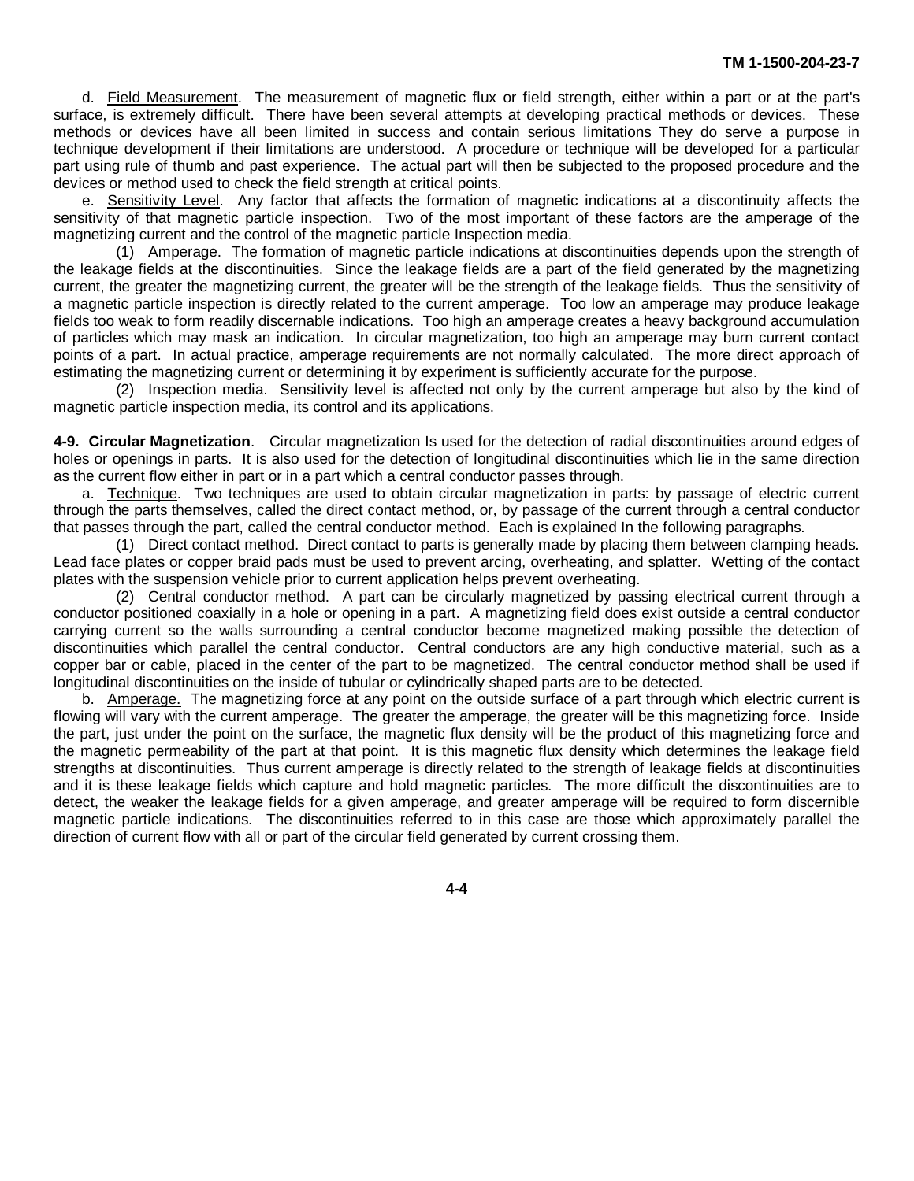d. Field Measurement. The measurement of magnetic flux or field strength, either within a part or at the part's surface, is extremely difficult. There have been several attempts at developing practical methods or devices. These methods or devices have all been limited in success and contain serious limitations They do serve a purpose in technique development if their limitations are understood. A procedure or technique will be developed for a particular part using rule of thumb and past experience. The actual part will then be subjected to the proposed procedure and the devices or method used to check the field strength at critical points.

e. Sensitivity Level. Any factor that affects the formation of magnetic indications at a discontinuity affects the sensitivity of that magnetic particle inspection. Two of the most important of these factors are the amperage of the magnetizing current and the control of the magnetic particle Inspection media.

(1) Amperage. The formation of magnetic particle indications at discontinuities depends upon the strength of the leakage fields at the discontinuities. Since the leakage fields are a part of the field generated by the magnetizing current, the greater the magnetizing current, the greater will be the strength of the leakage fields. Thus the sensitivity of a magnetic particle inspection is directly related to the current amperage. Too low an amperage may produce leakage fields too weak to form readily discernable indications. Too high an amperage creates a heavy background accumulation of particles which may mask an indication. In circular magnetization, too high an amperage may burn current contact points of a part. In actual practice, amperage requirements are not normally calculated. The more direct approach of estimating the magnetizing current or determining it by experiment is sufficiently accurate for the purpose.

(2) Inspection media. Sensitivity level is affected not only by the current amperage but also by the kind of magnetic particle inspection media, its control and its applications.

**4-9. Circular Magnetization**. Circular magnetization Is used for the detection of radial discontinuities around edges of holes or openings in parts. It is also used for the detection of longitudinal discontinuities which lie in the same direction as the current flow either in part or in a part which a central conductor passes through.

a. Technique. Two techniques are used to obtain circular magnetization in parts: by passage of electric current through the parts themselves, called the direct contact method, or, by passage of the current through a central conductor that passes through the part, called the central conductor method. Each is explained In the following paragraphs.

(1) Direct contact method. Direct contact to parts is generally made by placing them between clamping heads. Lead face plates or copper braid pads must be used to prevent arcing, overheating, and splatter. Wetting of the contact plates with the suspension vehicle prior to current application helps prevent overheating.

(2) Central conductor method. A part can be circularly magnetized by passing electrical current through a conductor positioned coaxially in a hole or opening in a part. A magnetizing field does exist outside a central conductor carrying current so the walls surrounding a central conductor become magnetized making possible the detection of discontinuities which parallel the central conductor. Central conductors are any high conductive material, such as a copper bar or cable, placed in the center of the part to be magnetized. The central conductor method shall be used if longitudinal discontinuities on the inside of tubular or cylindrically shaped parts are to be detected.

b. Amperage. The magnetizing force at any point on the outside surface of a part through which electric current is flowing will vary with the current amperage. The greater the amperage, the greater will be this magnetizing force. Inside the part, just under the point on the surface, the magnetic flux density will be the product of this magnetizing force and the magnetic permeability of the part at that point. It is this magnetic flux density which determines the leakage field strengths at discontinuities. Thus current amperage is directly related to the strength of leakage fields at discontinuities and it is these leakage fields which capture and hold magnetic particles. The more difficult the discontinuities are to detect, the weaker the leakage fields for a given amperage, and greater amperage will be required to form discernible magnetic particle indications. The discontinuities referred to in this case are those which approximately parallel the direction of current flow with all or part of the circular field generated by current crossing them.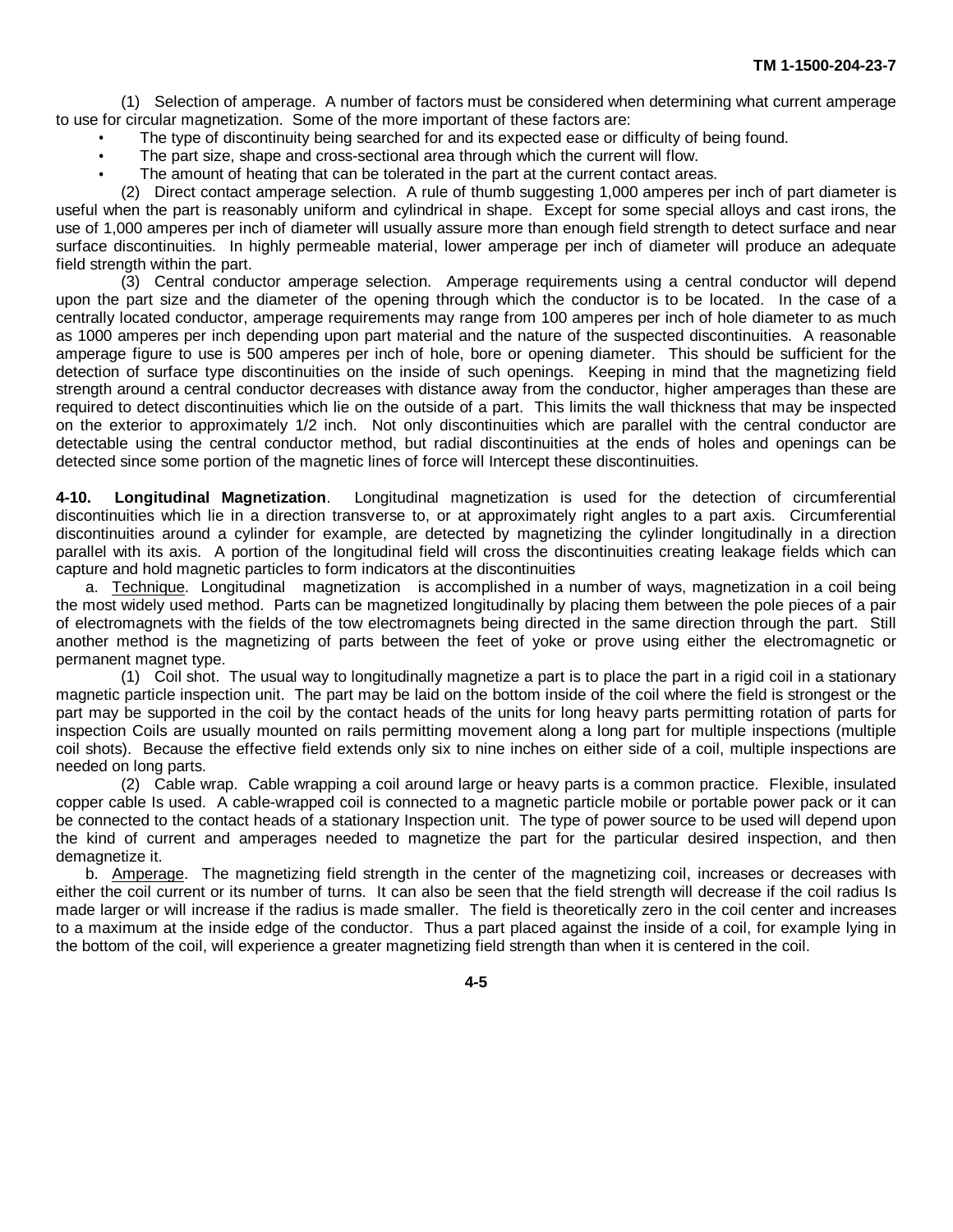(1) Selection of amperage. A number of factors must be considered when determining what current amperage to use for circular magnetization. Some of the more important of these factors are:

- The type of discontinuity being searched for and its expected ease or difficulty of being found.
- The part size, shape and cross-sectional area through which the current will flow.
- The amount of heating that can be tolerated in the part at the current contact areas.

(2) Direct contact amperage selection. A rule of thumb suggesting 1,000 amperes per inch of part diameter is useful when the part is reasonably uniform and cylindrical in shape. Except for some special alloys and cast irons, the use of 1,000 amperes per inch of diameter will usually assure more than enough field strength to detect surface and near surface discontinuities. In highly permeable material, lower amperage per inch of diameter will produce an adequate field strength within the part.

(3) Central conductor amperage selection. Amperage requirements using a central conductor will depend upon the part size and the diameter of the opening through which the conductor is to be located. In the case of a centrally located conductor, amperage requirements may range from 100 amperes per inch of hole diameter to as much as 1000 amperes per inch depending upon part material and the nature of the suspected discontinuities. A reasonable amperage figure to use is 500 amperes per inch of hole, bore or opening diameter. This should be sufficient for the detection of surface type discontinuities on the inside of such openings. Keeping in mind that the magnetizing field strength around a central conductor decreases with distance away from the conductor, higher amperages than these are required to detect discontinuities which lie on the outside of a part. This limits the wall thickness that may be inspected on the exterior to approximately 1/2 inch. Not only discontinuities which are parallel with the central conductor are detectable using the central conductor method, but radial discontinuities at the ends of holes and openings can be detected since some portion of the magnetic lines of force will Intercept these discontinuities.

**4-10. Longitudinal Magnetization**. Longitudinal magnetization is used for the detection of circumferential discontinuities which lie in a direction transverse to, or at approximately right angles to a part axis. Circumferential discontinuities around a cylinder for example, are detected by magnetizing the cylinder longitudinally in a direction parallel with its axis. A portion of the longitudinal field will cross the discontinuities creating leakage fields which can capture and hold magnetic particles to form indicators at the discontinuities

a. Technique. Longitudinal magnetization is accomplished in a number of ways, magnetization in a coil being the most widely used method. Parts can be magnetized longitudinally by placing them between the pole pieces of a pair of electromagnets with the fields of the tow electromagnets being directed in the same direction through the part. Still another method is the magnetizing of parts between the feet of yoke or prove using either the electromagnetic or permanent magnet type.

(1) Coil shot. The usual way to longitudinally magnetize a part is to place the part in a rigid coil in a stationary magnetic particle inspection unit. The part may be laid on the bottom inside of the coil where the field is strongest or the part may be supported in the coil by the contact heads of the units for long heavy parts permitting rotation of parts for inspection Coils are usually mounted on rails permitting movement along a long part for multiple inspections (multiple coil shots). Because the effective field extends only six to nine inches on either side of a coil, multiple inspections are needed on long parts.

(2) Cable wrap. Cable wrapping a coil around large or heavy parts is a common practice. Flexible, insulated copper cable Is used. A cable-wrapped coil is connected to a magnetic particle mobile or portable power pack or it can be connected to the contact heads of a stationary Inspection unit. The type of power source to be used will depend upon the kind of current and amperages needed to magnetize the part for the particular desired inspection, and then demagnetize it.

b. Amperage. The magnetizing field strength in the center of the magnetizing coil, increases or decreases with either the coil current or its number of turns. It can also be seen that the field strength will decrease if the coil radius Is made larger or will increase if the radius is made smaller. The field is theoretically zero in the coil center and increases to a maximum at the inside edge of the conductor. Thus a part placed against the inside of a coil, for example lying in the bottom of the coil, will experience a greater magnetizing field strength than when it is centered in the coil.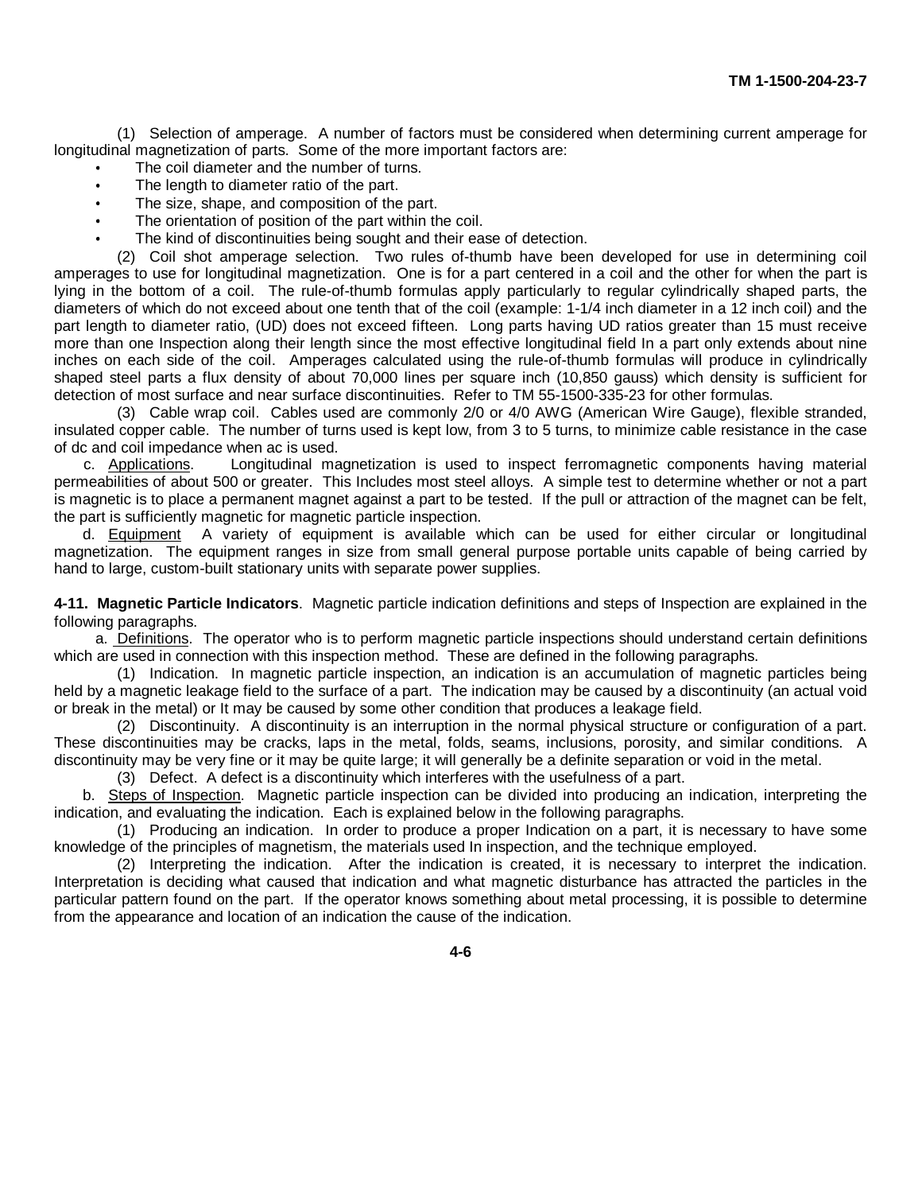(1) Selection of amperage. A number of factors must be considered when determining current amperage for longitudinal magnetization of parts. Some of the more important factors are:

- The coil diameter and the number of turns.
- The length to diameter ratio of the part.
- The size, shape, and composition of the part.
- The orientation of position of the part within the coil.
- The kind of discontinuities being sought and their ease of detection.

(2) Coil shot amperage selection. Two rules of-thumb have been developed for use in determining coil amperages to use for longitudinal magnetization. One is for a part centered in a coil and the other for when the part is lying in the bottom of a coil. The rule-of-thumb formulas apply particularly to regular cylindrically shaped parts, the diameters of which do not exceed about one tenth that of the coil (example: 1-1/4 inch diameter in a 12 inch coil) and the part length to diameter ratio, (UD) does not exceed fifteen. Long parts having UD ratios greater than 15 must receive more than one Inspection along their length since the most effective longitudinal field In a part only extends about nine inches on each side of the coil. Amperages calculated using the rule-of-thumb formulas will produce in cylindrically shaped steel parts a flux density of about 70,000 lines per square inch (10,850 gauss) which density is sufficient for detection of most surface and near surface discontinuities. Refer to TM 55-1500-335-23 for other formulas.

(3) Cable wrap coil. Cables used are commonly 2/0 or 4/0 AWG (American Wire Gauge), flexible stranded, insulated copper cable. The number of turns used is kept low, from 3 to 5 turns, to minimize cable resistance in the case of dc and coil impedance when ac is used.

c. Applications. Longitudinal magnetization is used to inspect ferromagnetic components having material permeabilities of about 500 or greater. This Includes most steel alloys. A simple test to determine whether or not a part is magnetic is to place a permanent magnet against a part to be tested. If the pull or attraction of the magnet can be felt, the part is sufficiently magnetic for magnetic particle inspection.

d. Equipment A variety of equipment is available which can be used for either circular or longitudinal magnetization. The equipment ranges in size from small general purpose portable units capable of being carried by hand to large, custom-built stationary units with separate power supplies.

**4-11. Magnetic Particle Indicators**. Magnetic particle indication definitions and steps of Inspection are explained in the following paragraphs.

a. Definitions. The operator who is to perform magnetic particle inspections should understand certain definitions which are used in connection with this inspection method. These are defined in the following paragraphs.

(1) Indication. In magnetic particle inspection, an indication is an accumulation of magnetic particles being held by a magnetic leakage field to the surface of a part. The indication may be caused by a discontinuity (an actual void or break in the metal) or It may be caused by some other condition that produces a leakage field.

(2) Discontinuity. A discontinuity is an interruption in the normal physical structure or configuration of a part. These discontinuities may be cracks, laps in the metal, folds, seams, inclusions, porosity, and similar conditions. A discontinuity may be very fine or it may be quite large; it will generally be a definite separation or void in the metal.

(3) Defect. A defect is a discontinuity which interferes with the usefulness of a part.

b. Steps of Inspection. Magnetic particle inspection can be divided into producing an indication, interpreting the indication, and evaluating the indication. Each is explained below in the following paragraphs.

(1) Producing an indication. In order to produce a proper Indication on a part, it is necessary to have some knowledge of the principles of magnetism, the materials used In inspection, and the technique employed.

(2) Interpreting the indication. After the indication is created, it is necessary to interpret the indication. Interpretation is deciding what caused that indication and what magnetic disturbance has attracted the particles in the particular pattern found on the part. If the operator knows something about metal processing, it is possible to determine from the appearance and location of an indication the cause of the indication.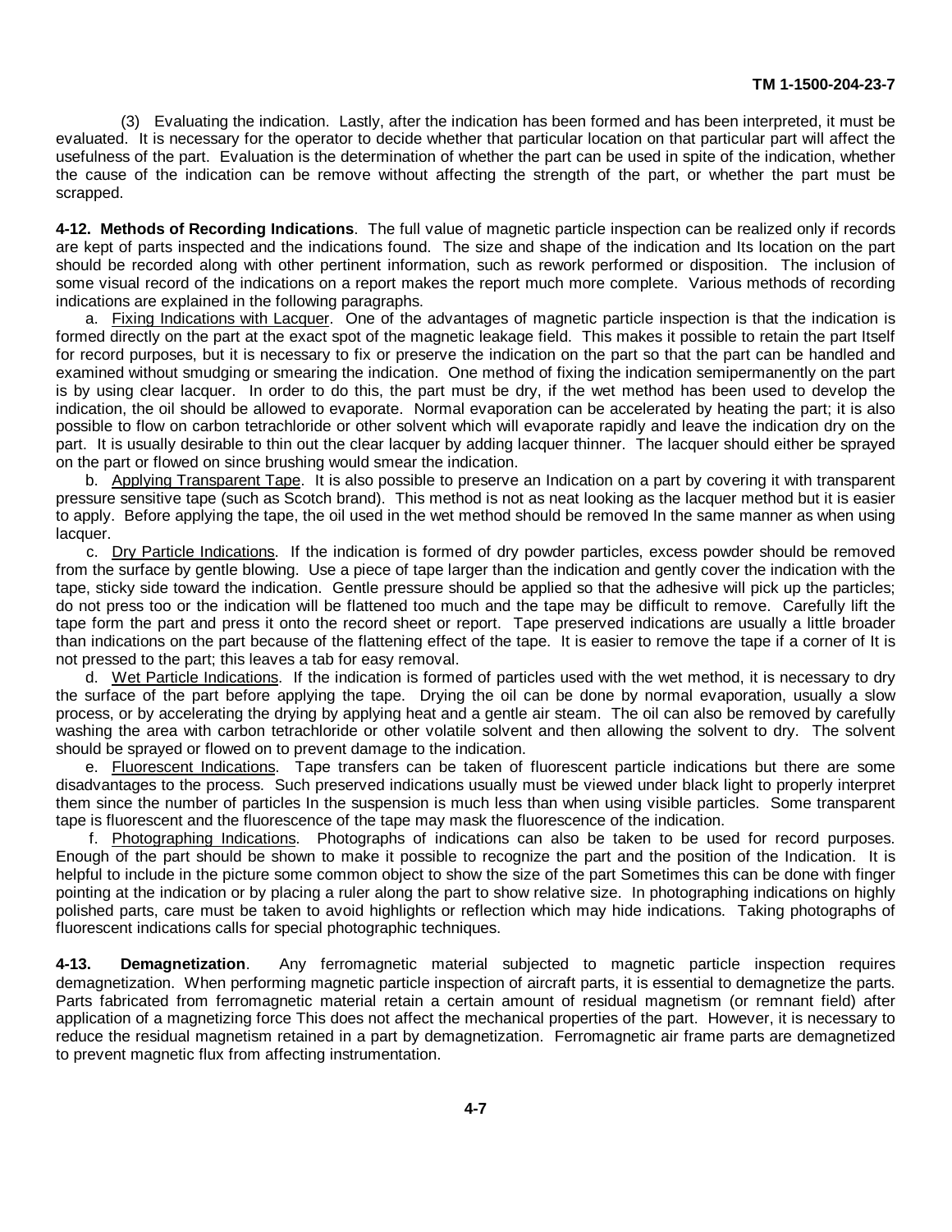(3) Evaluating the indication. Lastly, after the indication has been formed and has been interpreted, it must be evaluated. It is necessary for the operator to decide whether that particular location on that particular part will affect the usefulness of the part. Evaluation is the determination of whether the part can be used in spite of the indication, whether the cause of the indication can be remove without affecting the strength of the part, or whether the part must be scrapped.

**4-12. Methods of Recording Indications**. The full value of magnetic particle inspection can be realized only if records are kept of parts inspected and the indications found. The size and shape of the indication and Its location on the part should be recorded along with other pertinent information, such as rework performed or disposition. The inclusion of some visual record of the indications on a report makes the report much more complete. Various methods of recording indications are explained in the following paragraphs.

a. Fixing Indications with Lacquer. One of the advantages of magnetic particle inspection is that the indication is formed directly on the part at the exact spot of the magnetic leakage field. This makes it possible to retain the part Itself for record purposes, but it is necessary to fix or preserve the indication on the part so that the part can be handled and examined without smudging or smearing the indication. One method of fixing the indication semipermanently on the part is by using clear lacquer. In order to do this, the part must be dry, if the wet method has been used to develop the indication, the oil should be allowed to evaporate. Normal evaporation can be accelerated by heating the part; it is also possible to flow on carbon tetrachloride or other solvent which will evaporate rapidly and leave the indication dry on the part. It is usually desirable to thin out the clear lacquer by adding lacquer thinner. The lacquer should either be sprayed on the part or flowed on since brushing would smear the indication.

b. Applying Transparent Tape. It is also possible to preserve an Indication on a part by covering it with transparent pressure sensitive tape (such as Scotch brand). This method is not as neat looking as the lacquer method but it is easier to apply. Before applying the tape, the oil used in the wet method should be removed In the same manner as when using lacquer.

c. Dry Particle Indications. If the indication is formed of dry powder particles, excess powder should be removed from the surface by gentle blowing. Use a piece of tape larger than the indication and gently cover the indication with the tape, sticky side toward the indication. Gentle pressure should be applied so that the adhesive will pick up the particles; do not press too or the indication will be flattened too much and the tape may be difficult to remove. Carefully lift the tape form the part and press it onto the record sheet or report. Tape preserved indications are usually a little broader than indications on the part because of the flattening effect of the tape. It is easier to remove the tape if a corner of It is not pressed to the part; this leaves a tab for easy removal.

d. Wet Particle Indications. If the indication is formed of particles used with the wet method, it is necessary to dry the surface of the part before applying the tape. Drying the oil can be done by normal evaporation, usually a slow process, or by accelerating the drying by applying heat and a gentle air steam. The oil can also be removed by carefully washing the area with carbon tetrachloride or other volatile solvent and then allowing the solvent to dry. The solvent should be sprayed or flowed on to prevent damage to the indication.

e. Fluorescent Indications. Tape transfers can be taken of fluorescent particle indications but there are some disadvantages to the process. Such preserved indications usually must be viewed under black light to properly interpret them since the number of particles In the suspension is much less than when using visible particles. Some transparent tape is fluorescent and the fluorescence of the tape may mask the fluorescence of the indication.

f. Photographing Indications. Photographs of indications can also be taken to be used for record purposes. Enough of the part should be shown to make it possible to recognize the part and the position of the Indication. It is helpful to include in the picture some common object to show the size of the part Sometimes this can be done with finger pointing at the indication or by placing a ruler along the part to show relative size. In photographing indications on highly polished parts, care must be taken to avoid highlights or reflection which may hide indications. Taking photographs of fluorescent indications calls for special photographic techniques.

**4-13. Demagnetization**. Any ferromagnetic material subjected to magnetic particle inspection requires demagnetization. When performing magnetic particle inspection of aircraft parts, it is essential to demagnetize the parts. Parts fabricated from ferromagnetic material retain a certain amount of residual magnetism (or remnant field) after application of a magnetizing force This does not affect the mechanical properties of the part. However, it is necessary to reduce the residual magnetism retained in a part by demagnetization. Ferromagnetic air frame parts are demagnetized to prevent magnetic flux from affecting instrumentation.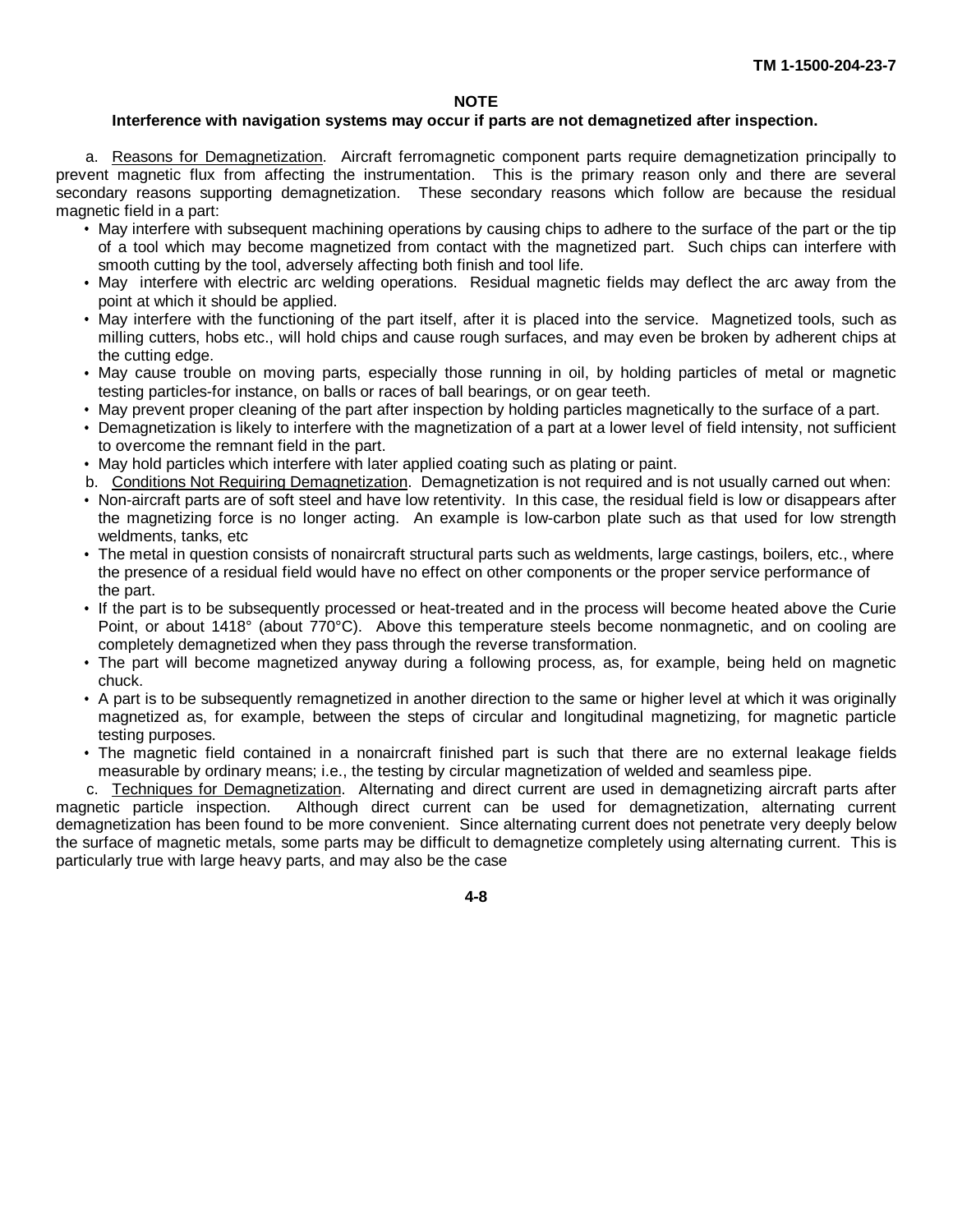**NOTE**

**Interference with navigation systems may occur if parts are not demagnetized after inspection.**

a. Reasons for Demagnetization. Aircraft ferromagnetic component parts require demagnetization principally to prevent magnetic flux from affecting the instrumentation. This is the primary reason only and there are several secondary reasons supporting demagnetization. These secondary reasons which follow are because the residual magnetic field in a part:

- May interfere with subsequent machining operations by causing chips to adhere to the surface of the part or the tip of a tool which may become magnetized from contact with the magnetized part. Such chips can interfere with smooth cutting by the tool, adversely affecting both finish and tool life.
- May interfere with electric arc welding operations. Residual magnetic fields may deflect the arc away from the point at which it should be applied.
- May interfere with the functioning of the part itself, after it is placed into the service. Magnetized tools, such as milling cutters, hobs etc., will hold chips and cause rough surfaces, and may even be broken by adherent chips at the cutting edge.
- May cause trouble on moving parts, especially those running in oil, by holding particles of metal or magnetic testing particles-for instance, on balls or races of ball bearings, or on gear teeth.
- May prevent proper cleaning of the part after inspection by holding particles magnetically to the surface of a part.
- Demagnetization is likely to interfere with the magnetization of a part at a lower level of field intensity, not sufficient to overcome the remnant field in the part.
- May hold particles which interfere with later applied coating such as plating or paint.

b. Conditions Not Requiring Demagnetization. Demagnetization is not required and is not usually carned out when:

- Non-aircraft parts are of soft steel and have low retentivity. In this case, the residual field is low or disappears after the magnetizing force is no longer acting. An example is low-carbon plate such as that used for low strength weldments, tanks, etc
- The metal in question consists of nonaircraft structural parts such as weldments, large castings, boilers, etc., where the presence of a residual field would have no effect on other components or the proper service performance of the part.
- If the part is to be subsequently processed or heat-treated and in the process will become heated above the Curie Point, or about 1418° (about 770°C). Above this temperature steels become nonmagnetic, and on cooling are completely demagnetized when they pass through the reverse transformation.
- The part will become magnetized anyway during a following process, as, for example, being held on magnetic chuck.
- A part is to be subsequently remagnetized in another direction to the same or higher level at which it was originally magnetized as, for example, between the steps of circular and longitudinal magnetizing, for magnetic particle testing purposes.
- The magnetic field contained in a nonaircraft finished part is such that there are no external leakage fields measurable by ordinary means; i.e., the testing by circular magnetization of welded and seamless pipe.

c. Techniques for Demagnetization. Alternating and direct current are used in demagnetizing aircraft parts after magnetic particle inspection. Although direct current can be used for demagnetization, alternating current demagnetization has been found to be more convenient. Since alternating current does not penetrate very deeply below the surface of magnetic metals, some parts may be difficult to demagnetize completely using alternating current. This is particularly true with large heavy parts, and may also be the case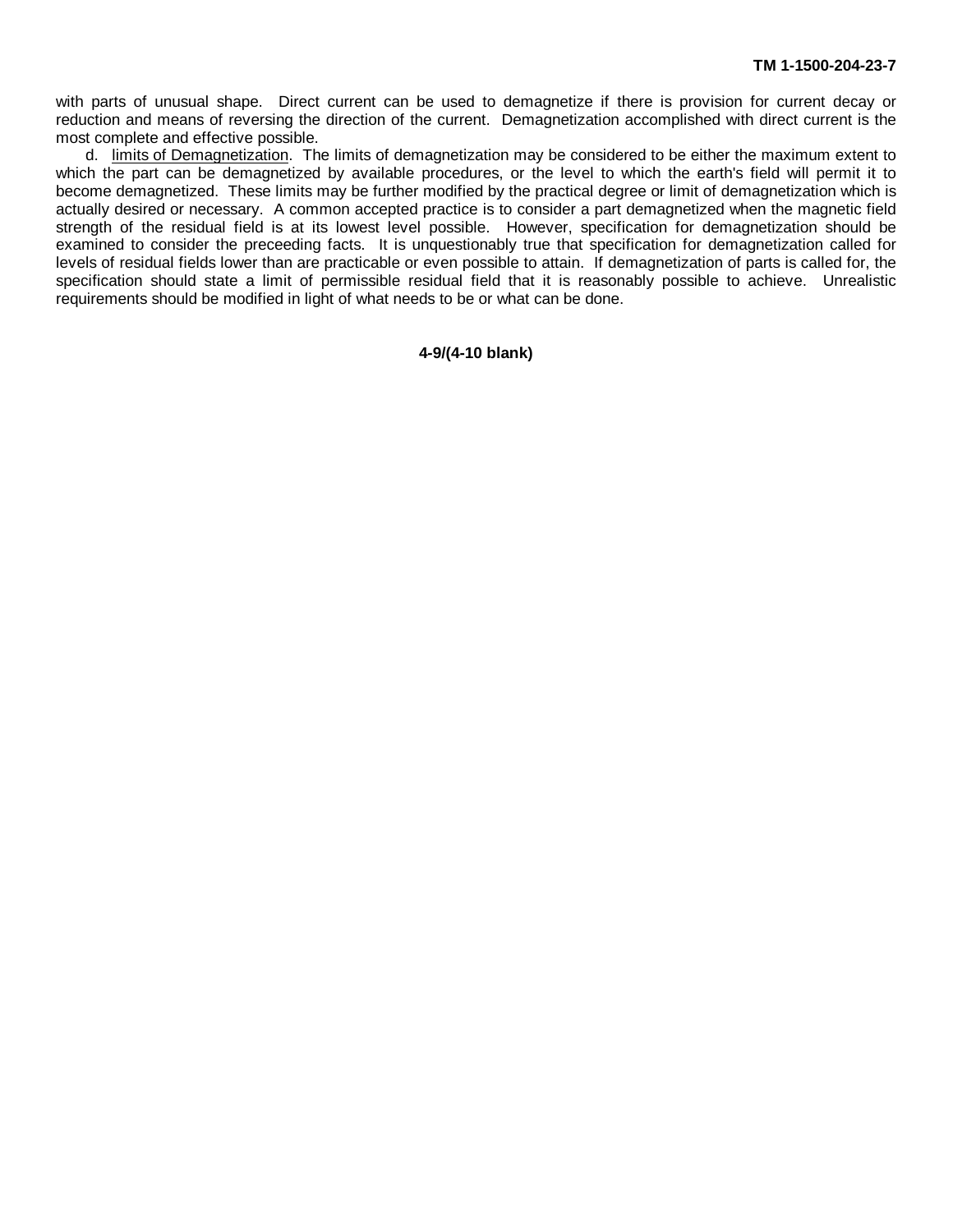with parts of unusual shape. Direct current can be used to demagnetize if there is provision for current decay or reduction and means of reversing the direction of the current. Demagnetization accomplished with direct current is the most complete and effective possible.

d. limits of Demagnetization. The limits of demagnetization may be considered to be either the maximum extent to which the part can be demagnetized by available procedures, or the level to which the earth's field will permit it to become demagnetized. These limits may be further modified by the practical degree or limit of demagnetization which is actually desired or necessary. A common accepted practice is to consider a part demagnetized when the magnetic field strength of the residual field is at its lowest level possible. However, specification for demagnetization should be examined to consider the preceeding facts. It is unquestionably true that specification for demagnetization called for levels of residual fields lower than are practicable or even possible to attain. If demagnetization of parts is called for, the specification should state a limit of permissible residual field that it is reasonably possible to achieve. Unrealistic requirements should be modified in light of what needs to be or what can be done.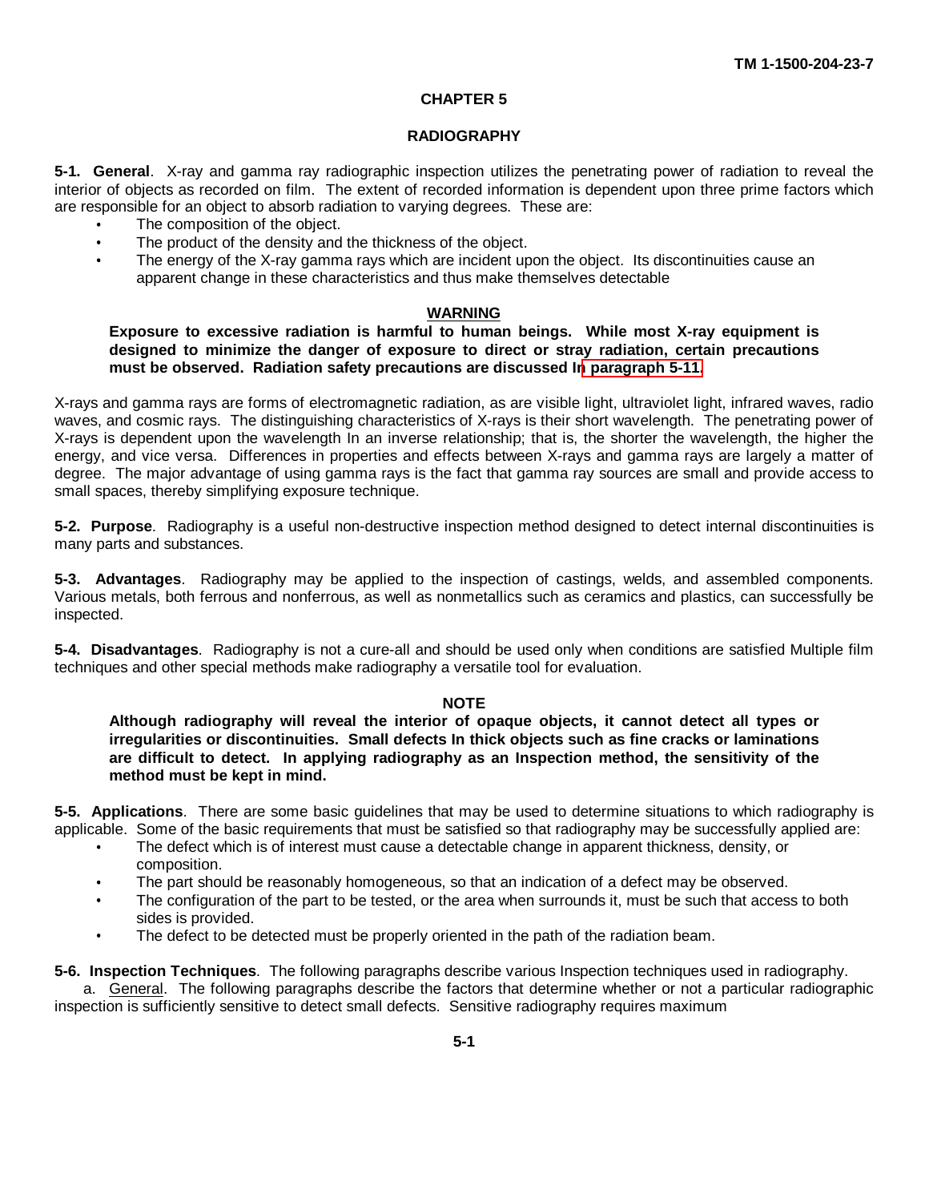# CHAPTER 5

## RADIOGRAPHY

**5-1. General**. X-ray and gamma ray radiographic inspection utilizes the penetrating power of radiation to reveal the interior of objects as recorded on film. The extent of recorded information is dependent upon three prime factors which are responsible for an object to absorb radiation to varying degrees. These are:

- The composition of the object.
- The product of the density and the thickness of the object.
- The energy of the X-ray gamma rays which are incident upon the object. Its discontinuities cause an apparent change in these characteristics and thus make themselves detectable

**WARNING**

**Exposure to excessive radiation is harmful to human beings. While most X-ray equipment is designed to minimize the danger of exposure to direct or stray radiation, certain precautions must be observed. Radiation safety precautions are discussed In paragraph 5-11.**

X-rays and gamma rays are forms of electromagnetic radiation, as are visible light, ultraviolet light, infrared waves, radio waves, and cosmic rays. The distinguishing characteristics of X-rays is their short wavelength. The penetrating power of X-rays is dependent upon the wavelength In an inverse relationship; that is, the shorter the wavelength, the higher the energy, and vice versa. Differences in properties and effects between X-rays and gamma rays are largely a matter of degree. The major advantage of using gamma rays is the fact that gamma ray sources are small and provide access to small spaces, thereby simplifying exposure technique.

**5-2. Purpose**. Radiography is a useful non-destructive inspection method designed to detect internal discontinuities is many parts and substances.

**5-3. Advantages**. Radiography may be applied to the inspection of castings, welds, and assembled components. Various metals, both ferrous and nonferrous, as well as nonmetallics such as ceramics and plastics, can successfully be inspected.

**5-4. Disadvantages**. Radiography is not a cure-all and should be used only when conditions are satisfied Multiple film techniques and other special methods make radiography a versatile tool for evaluation.

**NOTE**

**Although radiography will reveal the interior of opaque objects, it cannot detect all types or irregularities or discontinuities. Small defects In thick objects such as fine cracks or laminations are difficult to detect. In applying radiography as an Inspection method, the sensitivity of the method must be kept in mind.**

**5-5. Applications**. There are some basic guidelines that may be used to determine situations to which radiography is applicable. Some of the basic requirements that must be satisfied so that radiography may be successfully applied are:

- The defect which is of interest must cause a detectable change in apparent thickness, density, or composition.
- The part should be reasonably homogeneous, so that an indication of a defect may be observed.
- The configuration of the part to be tested, or the area when surrounds it, must be such that access to both sides is provided.
- The defect to be detected must be properly oriented in the path of the radiation beam.

**5-6. Inspection Techniques**. The following paragraphs describe various Inspection techniques used in radiography.

a. General. The following paragraphs describe the factors that determine whether or not a particular radiographic inspection is sufficiently sensitive to detect small defects. Sensitive radiography requires maximum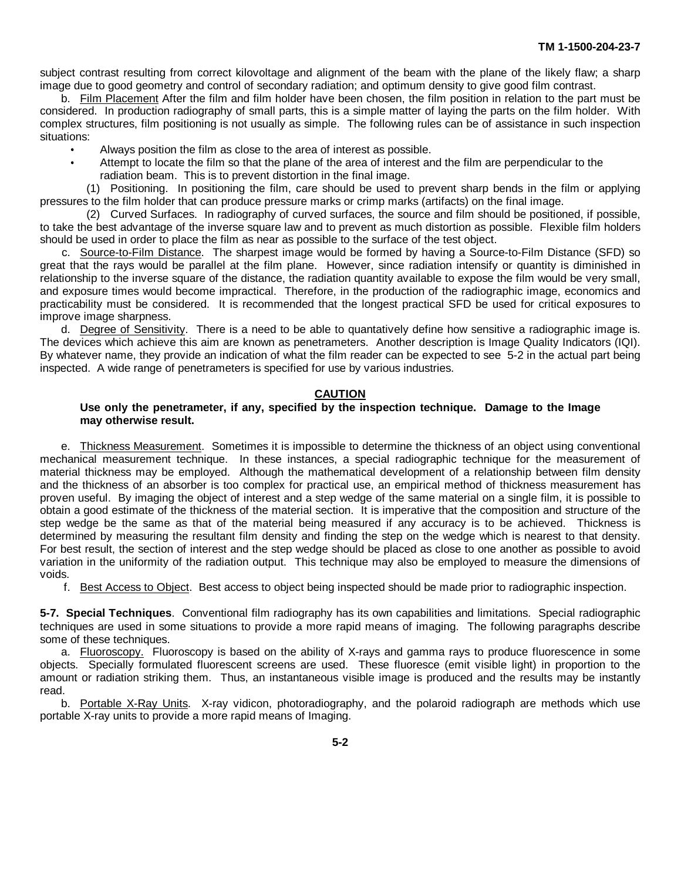subject contrast resulting from correct kilovoltage and alignment of the beam with the plane of the likely flaw; a sharp image due to good geometry and control of secondary radiation; and optimum density to give good film contrast.

b. Film Placement After the film and film holder have been chosen, the film position in relation to the part must be considered. In production radiography of small parts, this is a simple matter of laying the parts on the film holder. With complex structures, film positioning is not usually as simple. The following rules can be of assistance in such inspection situations:

- Always position the film as close to the area of interest as possible.
- Attempt to locate the film so that the plane of the area of interest and the film are perpendicular to the radiation beam. This is to prevent distortion in the final image.

(1) Positioning. In positioning the film, care should be used to prevent sharp bends in the film or applying pressures to the film holder that can produce pressure marks or crimp marks (artifacts) on the final image.

(2) Curved Surfaces. In radiography of curved surfaces, the source and film should be positioned, if possible, to take the best advantage of the inverse square law and to prevent as much distortion as possible. Flexible film holders should be used in order to place the film as near as possible to the surface of the test object.

c. Source-to-Film Distance. The sharpest image would be formed by having a Source-to-Film Distance (SFD) so great that the rays would be parallel at the film plane. However, since radiation intensify or quantity is diminished in relationship to the inverse square of the distance, the radiation quantity available to expose the film would be very small, and exposure times would become impractical. Therefore, in the production of the radiographic image, economics and practicability must be considered. It is recommended that the longest practical SFD be used for critical exposures to improve image sharpness.

d. Degree of Sensitivity. There is a need to be able to quantatively define how sensitive a radiographic image is. The devices which achieve this aim are known as penetrameters. Another description is Image Quality Indicators (IQI). By whatever name, they provide an indication of what the film reader can be expected to see 5-2 in the actual part being inspected. A wide range of penetrameters is specified for use by various industries.

**CAUTION**

**Use only the penetrameter, if any, specified by the inspection technique. Damage to the Image may otherwise result.**

e. Thickness Measurement. Sometimes it is impossible to determine the thickness of an object using conventional mechanical measurement technique. In these instances, a special radiographic technique for the measurement of material thickness may be employed. Although the mathematical development of a relationship between film density and the thickness of an absorber is too complex for practical use, an empirical method of thickness measurement has proven useful. By imaging the object of interest and a step wedge of the same material on a single film, it is possible to obtain a good estimate of the thickness of the material section. It is imperative that the composition and structure of the step wedge be the same as that of the material being measured if any accuracy is to be achieved. Thickness is determined by measuring the resultant film density and finding the step on the wedge which is nearest to that density. For best result, the section of interest and the step wedge should be placed as close to one another as possible to avoid variation in the uniformity of the radiation output. This technique may also be employed to measure the dimensions of voids.

f. Best Access to Object. Best access to object being inspected should be made prior to radiographic inspection.

**5-7. Special Techniques**. Conventional film radiography has its own capabilities and limitations. Special radiographic techniques are used in some situations to provide a more rapid means of imaging. The following paragraphs describe some of these techniques.

a. Fluoroscopy. Fluoroscopy is based on the ability of X-rays and gamma rays to produce fluorescence in some objects. Specially formulated fluorescent screens are used. These fluoresce (emit visible light) in proportion to the amount or radiation striking them. Thus, an instantaneous visible image is produced and the results may be instantly read.

b. Portable X-Ray Units. X-ray vidicon, photoradiography, and the polaroid radiograph are methods which use portable X-ray units to provide a more rapid means of Imaging.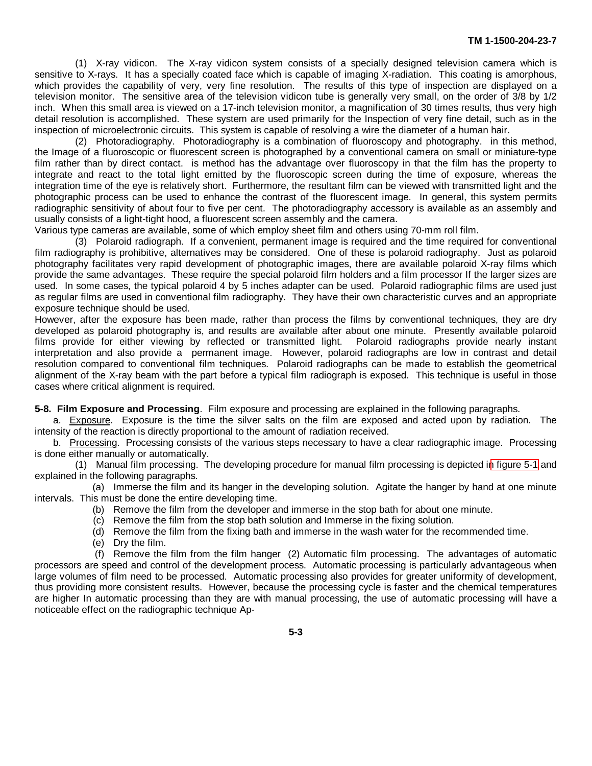(1) X-ray vidicon. The X-ray vidicon system consists of a specially designed television camera which is sensitive to X-rays. It has a specially coated face which is capable of imaging X-radiation. This coating is amorphous, which provides the capability of very, very fine resolution. The results of this type of inspection are displayed on a television monitor. The sensitive area of the television vidicon tube is generally very small, on the order of 3/8 by 1/2 inch. When this small area is viewed on a 17-inch television monitor, a magnification of 30 times results, thus very high detail resolution is accomplished. These system are used primarily for the Inspection of very fine detail, such as in the inspection of microelectronic circuits. This system is capable of resolving a wire the diameter of a human hair.

(2) Photoradiography. Photoradiography is a combination of fluoroscopy and photography. in this method, the Image of a fluoroscopic or fluorescent screen is photographed by a conventional camera on small or miniature-type film rather than by direct contact. is method has the advantage over fluoroscopy in that the film has the property to integrate and react to the total light emitted by the fluoroscopic screen during the time of exposure, whereas the integration time of the eye is relatively short. Furthermore, the resultant film can be viewed with transmitted light and the photographic process can be used to enhance the contrast of the fluorescent image. In general, this system permits radiographic sensitivity of about four to five per cent. The photoradiography accessory is available as an assembly and usually consists of a light-tight hood, a fluorescent screen assembly and the camera.

Various type cameras are available, some of which employ sheet film and others using 70-mm roll film.

(3) Polaroid radiograph. If a convenient, permanent image is required and the time required for conventional film radiography is prohibitive, alternatives may be considered. One of these is polaroid radiography. Just as polaroid photography facilitates very rapid development of photographic images, there are available polaroid X-ray films which provide the same advantages. These require the special polaroid film holders and a film processor If the larger sizes are used. In some cases, the typical polaroid 4 by 5 inches adapter can be used. Polaroid radiographic films are used just as regular films are used in conventional film radiography. They have their own characteristic curves and an appropriate exposure technique should be used.

However, after the exposure has been made, rather than process the films by conventional techniques, they are dry developed as polaroid photography is, and results are available after about one minute. Presently available polaroid films provide for either viewing by reflected or transmitted light. Polaroid radiographs provide nearly instant interpretation and also provide a permanent image. However, polaroid radiographs are low in contrast and detail resolution compared to conventional film techniques. Polaroid radiographs can be made to establish the geometrical alignment of the X-ray beam with the part before a typical film radiograph is exposed. This technique is useful in those cases where critical alignment is required.

**5-8. Film Exposure and Processing**. Film exposure and processing are explained in the following paragraphs.

a. Exposure. Exposure is the time the silver salts on the film are exposed and acted upon by radiation. The intensity of the reaction is directly proportional to the amount of radiation received.

b. Processing. Processing consists of the various steps necessary to have a clear radiographic image. Processing is done either manually or automatically.

(1) Manual film processing. The developing procedure for manual film processing is depicted in figure 5-1 and explained in the following paragraphs.

(a) Immerse the film and its hanger in the developing solution. Agitate the hanger by hand at one minute intervals. This must be done the entire developing time.

(b) Remove the film from the developer and immerse in the stop bath for about one minute.

(c) Remove the film from the stop bath solution and Immerse in the fixing solution.

(d) Remove the film from the fixing bath and immerse in the wash water for the recommended time.

(e) Dry the film.

(f) Remove the film from the film hanger (2) Automatic film processing. The advantages of automatic processors are speed and control of the development process. Automatic processing is particularly advantageous when large volumes of film need to be processed. Automatic processing also provides for greater uniformity of development, thus providing more consistent results. However, because the processing cycle is faster and the chemical temperatures are higher In automatic processing than they are with manual processing, the use of automatic processing will have a noticeable effect on the radiographic technique Ap-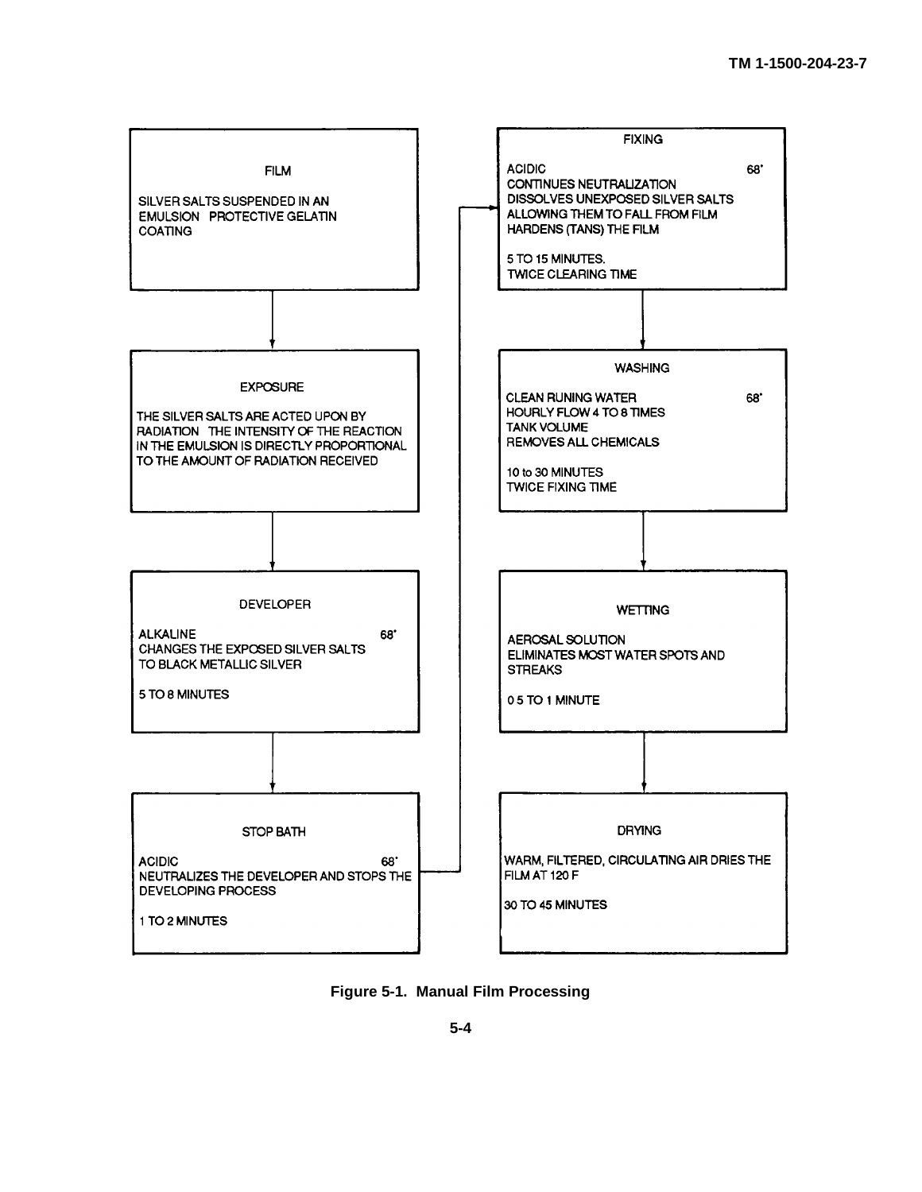**FILM**

SILVER SALTS SUSPENDED IN AN EMULSION PROTECTIVE GELATIN COATING

↓

**EXPOSURE**

THE SILVER SALTS ARE ACTED UPON BY RADIATION THE INTENSITY OF THE REACTION IN THE EMULSION IS DIRECTLY PROPORTIONAL TO THE AMOUNT OF RADIATION RECEIVED

↓

**DEVELOPER**

ALKALINE 68°
CHANGES THE EXPOSED SILVER SALTS TO BLACK METALLIC SILVER

5 TO 8 MINUTES

↓

**STOP BATH**

ACIDIC 68°
NEUTRALIZES THE DEVELOPER AND STOPS THE DEVELOPING PROCESS

1 TO 2 MINUTES

↓

**FIXING**

ACIDIC 68°
CONTINUES NEUTRALIZATION
DISSOLVES UNEXPOSED SILVER SALTS ALLOWING THEM TO FALL FROM FILM
HARDENS (TANS) THE FILM

5 TO 15 MINUTES.
TWICE CLEARING TIME

↓

**WASHING**

CLEAN RUNING WATER 68°
HOURLY FLOW 4 TO 8 TIMES TANK VOLUME
REMOVES ALL CHEMICALS

10 to 30 MINUTES
TWICE FIXING TIME

↓

**WETTING**

AEROSAL SOLUTION
ELIMINATES MOST WATER SPOTS AND STREAKS

0 5 TO 1 MINUTE

↓

**DRYING**

WARM, FILTERED, CIRCULATING AIR DRIES THE FILM AT 120 F

30 TO 45 MINUTES

**Figure 5-1. Manual Film Processing**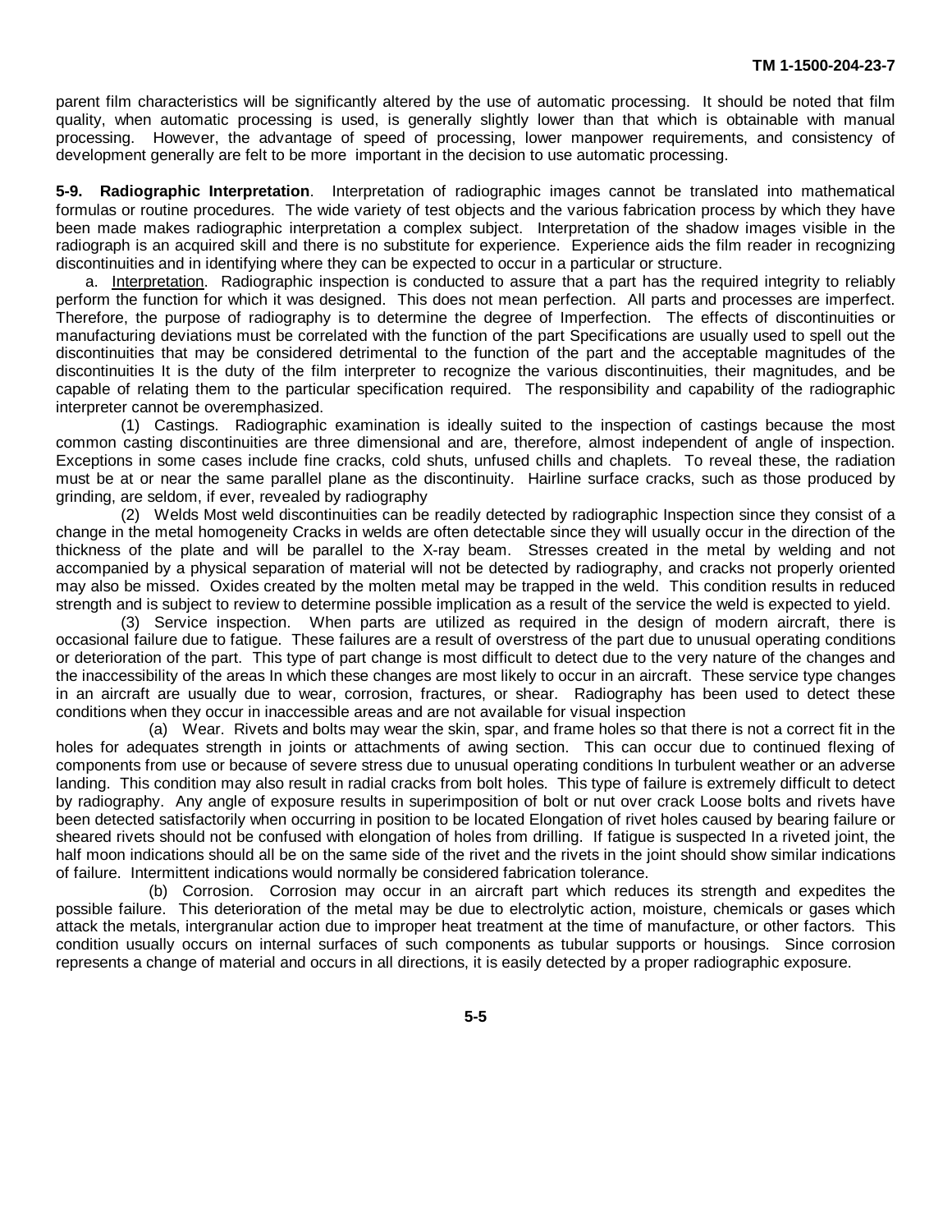parent film characteristics will be significantly altered by the use of automatic processing. It should be noted that film quality, when automatic processing is used, is generally slightly lower than that which is obtainable with manual processing. However, the advantage of speed of processing, lower manpower requirements, and consistency of development generally are felt to be more important in the decision to use automatic processing.

**5-9. Radiographic Interpretation**. Interpretation of radiographic images cannot be translated into mathematical formulas or routine procedures. The wide variety of test objects and the various fabrication process by which they have been made makes radiographic interpretation a complex subject. Interpretation of the shadow images visible in the radiograph is an acquired skill and there is no substitute for experience. Experience aids the film reader in recognizing discontinuities and in identifying where they can be expected to occur in a particular or structure.

a. Interpretation. Radiographic inspection is conducted to assure that a part has the required integrity to reliably perform the function for which it was designed. This does not mean perfection. All parts and processes are imperfect. Therefore, the purpose of radiography is to determine the degree of Imperfection. The effects of discontinuities or manufacturing deviations must be correlated with the function of the part Specifications are usually used to spell out the discontinuities that may be considered detrimental to the function of the part and the acceptable magnitudes of the discontinuities It is the duty of the film interpreter to recognize the various discontinuities, their magnitudes, and be capable of relating them to the particular specification required. The responsibility and capability of the radiographic interpreter cannot be overemphasized.

(1) Castings. Radiographic examination is ideally suited to the inspection of castings because the most common casting discontinuities are three dimensional and are, therefore, almost independent of angle of inspection. Exceptions in some cases include fine cracks, cold shuts, unfused chills and chaplets. To reveal these, the radiation must be at or near the same parallel plane as the discontinuity. Hairline surface cracks, such as those produced by grinding, are seldom, if ever, revealed by radiography

(2) Welds Most weld discontinuities can be readily detected by radiographic Inspection since they consist of a change in the metal homogeneity Cracks in welds are often detectable since they will usually occur in the direction of the thickness of the plate and will be parallel to the X-ray beam. Stresses created in the metal by welding and not accompanied by a physical separation of material will not be detected by radiography, and cracks not properly oriented may also be missed. Oxides created by the molten metal may be trapped in the weld. This condition results in reduced strength and is subject to review to determine possible implication as a result of the service the weld is expected to yield.

(3) Service inspection. When parts are utilized as required in the design of modern aircraft, there is occasional failure due to fatigue. These failures are a result of overstress of the part due to unusual operating conditions or deterioration of the part. This type of part change is most difficult to detect due to the very nature of the changes and the inaccessibility of the areas In which these changes are most likely to occur in an aircraft. These service type changes in an aircraft are usually due to wear, corrosion, fractures, or shear. Radiography has been used to detect these conditions when they occur in inaccessible areas and are not available for visual inspection

(a) Wear. Rivets and bolts may wear the skin, spar, and frame holes so that there is not a correct fit in the holes for adequates strength in joints or attachments of awing section. This can occur due to continued flexing of components from use or because of severe stress due to unusual operating conditions In turbulent weather or an adverse landing. This condition may also result in radial cracks from bolt holes. This type of failure is extremely difficult to detect by radiography. Any angle of exposure results in superimposition of bolt or nut over crack Loose bolts and rivets have been detected satisfactorily when occurring in position to be located Elongation of rivet holes caused by bearing failure or sheared rivets should not be confused with elongation of holes from drilling. If fatigue is suspected In a riveted joint, the half moon indications should all be on the same side of the rivet and the rivets in the joint should show similar indications of failure. Intermittent indications would normally be considered fabrication tolerance.

(b) Corrosion. Corrosion may occur in an aircraft part which reduces its strength and expedites the possible failure. This deterioration of the metal may be due to electrolytic action, moisture, chemicals or gases which attack the metals, intergranular action due to improper heat treatment at the time of manufacture, or other factors. This condition usually occurs on internal surfaces of such components as tubular supports or housings. Since corrosion represents a change of material and occurs in all directions, it is easily detected by a proper radiographic exposure.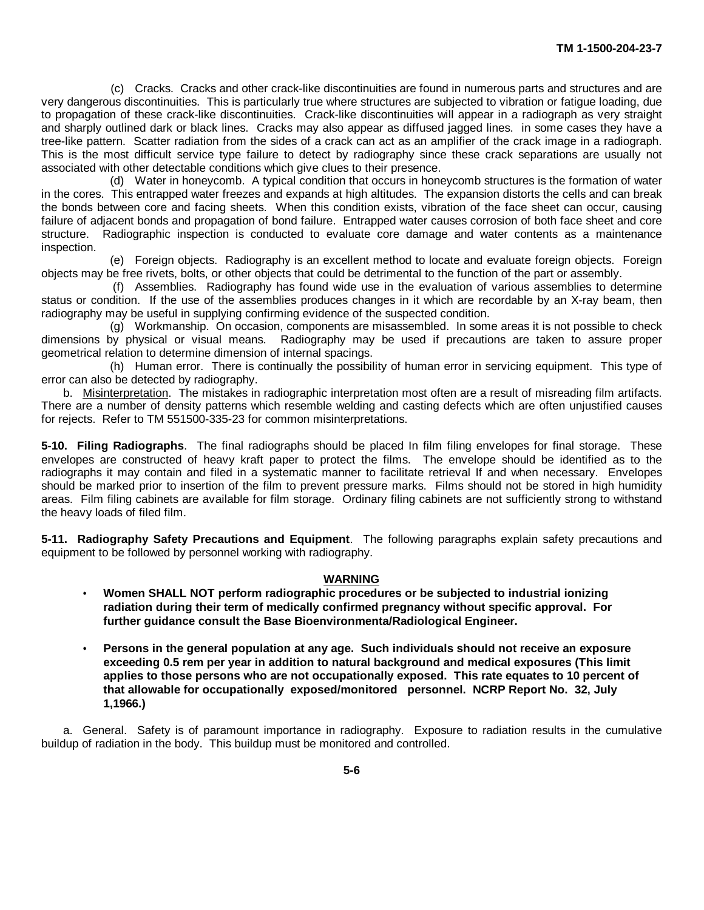(c) Cracks. Cracks and other crack-like discontinuities are found in numerous parts and structures and are very dangerous discontinuities. This is particularly true where structures are subjected to vibration or fatigue loading, due to propagation of these crack-like discontinuities. Crack-like discontinuities will appear in a radiograph as very straight and sharply outlined dark or black lines. Cracks may also appear as diffused jagged lines. in some cases they have a tree-like pattern. Scatter radiation from the sides of a crack can act as an amplifier of the crack image in a radiograph. This is the most difficult service type failure to detect by radiography since these crack separations are usually not associated with other detectable conditions which give clues to their presence.

(d) Water in honeycomb. A typical condition that occurs in honeycomb structures is the formation of water in the cores. This entrapped water freezes and expands at high altitudes. The expansion distorts the cells and can break the bonds between core and facing sheets. When this condition exists, vibration of the face sheet can occur, causing failure of adjacent bonds and propagation of bond failure. Entrapped water causes corrosion of both face sheet and core structure. Radiographic inspection is conducted to evaluate core damage and water contents as a maintenance inspection.

(e) Foreign objects. Radiography is an excellent method to locate and evaluate foreign objects. Foreign objects may be free rivets, bolts, or other objects that could be detrimental to the function of the part or assembly.

(f) Assemblies. Radiography has found wide use in the evaluation of various assemblies to determine status or condition. If the use of the assemblies produces changes in it which are recordable by an X-ray beam, then radiography may be useful in supplying confirming evidence of the suspected condition.

(g) Workmanship. On occasion, components are misassembled. In some areas it is not possible to check dimensions by physical or visual means. Radiography may be used if precautions are taken to assure proper geometrical relation to determine dimension of internal spacings.

(h) Human error. There is continually the possibility of human error in servicing equipment. This type of error can also be detected by radiography.

b. Misinterpretation. The mistakes in radiographic interpretation most often are a result of misreading film artifacts. There are a number of density patterns which resemble welding and casting defects which are often unjustified causes for rejects. Refer to TM 551500-335-23 for common misinterpretations.

**5-10. Filing Radiographs**. The final radiographs should be placed In film filing envelopes for final storage. These envelopes are constructed of heavy kraft paper to protect the films. The envelope should be identified as to the radiographs it may contain and filed in a systematic manner to facilitate retrieval If and when necessary. Envelopes should be marked prior to insertion of the film to prevent pressure marks. Films should not be stored in high humidity areas. Film filing cabinets are available for film storage. Ordinary filing cabinets are not sufficiently strong to withstand the heavy loads of filed film.

**5-11. Radiography Safety Precautions and Equipment**. The following paragraphs explain safety precautions and equipment to be followed by personnel working with radiography.

**WARNING**

- **Women SHALL NOT perform radiographic procedures or be subjected to industrial ionizing radiation during their term of medically confirmed pregnancy without specific approval. For further guidance consult the Base Bioenvironmenta/Radiological Engineer.**
- **Persons in the general population at any age. Such individuals should not receive an exposure exceeding 0.5 rem per year in addition to natural background and medical exposures (This limit applies to those persons who are not occupationally exposed. This rate equates to 10 percent of that allowable for occupationally exposed/monitored personnel. NCRP Report No. 32, July 1,1966.)**

a. General. Safety is of paramount importance in radiography. Exposure to radiation results in the cumulative buildup of radiation in the body. This buildup must be monitored and controlled.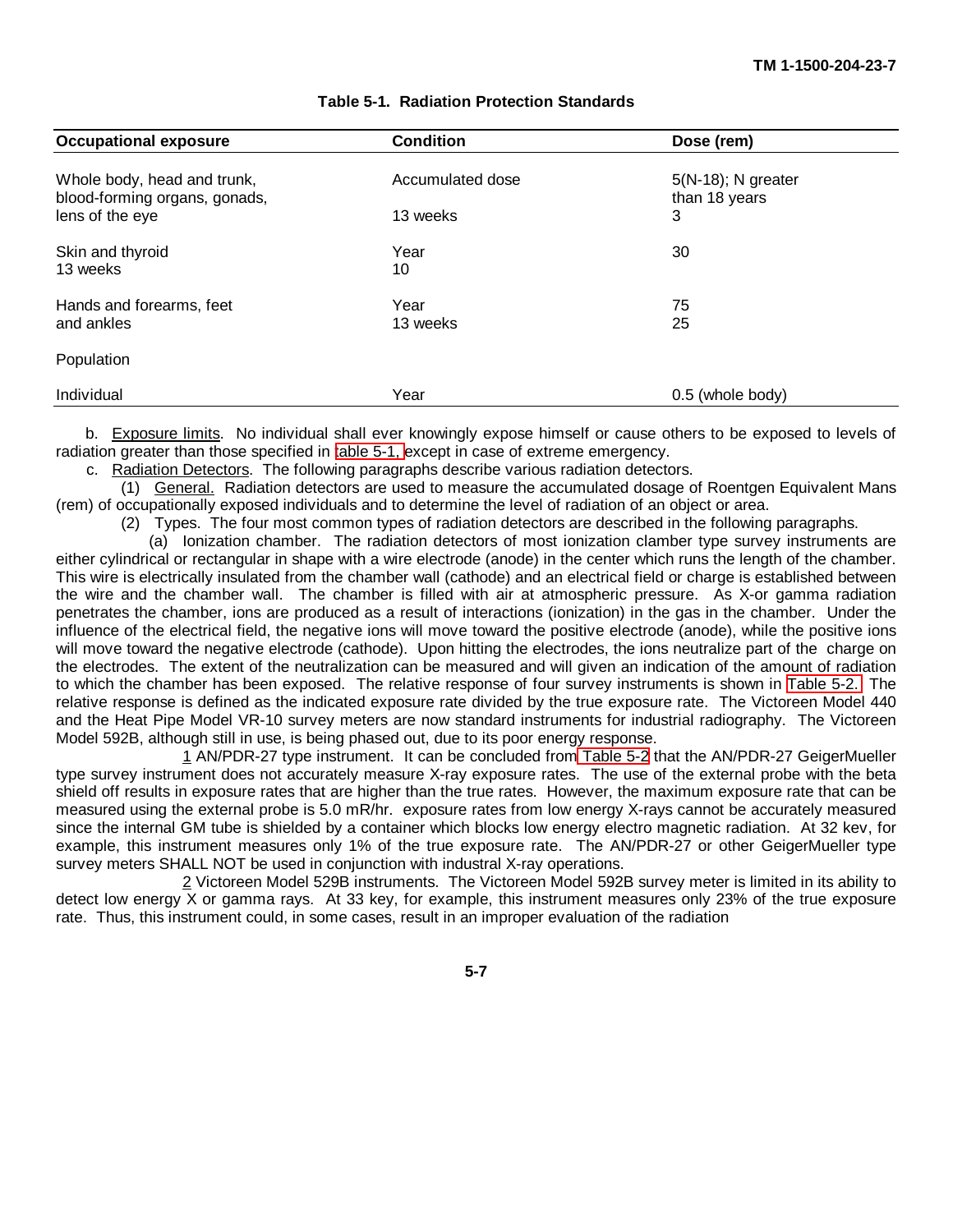**Table 5-1. Radiation Protection Standards**

| Occupational exposure | Condition | Dose (rem) |
|---|---|---|
| Whole body, head and trunk, blood-forming organs, gonads, | Accumulated dose | 5(N-18); N greater than 18 years |
| lens of the eye | 13 weeks | 3 |
| Skin and thyroid | Year | 30 |
| 13 weeks | 10 | |
| Hands and forearms, feet | Year | 75 |
| and ankles | 13 weeks | 25 |
| Population | | |
| Individual | Year | 0.5 (whole body) |

b. Exposure limits. No individual shall ever knowingly expose himself or cause others to be exposed to levels of radiation greater than those specified in table 5-1, except in case of extreme emergency.

c. Radiation Detectors. The following paragraphs describe various radiation detectors.

(1) General. Radiation detectors are used to measure the accumulated dosage of Roentgen Equivalent Mans (rem) of occupationally exposed individuals and to determine the level of radiation of an object or area.

(2) Types. The four most common types of radiation detectors are described in the following paragraphs.

(a) Ionization chamber. The radiation detectors of most ionization clamber type survey instruments are either cylindrical or rectangular in shape with a wire electrode (anode) in the center which runs the length of the chamber. This wire is electrically insulated from the chamber wall (cathode) and an electrical field or charge is established between the wire and the chamber wall. The chamber is filled with air at atmospheric pressure. As X-or gamma radiation penetrates the chamber, ions are produced as a result of interactions (ionization) in the gas in the chamber. Under the influence of the electrical field, the negative ions will move toward the positive electrode (anode), while the positive ions will move toward the negative electrode (cathode). Upon hitting the electrodes, the ions neutralize part of the charge on the electrodes. The extent of the neutralization can be measured and will given an indication of the amount of radiation to which the chamber has been exposed. The relative response of four survey instruments is shown in Table 5-2. The relative response is defined as the indicated exposure rate divided by the true exposure rate. The Victoreen Model 440 and the Heat Pipe Model VR-10 survey meters are now standard instruments for industrial radiography. The Victoreen Model 592B, although still in use, is being phased out, due to its poor energy response.

1 AN/PDR-27 type instrument. It can be concluded from Table 5-2 that the AN/PDR-27 GeigerMueller type survey instrument does not accurately measure X-ray exposure rates. The use of the external probe with the beta shield off results in exposure rates that are higher than the true rates. However, the maximum exposure rate that can be measured using the external probe is 5.0 mR/hr. exposure rates from low energy X-rays cannot be accurately measured since the internal GM tube is shielded by a container which blocks low energy electro magnetic radiation. At 32 kev, for example, this instrument measures only 1% of the true exposure rate. The AN/PDR-27 or other GeigerMueller type survey meters SHALL NOT be used in conjunction with industrial X-ray operations.

2 Victoreen Model 529B instruments. The Victoreen Model 592B survey meter is limited in its ability to detect low energy X or gamma rays. At 33 key, for example, this instrument measures only 23% of the true exposure rate. Thus, this instrument could, in some cases, result in an improper evaluation of the radiation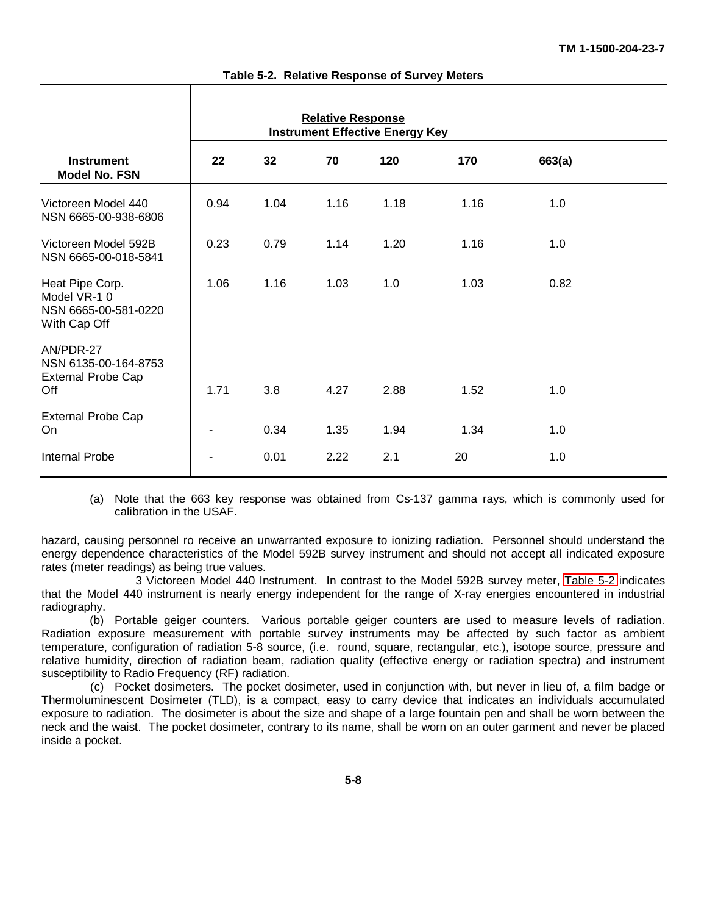**Table 5-2. Relative Response of Survey Meters**

| Instrument Model No. FSN | Relative Response Instrument Effective Energy Key | | | | | |
|---|---|---|---|---|---|---|
| | 22 | 32 | 70 | 120 | 170 | 663(a) |
| Victoreen Model 440 NSN 6665-00-938-6806 | 0.94 | 1.04 | 1.16 | 1.18 | 1.16 | 1.0 |
| Victoreen Model 592B NSN 6665-00-018-5841 | 0.23 | 0.79 | 1.14 | 1.20 | 1.16 | 1.0 |
| Heat Pipe Corp. Model VR-1 0 NSN 6665-00-581-0220 With Cap Off | 1.06 | 1.16 | 1.03 | 1.0 | 1.03 | 0.82 |
| AN/PDR-27 NSN 6135-00-164-8753 External Probe Cap Off | 1.71 | 3.8 | 4.27 | 2.88 | 1.52 | 1.0 |
| External Probe Cap On | - | 0.34 | 1.35 | 1.94 | 1.34 | 1.0 |
| Internal Probe | - | 0.01 | 2.22 | 2.1 | 20 | 1.0 |

(a) Note that the 663 key response was obtained from Cs-137 gamma rays, which is commonly used for calibration in the USAF.

hazard, causing personnel ro receive an unwarranted exposure to ionizing radiation. Personnel should understand the energy dependence characteristics of the Model 592B survey instrument and should not accept all indicated exposure rates (meter readings) as being true values.

3 Victoreen Model 440 Instrument. In contrast to the Model 592B survey meter, Table 5-2 indicates that the Model 440 instrument is nearly energy independent for the range of X-ray energies encountered in industrial radiography.

(b) Portable geiger counters. Various portable geiger counters are used to measure levels of radiation. Radiation exposure measurement with portable survey instruments may be affected by such factor as ambient temperature, configuration of radiation 5-8 source, (i.e. round, square, rectangular, etc.), isotope source, pressure and relative humidity, direction of radiation beam, radiation quality (effective energy or radiation spectra) and instrument susceptibility to Radio Frequency (RF) radiation.

(c) Pocket dosimeters. The pocket dosimeter, used in conjunction with, but never in lieu of, a film badge or Thermoluminescent Dosimeter (TLD), is a compact, easy to carry device that indicates an individuals accumulated exposure to radiation. The dosimeter is about the size and shape of a large fountain pen and shall be worn between the neck and the waist. The pocket dosimeter, contrary to its name, shall be worn on an outer garment and never be placed inside a pocket.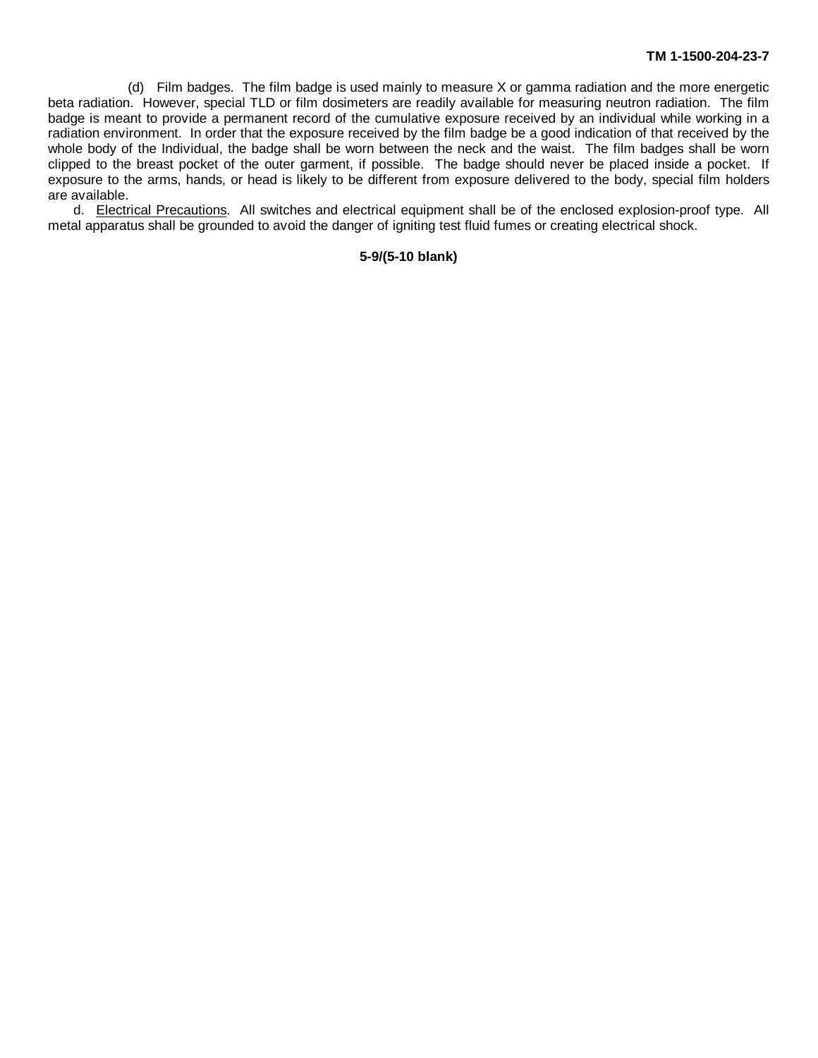(d) Film badges. The film badge is used mainly to measure X or gamma radiation and the more energetic beta radiation. However, special TLD or film dosimeters are readily available for measuring neutron radiation. The film badge is meant to provide a permanent record of the cumulative exposure received by an individual while working in a radiation environment. In order that the exposure received by the film badge be a good indication of that received by the whole body of the Individual, the badge shall be worn between the neck and the waist. The film badges shall be worn clipped to the breast pocket of the outer garment, if possible. The badge should never be placed inside a pocket. If exposure to the arms, hands, or head is likely to be different from exposure delivered to the body, special film holders are available.

d. Electrical Precautions. All switches and electrical equipment shall be of the enclosed explosion-proof type. All metal apparatus shall be grounded to avoid the danger of igniting test fluid fumes or creating electrical shock.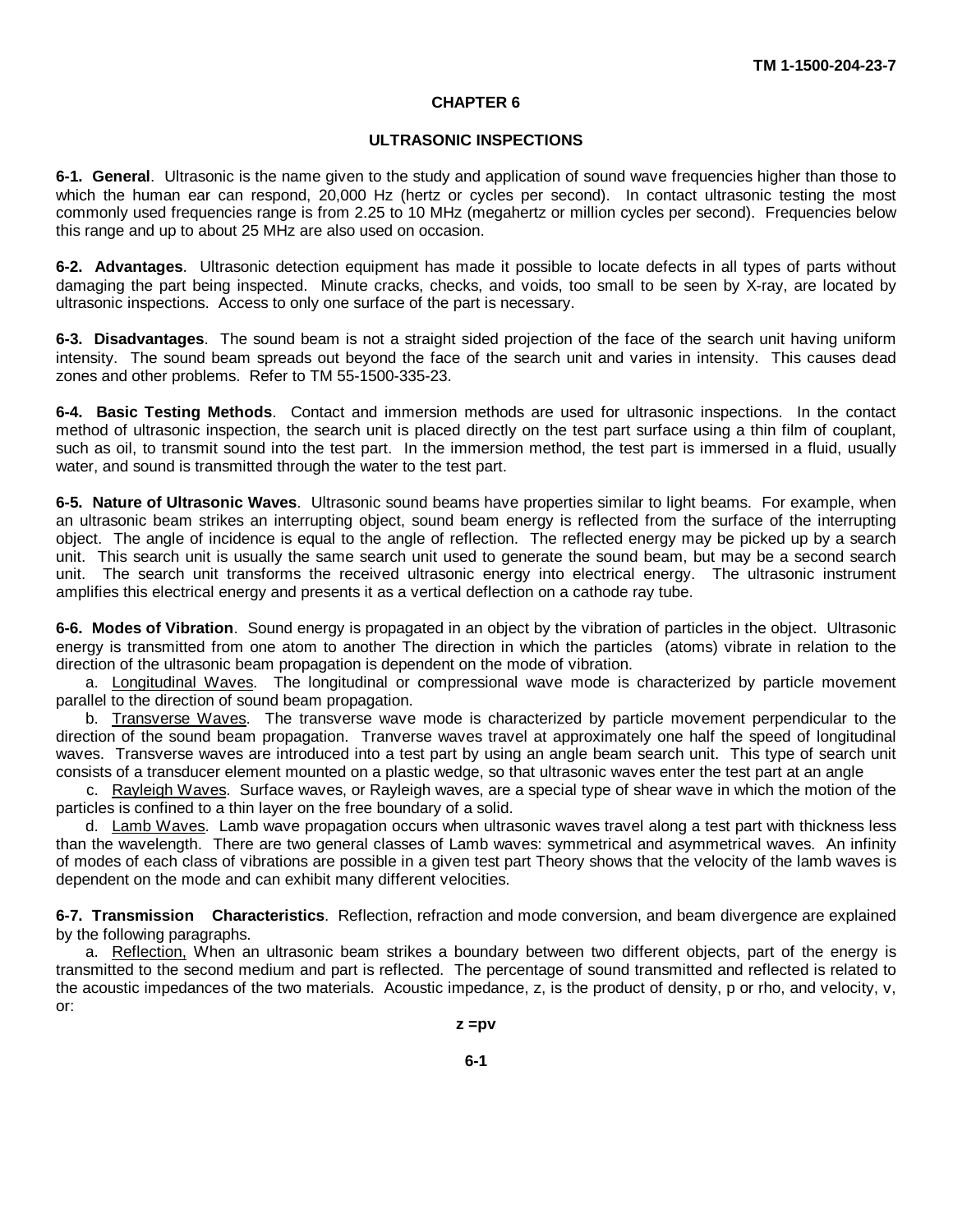# CHAPTER 6

## ULTRASONIC INSPECTIONS

**6-1. General**. Ultrasonic is the name given to the study and application of sound wave frequencies higher than those to which the human ear can respond, 20,000 Hz (hertz or cycles per second). In contact ultrasonic testing the most commonly used frequencies range is from 2.25 to 10 MHz (megahertz or million cycles per second). Frequencies below this range and up to about 25 MHz are also used on occasion.

**6-2. Advantages**. Ultrasonic detection equipment has made it possible to locate defects in all types of parts without damaging the part being inspected. Minute cracks, checks, and voids, too small to be seen by X-ray, are located by ultrasonic inspections. Access to only one surface of the part is necessary.

**6-3. Disadvantages**. The sound beam is not a straight sided projection of the face of the search unit having uniform intensity. The sound beam spreads out beyond the face of the search unit and varies in intensity. This causes dead zones and other problems. Refer to TM 55-1500-335-23.

**6-4. Basic Testing Methods**. Contact and immersion methods are used for ultrasonic inspections. In the contact method of ultrasonic inspection, the search unit is placed directly on the test part surface using a thin film of couplant, such as oil, to transmit sound into the test part. In the immersion method, the test part is immersed in a fluid, usually water, and sound is transmitted through the water to the test part.

**6-5. Nature of Ultrasonic Waves**. Ultrasonic sound beams have properties similar to light beams. For example, when an ultrasonic beam strikes an interrupting object, sound beam energy is reflected from the surface of the interrupting object. The angle of incidence is equal to the angle of reflection. The reflected energy may be picked up by a search unit. This search unit is usually the same search unit used to generate the sound beam, but may be a second search unit. The search unit transforms the received ultrasonic energy into electrical energy. The ultrasonic instrument amplifies this electrical energy and presents it as a vertical deflection on a cathode ray tube.

**6-6. Modes of Vibration**. Sound energy is propagated in an object by the vibration of particles in the object. Ultrasonic energy is transmitted from one atom to another The direction in which the particles (atoms) vibrate in relation to the direction of the ultrasonic beam propagation is dependent on the mode of vibration.

a. Longitudinal Waves. The longitudinal or compressional wave mode is characterized by particle movement parallel to the direction of sound beam propagation.

b. Transverse Waves. The transverse wave mode is characterized by particle movement perpendicular to the direction of the sound beam propagation. Tranverse waves travel at approximately one half the speed of longitudinal waves. Transverse waves are introduced into a test part by using an angle beam search unit. This type of search unit consists of a transducer element mounted on a plastic wedge, so that ultrasonic waves enter the test part at an angle

c. Rayleigh Waves. Surface waves, or Rayleigh waves, are a special type of shear wave in which the motion of the particles is confined to a thin layer on the free boundary of a solid.

d. Lamb Waves. Lamb wave propagation occurs when ultrasonic waves travel along a test part with thickness less than the wavelength. There are two general classes of Lamb waves: symmetrical and asymmetrical waves. An infinity of modes of each class of vibrations are possible in a given test part Theory shows that the velocity of the lamb waves is dependent on the mode and can exhibit many different velocities.

**6-7. Transmission Characteristics**. Reflection, refraction and mode conversion, and beam divergence are explained by the following paragraphs.

a. Reflection, When an ultrasonic beam strikes a boundary between two different objects, part of the energy is transmitted to the second medium and part is reflected. The percentage of sound transmitted and reflected is related to the acoustic impedances of the two materials. Acoustic impedance, z, is the product of density, p or rho, and velocity, v, or:

$$z = pv$$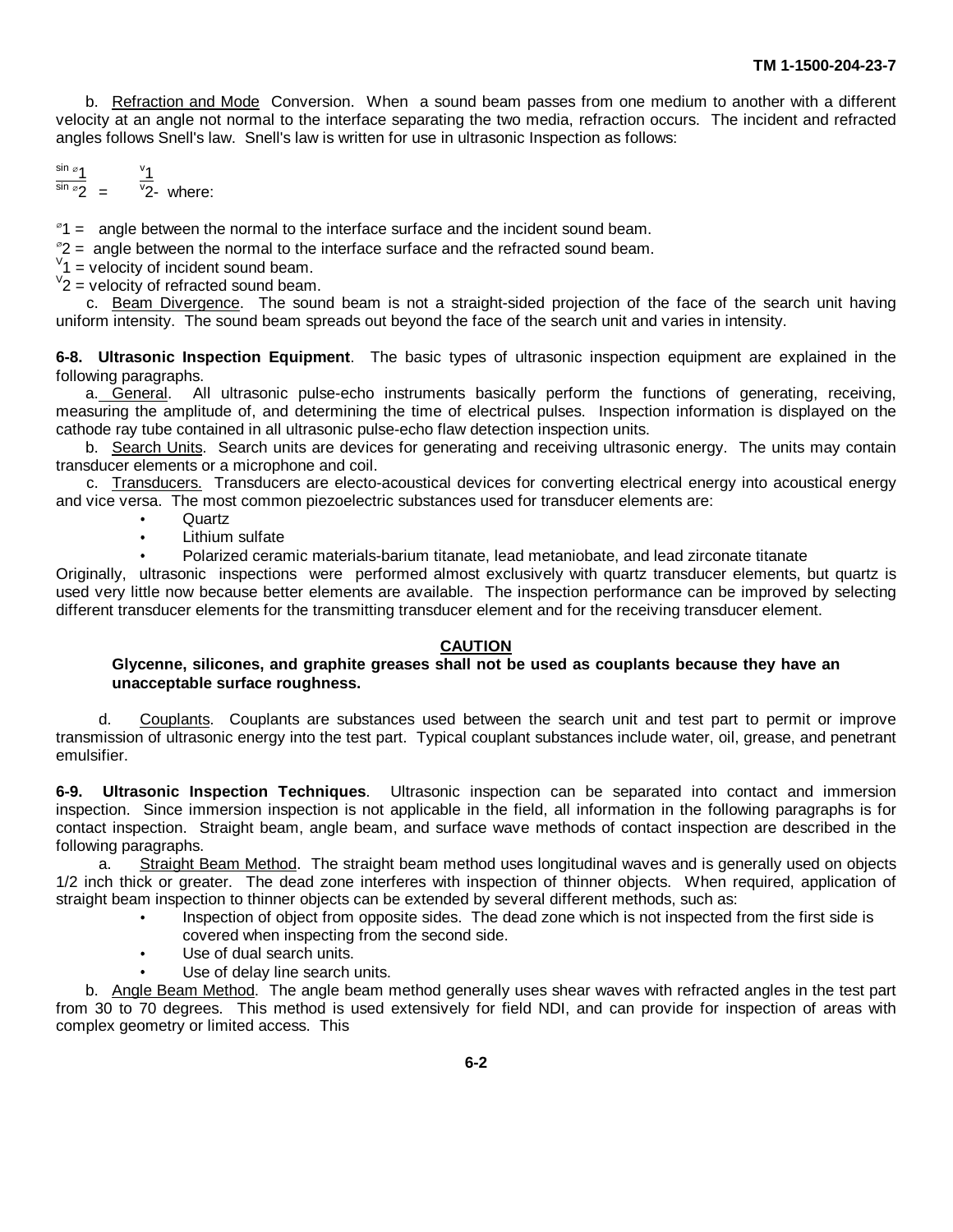b. Refraction and Mode Conversion. When a sound beam passes from one medium to another with a different velocity at an angle not normal to the interface separating the two media, refraction occurs. The incident and refracted angles follows Snell's law. Snell's law is written for use in ultrasonic Inspection as follows:

$$\frac{\sin \varnothing_1}{\sin \varnothing_2} = \frac{V_1}{V_2}$$ where:

$\varnothing_1$ = angle between the normal to the interface surface and the incident sound beam.

$\varnothing_2$ = angle between the normal to the interface surface and the refracted sound beam.

$V_1$ = velocity of incident sound beam.

$V_2$ = velocity of refracted sound beam.

c. Beam Divergence. The sound beam is not a straight-sided projection of the face of the search unit having uniform intensity. The sound beam spreads out beyond the face of the search unit and varies in intensity.

**6-8. Ultrasonic Inspection Equipment**. The basic types of ultrasonic inspection equipment are explained in the following paragraphs.

a. General. All ultrasonic pulse-echo instruments basically perform the functions of generating, receiving, measuring the amplitude of, and determining the time of electrical pulses. Inspection information is displayed on the cathode ray tube contained in all ultrasonic pulse-echo flaw detection inspection units.

b. Search Units. Search units are devices for generating and receiving ultrasonic energy. The units may contain transducer elements or a microphone and coil.

c. Transducers. Transducers are electo-acoustical devices for converting electrical energy into acoustical energy and vice versa. The most common piezoelectric substances used for transducer elements are:

- Quartz
- Lithium sulfate
- Polarized ceramic materials-barium titanate, lead metaniobate, and lead zirconate titanate

Originally, ultrasonic inspections were performed almost exclusively with quartz transducer elements, but quartz is used very little now because better elements are available. The inspection performance can be improved by selecting different transducer elements for the transmitting transducer element and for the receiving transducer element.

**CAUTION**

**Glycenne, silicones, and graphite greases shall not be used as couplants because they have an unacceptable surface roughness.**

d. Couplants. Couplants are substances used between the search unit and test part to permit or improve transmission of ultrasonic energy into the test part. Typical couplant substances include water, oil, grease, and penetrant emulsifier.

**6-9. Ultrasonic Inspection Techniques**. Ultrasonic inspection can be separated into contact and immersion inspection. Since immersion inspection is not applicable in the field, all information in the following paragraphs is for contact inspection. Straight beam, angle beam, and surface wave methods of contact inspection are described in the following paragraphs.

a. Straight Beam Method. The straight beam method uses longitudinal waves and is generally used on objects 1/2 inch thick or greater. The dead zone interferes with inspection of thinner objects. When required, application of straight beam inspection to thinner objects can be extended by several different methods, such as:

- Inspection of object from opposite sides. The dead zone which is not inspected from the first side is covered when inspecting from the second side.
- Use of dual search units.
- Use of delay line search units.

b. Angle Beam Method. The angle beam method generally uses shear waves with refracted angles in the test part from 30 to 70 degrees. This method is used extensively for field NDI, and can provide for inspection of areas with complex geometry or limited access. This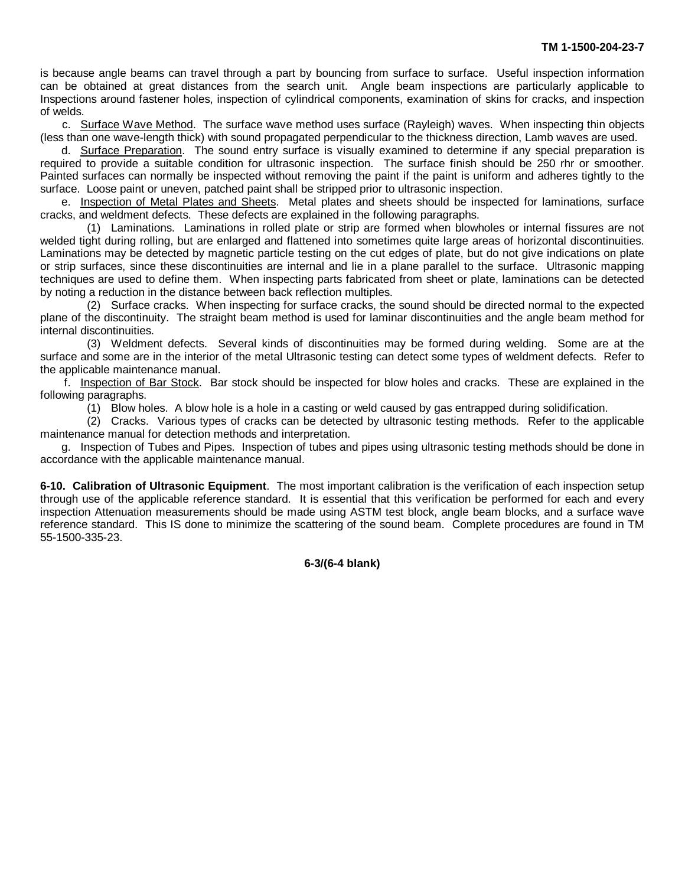is because angle beams can travel through a part by bouncing from surface to surface. Useful inspection information can be obtained at great distances from the search unit. Angle beam inspections are particularly applicable to Inspections around fastener holes, inspection of cylindrical components, examination of skins for cracks, and inspection of welds.

c. Surface Wave Method. The surface wave method uses surface (Rayleigh) waves. When inspecting thin objects (less than one wave-length thick) with sound propagated perpendicular to the thickness direction, Lamb waves are used.

d. Surface Preparation. The sound entry surface is visually examined to determine if any special preparation is required to provide a suitable condition for ultrasonic inspection. The surface finish should be 250 rhr or smoother. Painted surfaces can normally be inspected without removing the paint if the paint is uniform and adheres tightly to the surface. Loose paint or uneven, patched paint shall be stripped prior to ultrasonic inspection.

e. Inspection of Metal Plates and Sheets. Metal plates and sheets should be inspected for laminations, surface cracks, and weldment defects. These defects are explained in the following paragraphs.

(1) Laminations. Laminations in rolled plate or strip are formed when blowholes or internal fissures are not welded tight during rolling, but are enlarged and flattened into sometimes quite large areas of horizontal discontinuities. Laminations may be detected by magnetic particle testing on the cut edges of plate, but do not give indications on plate or strip surfaces, since these discontinuities are internal and lie in a plane parallel to the surface. Ultrasonic mapping techniques are used to define them. When inspecting parts fabricated from sheet or plate, laminations can be detected by noting a reduction in the distance between back reflection multiples.

(2) Surface cracks. When inspecting for surface cracks, the sound should be directed normal to the expected plane of the discontinuity. The straight beam method is used for laminar discontinuities and the angle beam method for internal discontinuities.

(3) Weldment defects. Several kinds of discontinuities may be formed during welding. Some are at the surface and some are in the interior of the metal Ultrasonic testing can detect some types of weldment defects. Refer to the applicable maintenance manual.

f. Inspection of Bar Stock. Bar stock should be inspected for blow holes and cracks. These are explained in the following paragraphs.

(1) Blow holes. A blow hole is a hole in a casting or weld caused by gas entrapped during solidification.

(2) Cracks. Various types of cracks can be detected by ultrasonic testing methods. Refer to the applicable maintenance manual for detection methods and interpretation.

g. Inspection of Tubes and Pipes. Inspection of tubes and pipes using ultrasonic testing methods should be done in accordance with the applicable maintenance manual.

**6-10. Calibration of Ultrasonic Equipment**. The most important calibration is the verification of each inspection setup through use of the applicable reference standard. It is essential that this verification be performed for each and every inspection Attenuation measurements should be made using ASTM test block, angle beam blocks, and a surface wave reference standard. This IS done to minimize the scattering of the sound beam. Complete procedures are found in TM 55-1500-335-23.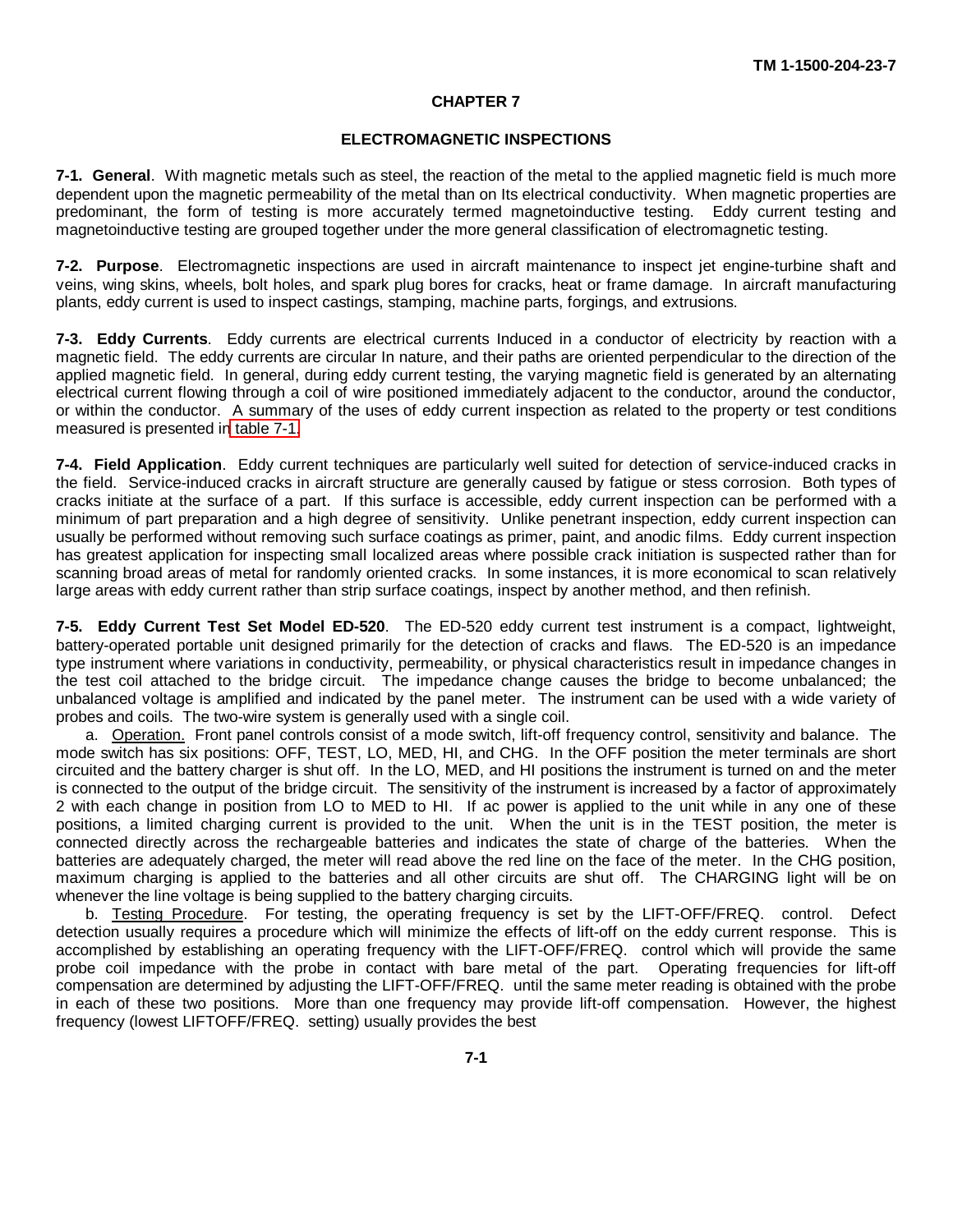# CHAPTER 7

## ELECTROMAGNETIC INSPECTIONS

**7-1. General**. With magnetic metals such as steel, the reaction of the metal to the applied magnetic field is much more dependent upon the magnetic permeability of the metal than on Its electrical conductivity. When magnetic properties are predominant, the form of testing is more accurately termed magnetoinductive testing. Eddy current testing and magnetoinductive testing are grouped together under the more general classification of electromagnetic testing.

**7-2. Purpose**. Electromagnetic inspections are used in aircraft maintenance to inspect jet engine-turbine shaft and veins, wing skins, wheels, bolt holes, and spark plug bores for cracks, heat or frame damage. In aircraft manufacturing plants, eddy current is used to inspect castings, stamping, machine parts, forgings, and extrusions.

**7-3. Eddy Currents**. Eddy currents are electrical currents Induced in a conductor of electricity by reaction with a magnetic field. The eddy currents are circular In nature, and their paths are oriented perpendicular to the direction of the applied magnetic field. In general, during eddy current testing, the varying magnetic field is generated by an alternating electrical current flowing through a coil of wire positioned immediately adjacent to the conductor, around the conductor, or within the conductor. A summary of the uses of eddy current inspection as related to the property or test conditions measured is presented in table 7-1.

**7-4. Field Application**. Eddy current techniques are particularly well suited for detection of service-induced cracks in the field. Service-induced cracks in aircraft structure are generally caused by fatigue or stess corrosion. Both types of cracks initiate at the surface of a part. If this surface is accessible, eddy current inspection can be performed with a minimum of part preparation and a high degree of sensitivity. Unlike penetrant inspection, eddy current inspection can usually be performed without removing such surface coatings as primer, paint, and anodic films. Eddy current inspection has greatest application for inspecting small localized areas where possible crack initiation is suspected rather than for scanning broad areas of metal for randomly oriented cracks. In some instances, it is more economical to scan relatively large areas with eddy current rather than strip surface coatings, inspect by another method, and then refinish.

**7-5. Eddy Current Test Set Model ED-520**. The ED-520 eddy current test instrument is a compact, lightweight, battery-operated portable unit designed primarily for the detection of cracks and flaws. The ED-520 is an impedance type instrument where variations in conductivity, permeability, or physical characteristics result in impedance changes in the test coil attached to the bridge circuit. The impedance change causes the bridge to become unbalanced; the unbalanced voltage is amplified and indicated by the panel meter. The instrument can be used with a wide variety of probes and coils. The two-wire system is generally used with a single coil.

a. Operation. Front panel controls consist of a mode switch, lift-off frequency control, sensitivity and balance. The mode switch has six positions: OFF, TEST, LO, MED, HI, and CHG. In the OFF position the meter terminals are short circuited and the battery charger is shut off. In the LO, MED, and HI positions the instrument is turned on and the meter is connected to the output of the bridge circuit. The sensitivity of the instrument is increased by a factor of approximately 2 with each change in position from LO to MED to HI. If ac power is applied to the unit while in any one of these positions, a limited charging current is provided to the unit. When the unit is in the TEST position, the meter is connected directly across the rechargeable batteries and indicates the state of charge of the batteries. When the batteries are adequately charged, the meter will read above the red line on the face of the meter. In the CHG position, maximum charging is applied to the batteries and all other circuits are shut off. The CHARGING light will be on whenever the line voltage is being supplied to the battery charging circuits.

b. Testing Procedure. For testing, the operating frequency is set by the LIFT-OFF/FREQ. control. Defect detection usually requires a procedure which will minimize the effects of lift-off on the eddy current response. This is accomplished by establishing an operating frequency with the LIFT-OFF/FREQ. control which will provide the same probe coil impedance with the probe in contact with bare metal of the part. Operating frequencies for lift-off compensation are determined by adjusting the LIFT-OFF/FREQ. until the same meter reading is obtained with the probe in each of these two positions. More than one frequency may provide lift-off compensation. However, the highest frequency (lowest LIFTOFF/FREQ. setting) usually provides the best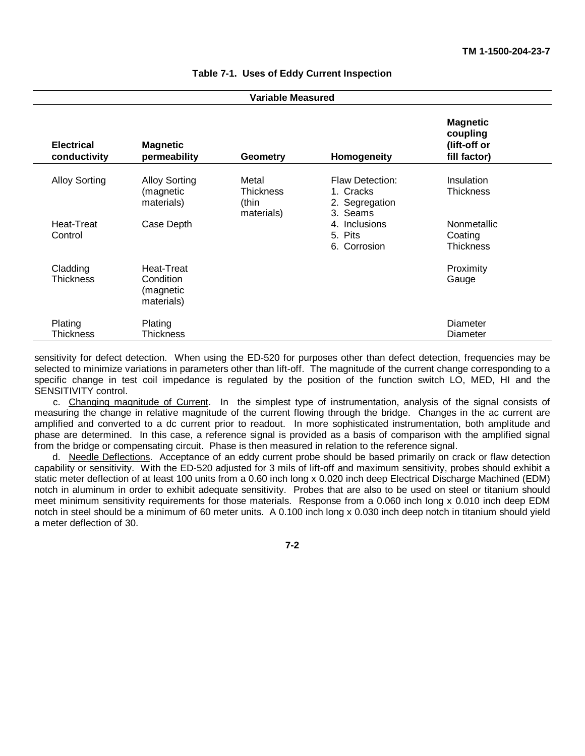**Table 7-1. Uses of Eddy Current Inspection**

| Variable Measured | | | | |
|---|---|---|---|---|
| **Electrical conductivity** | **Magnetic permeability** | **Geometry** | **Homogeneity** | **Magnetic coupling (lift-off or fill factor)** |
| Alloy Sorting | Alloy Sorting (magnetic materials) | Metal Thickness (thin materials) | Flaw Detection: 1. Cracks 2. Segregation 3. Seams | Insulation Thickness |
| Heat-Treat Control | Case Depth | | 4. Inclusions 5. Pits 6. Corrosion | Nonmetallic Coating Thickness |
| Cladding Thickness | Heat-Treat Condition (magnetic materials) | | | Proximity Gauge |
| Plating Thickness | Plating Thickness | | | Diameter Diameter |

sensitivity for defect detection. When using the ED-520 for purposes other than defect detection, frequencies may be selected to minimize variations in parameters other than lift-off. The magnitude of the current change corresponding to a specific change in test coil impedance is regulated by the position of the function switch LO, MED, HI and the SENSITIVITY control.

c. Changing magnitude of Current. In the simplest type of instrumentation, analysis of the signal consists of measuring the change in relative magnitude of the current flowing through the bridge. Changes in the ac current are amplified and converted to a dc current prior to readout. In more sophisticated instrumentation, both amplitude and phase are determined. In this case, a reference signal is provided as a basis of comparison with the amplified signal from the bridge or compensating circuit. Phase is then measured in relation to the reference signal.

d. Needle Deflections. Acceptance of an eddy current probe should be based primarily on crack or flaw detection capability or sensitivity. With the ED-520 adjusted for 3 mils of lift-off and maximum sensitivity, probes should exhibit a static meter deflection of at least 100 units from a 0.60 inch long x 0.020 inch deep Electrical Discharge Machined (EDM) notch in aluminum in order to exhibit adequate sensitivity. Probes that are also to be used on steel or titanium should meet minimum sensitivity requirements for those materials. Response from a 0.060 inch long x 0.010 inch deep EDM notch in steel should be a minimum of 60 meter units. A 0.100 inch long x 0.030 inch deep notch in titanium should yield a meter deflection of 30.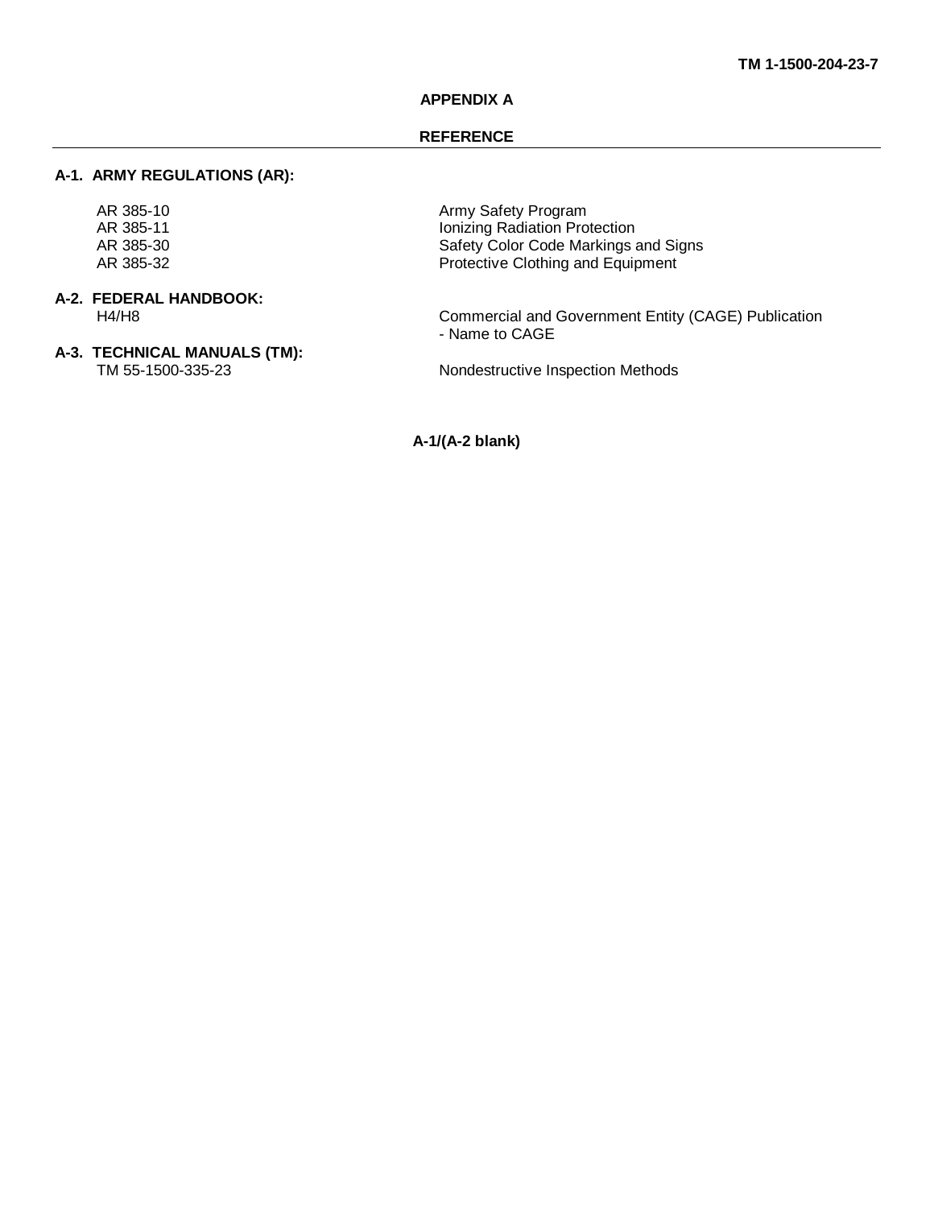# APPENDIX A

## REFERENCE

### A-1. ARMY REGULATIONS (AR):

| | |
|---|---|
| AR 385-10 | Army Safety Program |
| AR 385-11 | Ionizing Radiation Protection |
| AR 385-30 | Safety Color Code Markings and Signs |
| AR 385-32 | Protective Clothing and Equipment |

### A-2. FEDERAL HANDBOOK:

| | |
|---|---|
| H4/H8 | Commercial and Government Entity (CAGE) Publication - Name to CAGE |

### A-3. TECHNICAL MANUALS (TM):

| | |
|---|---|
| TM 55-1500-335-23 | Nondestructive Inspection Methods |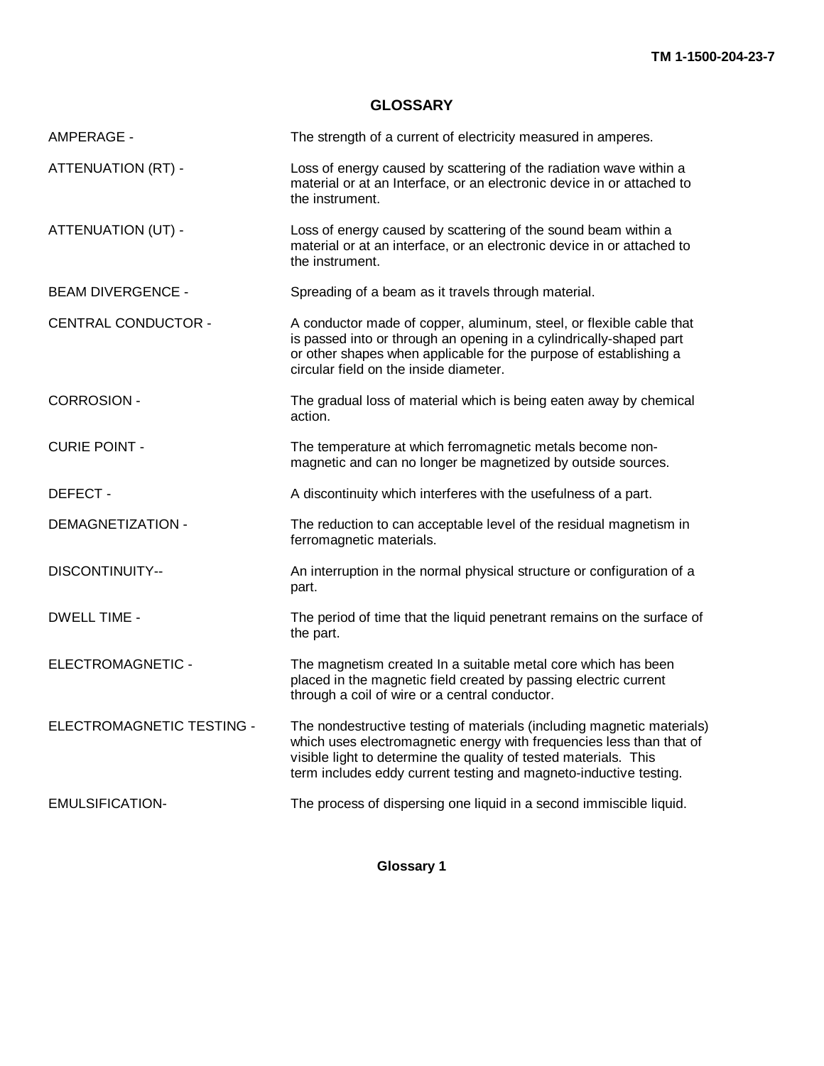# GLOSSARY

| | |
|---|---|
| AMPERAGE - | The strength of a current of electricity measured in amperes. |
| ATTENUATION (RT) - | Loss of energy caused by scattering of the radiation wave within a material or at an Interface, or an electronic device in or attached to the instrument. |
| ATTENUATION (UT) - | Loss of energy caused by scattering of the sound beam within a material or at an interface, or an electronic device in or attached to the instrument. |
| BEAM DIVERGENCE - | Spreading of a beam as it travels through material. |
| CENTRAL CONDUCTOR - | A conductor made of copper, aluminum, steel, or flexible cable that is passed into or through an opening in a cylindrically-shaped part or other shapes when applicable for the purpose of establishing a circular field on the inside diameter. |
| CORROSION - | The gradual loss of material which is being eaten away by chemical action. |
| CURIE POINT - | The temperature at which ferromagnetic metals become non-magnetic and can no longer be magnetized by outside sources. |
| DEFECT - | A discontinuity which interferes with the usefulness of a part. |
| DEMAGNETIZATION - | The reduction to can acceptable level of the residual magnetism in ferromagnetic materials. |
| DISCONTINUITY-- | An interruption in the normal physical structure or configuration of a part. |
| DWELL TIME - | The period of time that the liquid penetrant remains on the surface of the part. |
| ELECTROMAGNETIC - | The magnetism created In a suitable metal core which has been placed in the magnetic field created by passing electric current through a coil of wire or a central conductor. |
| ELECTROMAGNETIC TESTING - | The nondestructive testing of materials (including magnetic materials) which uses electromagnetic energy with frequencies less than that of visible light to determine the quality of tested materials. This term includes eddy current testing and magneto-inductive testing. |
| EMULSIFICATION- | The process of dispersing one liquid in a second immiscible liquid. |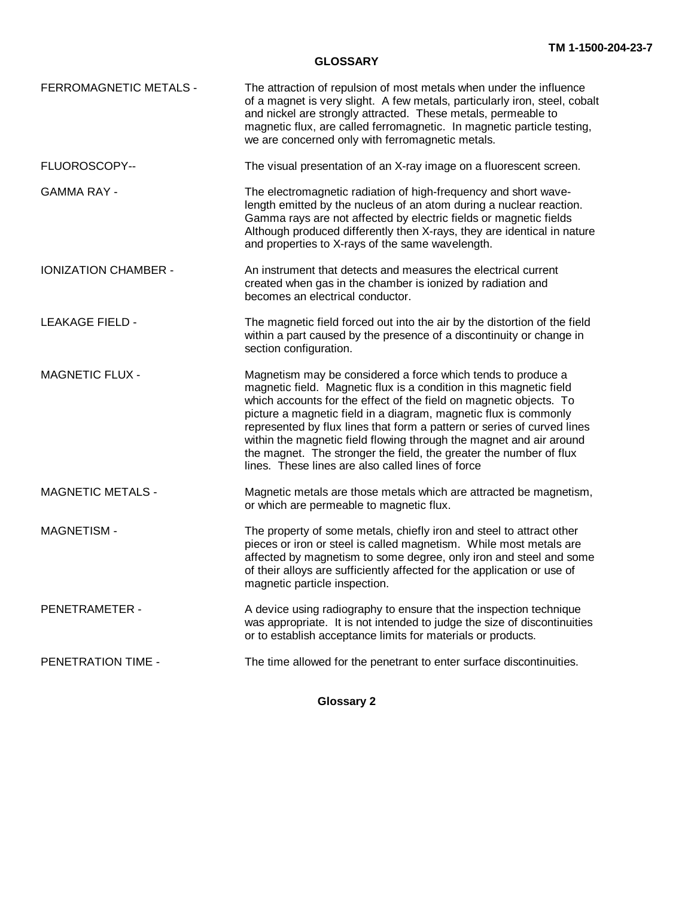## GLOSSARY

**FERROMAGNETIC METALS** - The attraction of repulsion of most metals when under the influence of a magnet is very slight. A few metals, particularly iron, steel, cobalt and nickel are strongly attracted. These metals, permeable to magnetic flux, are called ferromagnetic. In magnetic particle testing, we are concerned only with ferromagnetic metals.

**FLUOROSCOPY**-- The visual presentation of an X-ray image on a fluorescent screen.

**GAMMA RAY** - The electromagnetic radiation of high-frequency and short wave-length emitted by the nucleus of an atom during a nuclear reaction. Gamma rays are not affected by electric fields or magnetic fields Although produced differently then X-rays, they are identical in nature and properties to X-rays of the same wavelength.

**IONIZATION CHAMBER** - An instrument that detects and measures the electrical current created when gas in the chamber is ionized by radiation and becomes an electrical conductor.

**LEAKAGE FIELD** - The magnetic field forced out into the air by the distortion of the field within a part caused by the presence of a discontinuity or change in section configuration.

**MAGNETIC FLUX** - Magnetism may be considered a force which tends to produce a magnetic field. Magnetic flux is a condition in this magnetic field which accounts for the effect of the field on magnetic objects. To picture a magnetic field in a diagram, magnetic flux is commonly represented by flux lines that form a pattern or series of curved lines within the magnetic field flowing through the magnet and air around the magnet. The stronger the field, the greater the number of flux lines. These lines are also called lines of force

**MAGNETIC METALS** - Magnetic metals are those metals which are attracted be magnetism, or which are permeable to magnetic flux.

**MAGNETISM** - The property of some metals, chiefly iron and steel to attract other pieces or iron or steel is called magnetism. While most metals are affected by magnetism to some degree, only iron and steel and some of their alloys are sufficiently affected for the application or use of magnetic particle inspection.

**PENETRAMETER** - A device using radiography to ensure that the inspection technique was appropriate. It is not intended to judge the size of discontinuities or to establish acceptance limits for materials or products.

**PENETRATION TIME** - The time allowed for the penetrant to enter surface discontinuities.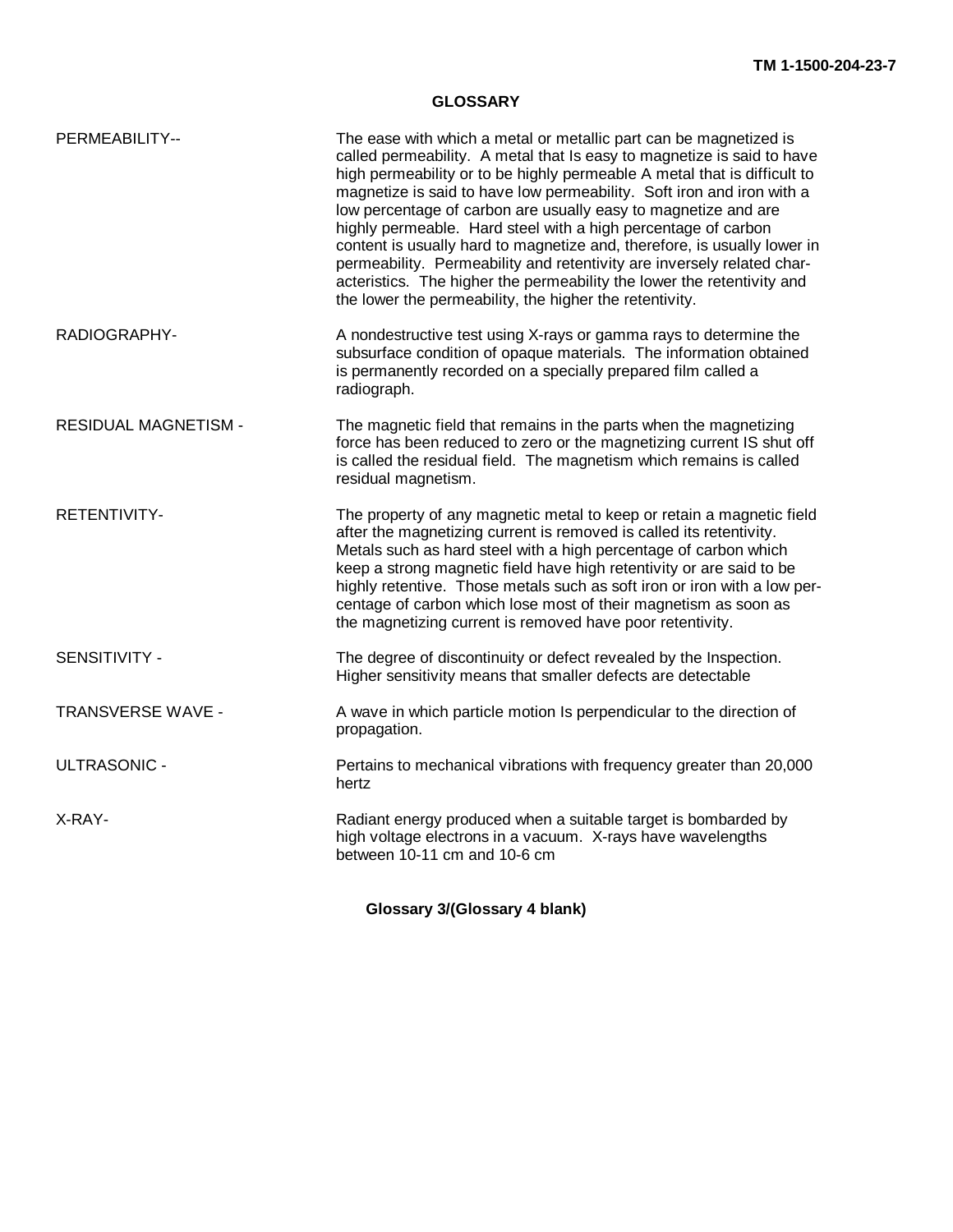# GLOSSARY

PERMEABILITY-- The ease with which a metal or metallic part can be magnetized is called permeability. A metal that Is easy to magnetize is said to have high permeability or to be highly permeable A metal that is difficult to magnetize is said to have low permeability. Soft iron and iron with a low percentage of carbon are usually easy to magnetize and are highly permeable. Hard steel with a high percentage of carbon content is usually hard to magnetize and, therefore, is usually lower in permeability. Permeability and retentivity are inversely related characteristics. The higher the permeability the lower the retentivity and the lower the permeability, the higher the retentivity.

RADIOGRAPHY- A nondestructive test using X-rays or gamma rays to determine the subsurface condition of opaque materials. The information obtained is permanently recorded on a specially prepared film called a radiograph.

RESIDUAL MAGNETISM - The magnetic field that remains in the parts when the magnetizing force has been reduced to zero or the magnetizing current IS shut off is called the residual field. The magnetism which remains is called residual magnetism.

RETENTIVITY- The property of any magnetic metal to keep or retain a magnetic field after the magnetizing current is removed is called its retentivity. Metals such as hard steel with a high percentage of carbon which keep a strong magnetic field have high retentivity or are said to be highly retentive. Those metals such as soft iron or iron with a low percentage of carbon which lose most of their magnetism as soon as the magnetizing current is removed have poor retentivity.

SENSITIVITY - The degree of discontinuity or defect revealed by the Inspection. Higher sensitivity means that smaller defects are detectable

TRANSVERSE WAVE - A wave in which particle motion Is perpendicular to the direction of propagation.

ULTRASONIC - Pertains to mechanical vibrations with frequency greater than 20,000 hertz

X-RAY- Radiant energy produced when a suitable target is bombarded by high voltage electrons in a vacuum. X-rays have wavelengths between $10^{-11}$ cm and $10^{-6}$ cm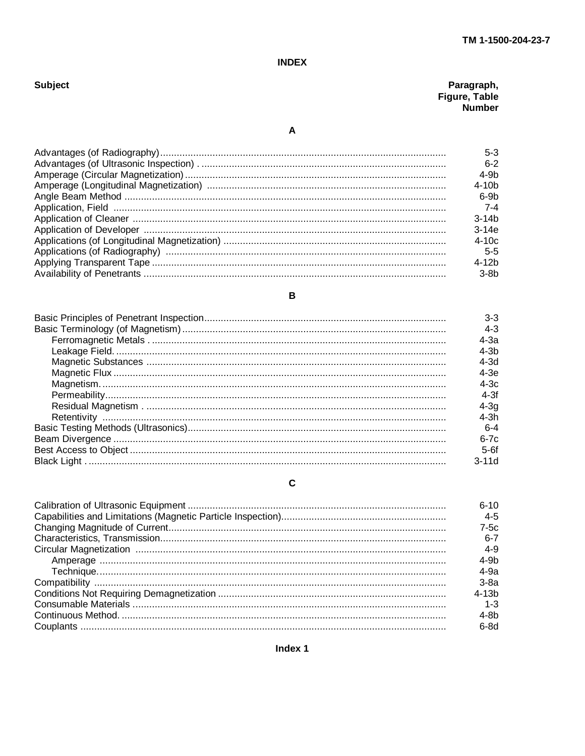# INDEX

| Subject | Paragraph, Figure, Table Number |
|---|---|
| **A** | |
| Advantages (of Radiography) | 5-3 |
| Advantages (of Ultrasonic Inspection) | 6-2 |
| Amperage (Circular Magnetization) | 4-9b |
| Amperage (Longitudinal Magnetization) | 4-10b |
| Angle Beam Method | 6-9b |
| Application, Field | 7-4 |
| Application of Cleaner | 3-14b |
| Application of Developer | 3-14e |
| Applications (of Longitudinal Magnetization) | 4-10c |
| Applications (of Radiography) | 5-5 |
| Applying Transparent Tape | 4-12b |
| Availability of Penetrants | 3-8b |
| **B** | |
| Basic Principles of Penetrant Inspection | 3-3 |
| Basic Terminology (of Magnetism) | 4-3 |
| Ferromagnetic Metals | 4-3a |
| Leakage Field. | 4-3b |
| Magnetic Substances | 4-3d |
| Magnetic Flux | 4-3e |
| Magnetism. | 4-3c |
| Permeability | 4-3f |
| Residual Magnetism | 4-3g |
| Retentivity | 4-3h |
| Basic Testing Methods (Ultrasonics) | 6-4 |
| Beam Divergence | 6-7c |
| Best Access to Object | 5-6f |
| Black Light | 3-11d |
| **C** | |
| Calibration of Ultrasonic Equipment | 6-10 |
| Capabilities and Limitations (Magnetic Particle Inspection) | 4-5 |
| Changing Magnitude of Current | 7-5c |
| Characteristics, Transmission | 6-7 |
| Circular Magnetization | 4-9 |
| Amperage | 4-9b |
| Technique. | 4-9a |
| Compatibility | 3-8a |
| Conditions Not Requiring Demagnetization | 4-13b |
| Consumable Materials | 1-3 |
| Continuous Method. | 4-8b |
| Couplants | 6-8d |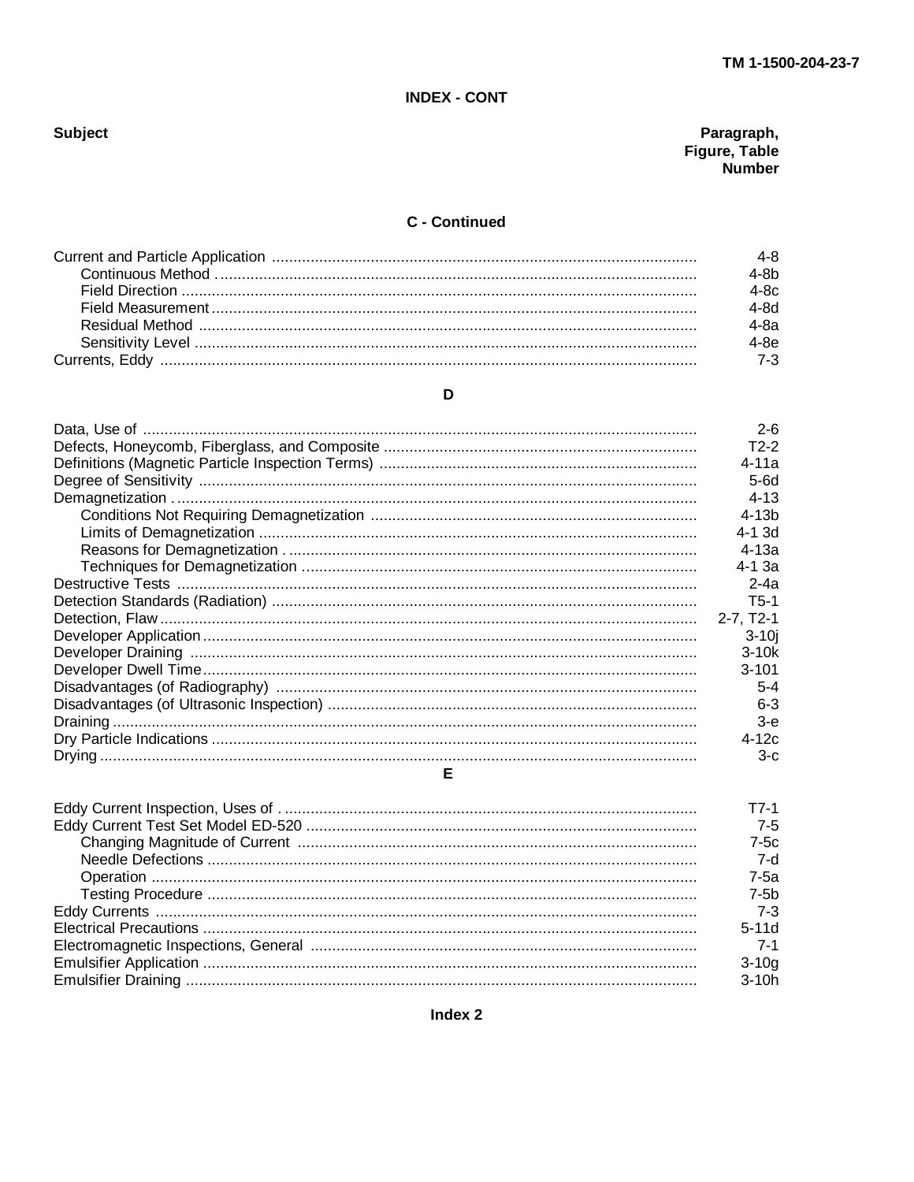## INDEX - CONT

| Subject | Paragraph, Figure, Table Number |
|---|---|
| **C - Continued** | |
| Current and Particle Application | 4-8 |
| Continuous Method | 4-8b |
| Field Direction | 4-8c |
| Field Measurement | 4-8d |
| Residual Method | 4-8a |
| Sensitivity Level | 4-8e |
| Currents, Eddy | 7-3 |
| **D** | |
| Data, Use of | 2-6 |
| Defects, Honeycomb, Fiberglass, and Composite | T2-2 |
| Definitions (Magnetic Particle Inspection Terms) | 4-11a |
| Degree of Sensitivity | 5-6d |
| Demagnetization | 4-13 |
| Conditions Not Requiring Demagnetization | 4-13b |
| Limits of Demagnetization | 4-1 3d |
| Reasons for Demagnetization | 4-13a |
| Techniques for Demagnetization | 4-1 3a |
| Destructive Tests | 2-4a |
| Detection Standards (Radiation) | T5-1 |
| Detection, Flaw | 2-7, T2-1 |
| Developer Application | 3-10j |
| Developer Draining | 3-10k |
| Developer Dwell Time | 3-101 |
| Disadvantages (of Radiography) | 5-4 |
| Disadvantages (of Ultrasonic Inspection) | 6-3 |
| Draining | 3-e |
| Dry Particle Indications | 4-12c |
| Drying | 3-c |
| **E** | |
| Eddy Current Inspection, Uses of | T7-1 |
| Eddy Current Test Set Model ED-520 | 7-5 |
| Changing Magnitude of Current | 7-5c |
| Needle Defections | 7-d |
| Operation | 7-5a |
| Testing Procedure | 7-5b |
| Eddy Currents | 7-3 |
| Electrical Precautions | 5-11d |
| Electromagnetic Inspections, General | 7-1 |
| Emulsifier Application | 3-10g |
| Emulsifier Draining | 3-10h |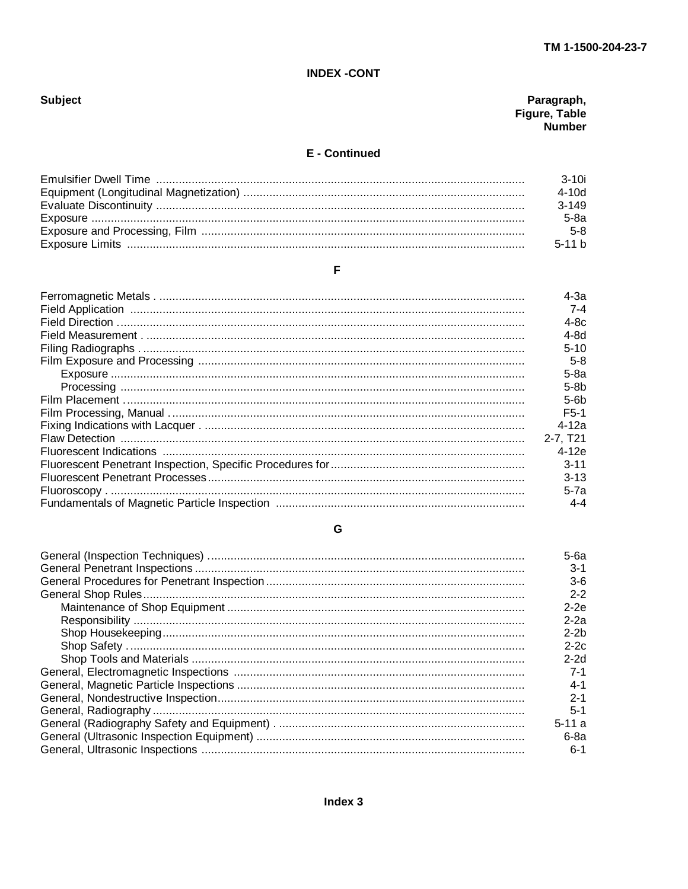## INDEX -CONT

| Subject | Paragraph, Figure, Table Number |
|---|---|
| **E - Continued** | |
| Emulsifier Dwell Time | 3-10i |
| Equipment (Longitudinal Magnetization) | 4-10d |
| Evaluate Discontinuity | 3-149 |
| Exposure | 5-8a |
| Exposure and Processing, Film | 5-8 |
| Exposure Limits | 5-11 b |
| **F** | |
| Ferromagnetic Metals | 4-3a |
| Field Application | 7-4 |
| Field Direction | 4-8c |
| Field Measurement | 4-8d |
| Filing Radiographs | 5-10 |
| Film Exposure and Processing | 5-8 |
| Exposure | 5-8a |
| Processing | 5-8b |
| Film Placement | 5-6b |
| Film Processing, Manual | F5-1 |
| Fixing Indications with Lacquer | 4-12a |
| Flaw Detection | 2-7, T21 |
| Fluorescent Indications | 4-12e |
| Fluorescent Penetrant Inspection, Specific Procedures for | 3-11 |
| Fluorescent Penetrant Processes | 3-13 |
| Fluoroscopy | 5-7a |
| Fundamentals of Magnetic Particle Inspection | 4-4 |
| **G** | |
| General (Inspection Techniques) | 5-6a |
| General Penetrant Inspections | 3-1 |
| General Procedures for Penetrant Inspection | 3-6 |
| General Shop Rules | 2-2 |
| Maintenance of Shop Equipment | 2-2e |
| Responsibility | 2-2a |
| Shop Housekeeping | 2-2b |
| Shop Safety | 2-2c |
| Shop Tools and Materials | 2-2d |
| General, Electromagnetic Inspections | 7-1 |
| General, Magnetic Particle Inspections | 4-1 |
| General, Nondestructive Inspection | 2-1 |
| General, Radiography | 5-1 |
| General (Radiography Safety and Equipment) | 5-11 a |
| General (Ultrasonic Inspection Equipment) | 6-8a |
| General, Ultrasonic Inspections | 6-1 |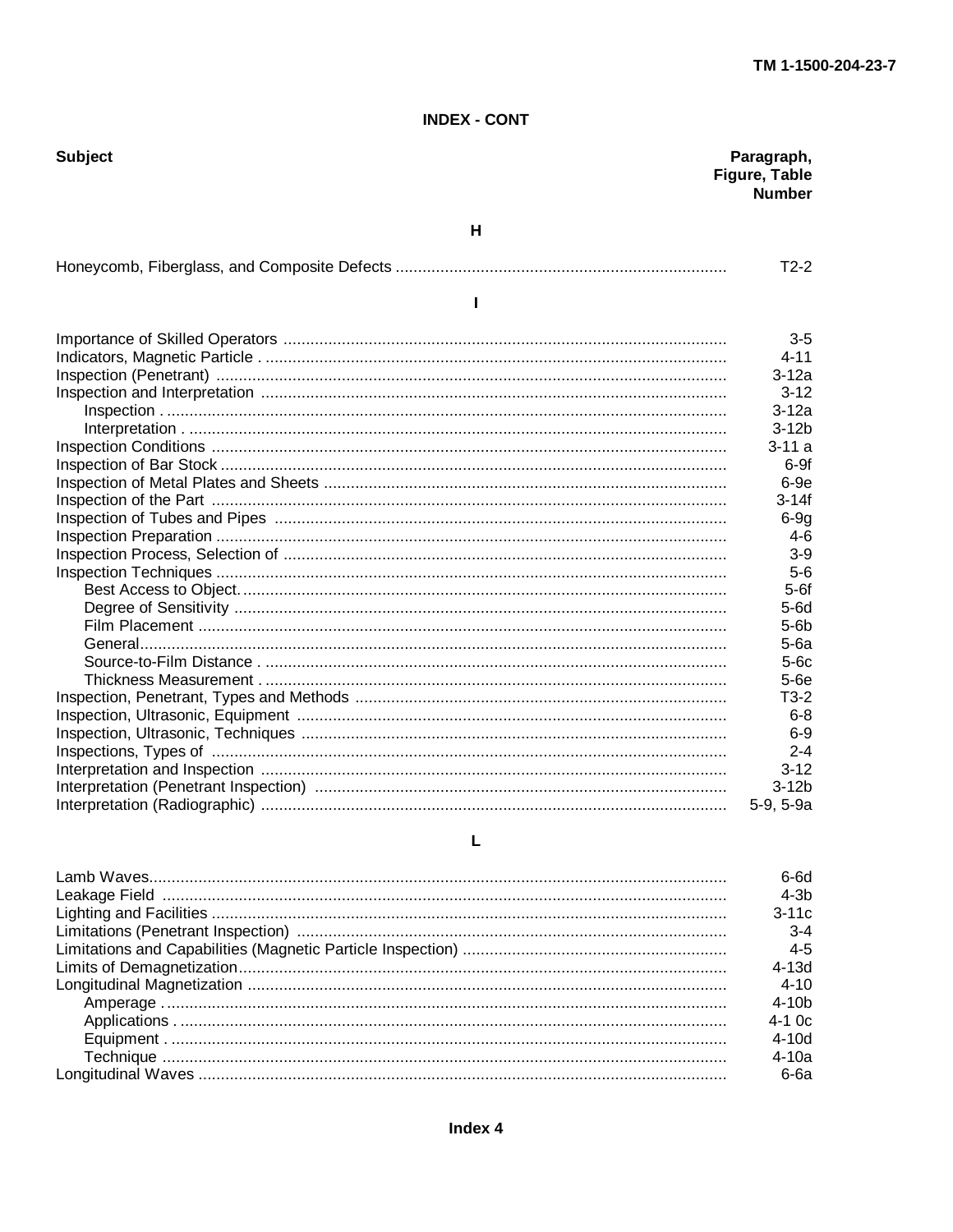## INDEX - CONT

| Subject | Paragraph, Figure, Table Number |
|---|---|
| **H** | |
| Honeycomb, Fiberglass, and Composite Defects | T2-2 |
| **I** | |
| Importance of Skilled Operators | 3-5 |
| Indicators, Magnetic Particle | 4-11 |
| Inspection (Penetrant) | 3-12a |
| Inspection and Interpretation | 3-12 |
| Inspection | 3-12a |
| Interpretation | 3-12b |
| Inspection Conditions | 3-11 a |
| Inspection of Bar Stock | 6-9f |
| Inspection of Metal Plates and Sheets | 6-9e |
| Inspection of the Part | 3-14f |
| Inspection of Tubes and Pipes | 6-9g |
| Inspection Preparation | 4-6 |
| Inspection Process, Selection of | 3-9 |
| Inspection Techniques | 5-6 |
| Best Access to Object | 5-6f |
| Degree of Sensitivity | 5-6d |
| Film Placement | 5-6b |
| General | 5-6a |
| Source-to-Film Distance | 5-6c |
| Thickness Measurement | 5-6e |
| Inspection, Penetrant, Types and Methods | T3-2 |
| Inspection, Ultrasonic, Equipment | 6-8 |
| Inspection, Ultrasonic, Techniques | 6-9 |
| Inspections, Types of | 2-4 |
| Interpretation and Inspection | 3-12 |
| Interpretation (Penetrant Inspection) | 3-12b |
| Interpretation (Radiographic) | 5-9, 5-9a |
| **L** | |
| Lamb Waves | 6-6d |
| Leakage Field | 4-3b |
| Lighting and Facilities | 3-11c |
| Limitations (Penetrant Inspection) | 3-4 |
| Limitations and Capabilities (Magnetic Particle Inspection) | 4-5 |
| Limits of Demagnetization | 4-13d |
| Longitudinal Magnetization | 4-10 |
| Amperage | 4-10b |
| Applications | 4-1 0c |
| Equipment | 4-10d |
| Technique | 4-10a |
| Longitudinal Waves | 6-6a |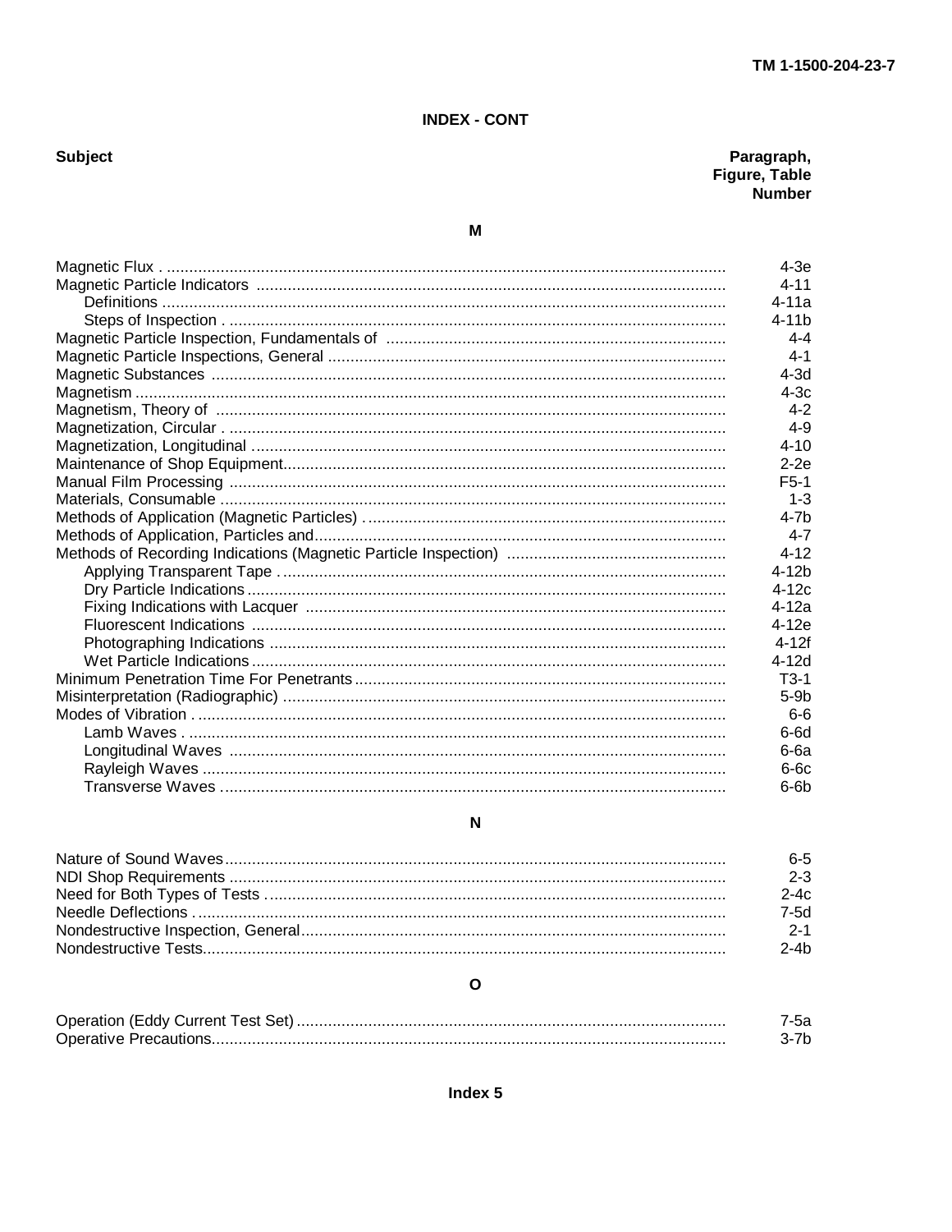## INDEX - CONT

| Subject | Paragraph, Figure, Table Number |
|---|---|
| **M** | |
| Magnetic Flux | 4-3e |
| Magnetic Particle Indicators | 4-11 |
| Definitions | 4-11a |
| Steps of Inspection | 4-11b |
| Magnetic Particle Inspection, Fundamentals of | 4-4 |
| Magnetic Particle Inspections, General | 4-1 |
| Magnetic Substances | 4-3d |
| Magnetism | 4-3c |
| Magnetism, Theory of | 4-2 |
| Magnetization, Circular | 4-9 |
| Magnetization, Longitudinal | 4-10 |
| Maintenance of Shop Equipment | 2-2e |
| Manual Film Processing | F5-1 |
| Materials, Consumable | 1-3 |
| Methods of Application (Magnetic Particles) | 4-7b |
| Methods of Application, Particles and | 4-7 |
| Methods of Recording Indications (Magnetic Particle Inspection) | 4-12 |
| Applying Transparent Tape | 4-12b |
| Dry Particle Indications | 4-12c |
| Fixing Indications with Lacquer | 4-12a |
| Fluorescent Indications | 4-12e |
| Photographing Indications | 4-12f |
| Wet Particle Indications | 4-12d |
| Minimum Penetration Time For Penetrants | T3-1 |
| Misinterpretation (Radiographic) | 5-9b |
| Modes of Vibration | 6-6 |
| Lamb Waves | 6-6d |
| Longitudinal Waves | 6-6a |
| Rayleigh Waves | 6-6c |
| Transverse Waves | 6-6b |
| **N** | |
| Nature of Sound Waves | 6-5 |
| NDI Shop Requirements | 2-3 |
| Need for Both Types of Tests | 2-4c |
| Needle Deflections | 7-5d |
| Nondestructive Inspection, General | 2-1 |
| Nondestructive Tests | 2-4b |
| **O** | |
| Operation (Eddy Current Test Set) | 7-5a |
| Operative Precautions | 3-7b |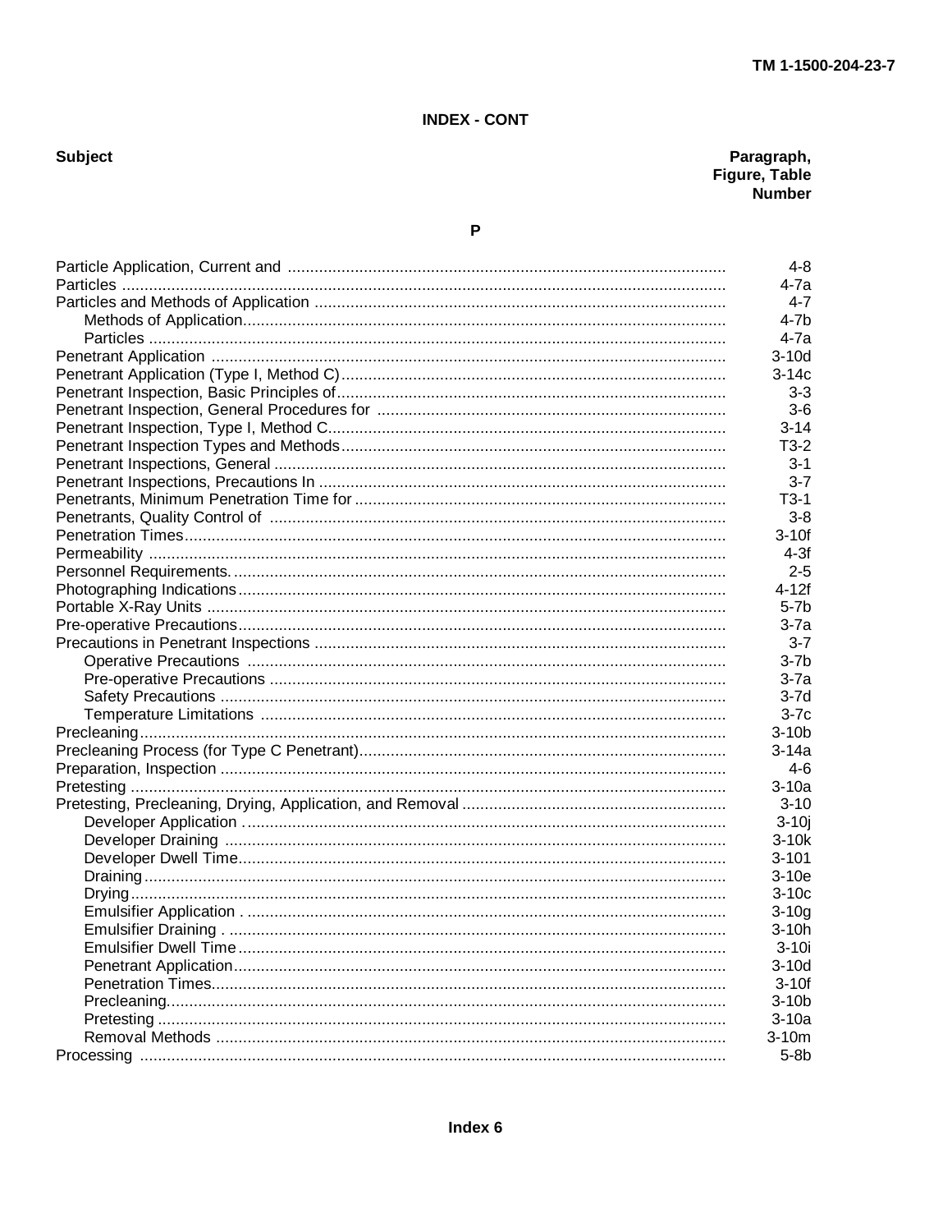## INDEX - CONT

| Subject | Paragraph, Figure, Table Number |
|---|---|
| **P** | |
| Particle Application, Current and | 4-8 |
| Particles | 4-7a |
| Particles and Methods of Application | 4-7 |
|     Methods of Application | 4-7b |
|     Particles | 4-7a |
| Penetrant Application | 3-10d |
| Penetrant Application (Type I, Method C) | 3-14c |
| Penetrant Inspection, Basic Principles of | 3-3 |
| Penetrant Inspection, General Procedures for | 3-6 |
| Penetrant Inspection, Type I, Method C | 3-14 |
| Penetrant Inspection Types and Methods | T3-2 |
| Penetrant Inspections, General | 3-1 |
| Penetrant Inspections, Precautions In | 3-7 |
| Penetrants, Minimum Penetration Time for | T3-1 |
| Penetrants, Quality Control of | 3-8 |
| Penetration Times | 3-10f |
| Permeability | 4-3f |
| Personnel Requirements. | 2-5 |
| Photographing Indications | 4-12f |
| Portable X-Ray Units | 5-7b |
| Pre-operative Precautions | 3-7a |
| Precautions in Penetrant Inspections | 3-7 |
|     Operative Precautions | 3-7b |
|     Pre-operative Precautions | 3-7a |
|     Safety Precautions | 3-7d |
|     Temperature Limitations | 3-7c |
| Precleaning | 3-10b |
| Precleaning Process (for Type C Penetrant) | 3-14a |
| Preparation, Inspection | 4-6 |
| Pretesting | 3-10a |
| Pretesting, Precleaning, Drying, Application, and Removal | 3-10 |
|     Developer Application | 3-10j |
|     Developer Draining | 3-10k |
|     Developer Dwell Time | 3-101 |
|     Draining | 3-10e |
|     Drying | 3-10c |
|     Emulsifier Application | 3-10g |
|     Emulsifier Draining | 3-10h |
|     Emulsifier Dwell Time | 3-10i |
|     Penetrant Application | 3-10d |
|     Penetration Times | 3-10f |
|     Precleaning | 3-10b |
|     Pretesting | 3-10a |
|     Removal Methods | 3-10m |
| Processing | 5-8b |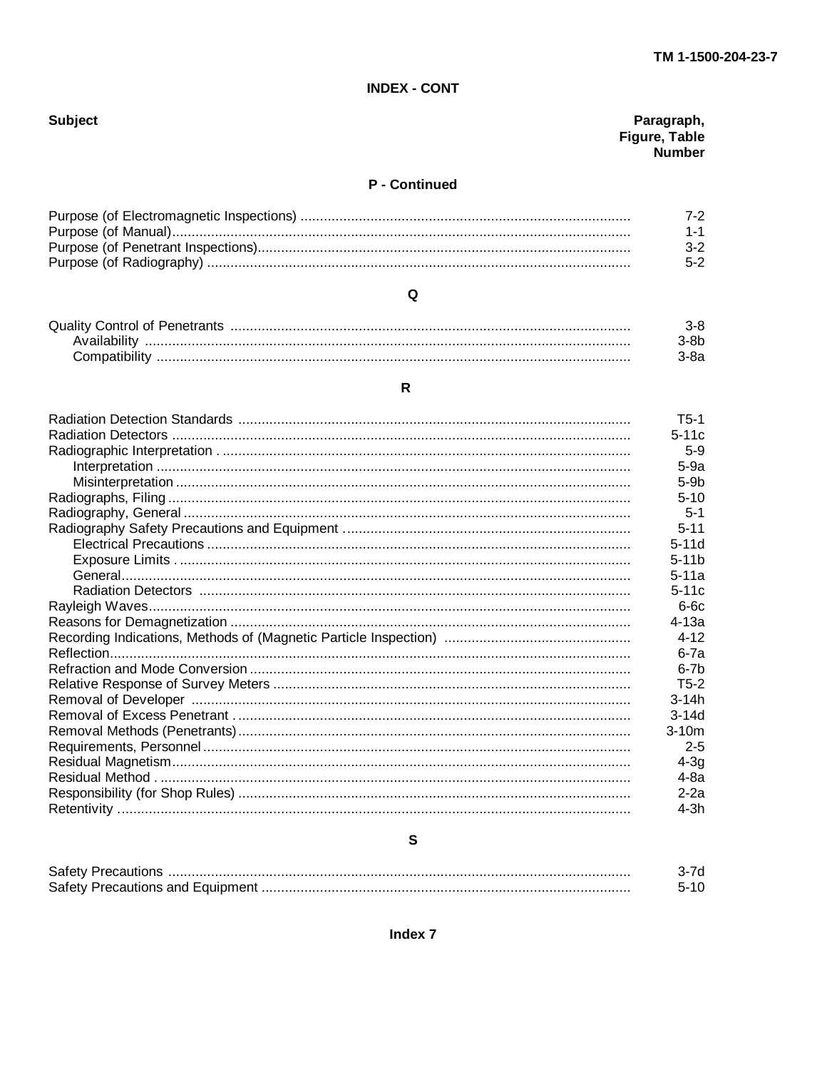## INDEX - CONT

| Subject | Paragraph, Figure, Table Number |
|---|---|
| **P - Continued** | |
| Purpose (of Electromagnetic Inspections) | 7-2 |
| Purpose (of Manual) | 1-1 |
| Purpose (of Penetrant Inspections) | 3-2 |
| Purpose (of Radiography) | 5-2 |
| **Q** | |
| Quality Control of Penetrants | 3-8 |
| Availability | 3-8b |
| Compatibility | 3-8a |
| **R** | |
| Radiation Detection Standards | T5-1 |
| Radiation Detectors | 5-11c |
| Radiographic Interpretation | 5-9 |
| Interpretation | 5-9a |
| Misinterpretation | 5-9b |
| Radiographs, Filing | 5-10 |
| Radiography, General | 5-1 |
| Radiography Safety Precautions and Equipment | 5-11 |
| Electrical Precautions | 5-11d |
| Exposure Limits | 5-11b |
| General | 5-11a |
| Radiation Detectors | 5-11c |
| Rayleigh Waves | 6-6c |
| Reasons for Demagnetization | 4-13a |
| Recording Indications, Methods of (Magnetic Particle Inspection) | 4-12 |
| Reflection | 6-7a |
| Refraction and Mode Conversion | 6-7b |
| Relative Response of Survey Meters | T5-2 |
| Removal of Developer | 3-14h |
| Removal of Excess Penetrant | 3-14d |
| Removal Methods (Penetrants) | 3-10m |
| Requirements, Personnel | 2-5 |
| Residual Magnetism | 4-3g |
| Residual Method | 4-8a |
| Responsibility (for Shop Rules) | 2-2a |
| Retentivity | 4-3h |
| **S** | |
| Safety Precautions | 3-7d |
| Safety Precautions and Equipment | 5-10 |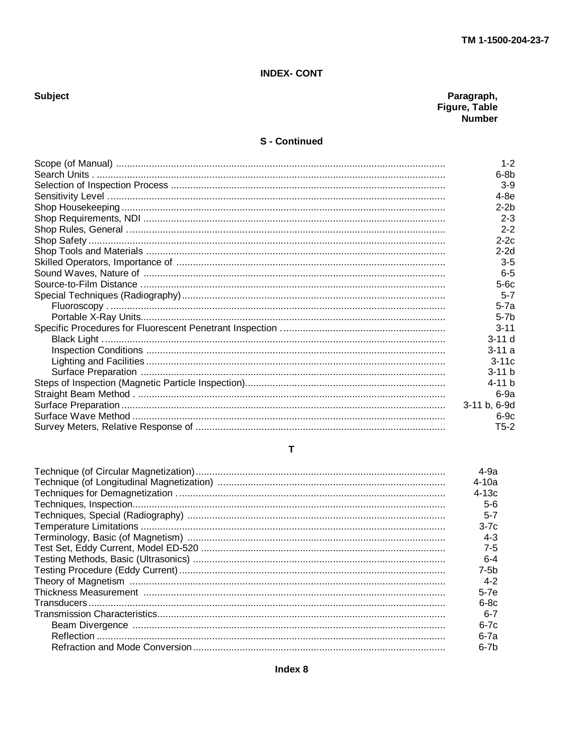## INDEX- CONT

| Subject | Paragraph, Figure, Table Number |
|---|---|
| **S - Continued** | |
| Scope (of Manual) | 1-2 |
| Search Units . | 6-8b |
| Selection of Inspection Process | 3-9 |
| Sensitivity Level | 4-8e |
| Shop Housekeeping | 2-2b |
| Shop Requirements, NDI | 2-3 |
| Shop Rules, General | 2-2 |
| Shop Safety | 2-2c |
| Shop Tools and Materials | 2-2d |
| Skilled Operators, Importance of | 3-5 |
| Sound Waves, Nature of | 6-5 |
| Source-to-Film Distance | 5-6c |
| Special Techniques (Radiography) | 5-7 |
| Fluoroscopy . | 5-7a |
| Portable X-Ray Units | 5-7b |
| Specific Procedures for Fluorescent Penetrant Inspection | 3-11 |
| Black Light | 3-11 d |
| Inspection Conditions | 3-11 a |
| Lighting and Facilities | 3-11c |
| Surface Preparation | 3-11 b |
| Steps of Inspection (Magnetic Particle Inspection) | 4-11 b |
| Straight Beam Method . | 6-9a |
| Surface Preparation | 3-11 b, 6-9d |
| Surface Wave Method | 6-9c |
| Survey Meters, Relative Response of | T5-2 |
| **T** | |
| Technique (of Circular Magnetization) | 4-9a |
| Technique (of Longitudinal Magnetization) | 4-10a |
| Techniques for Demagnetization | 4-13c |
| Techniques, Inspection | 5-6 |
| Techniques, Special (Radiography) | 5-7 |
| Temperature Limitations | 3-7c |
| Terminology, Basic (of Magnetism) | 4-3 |
| Test Set, Eddy Current, Model ED-520 | 7-5 |
| Testing Methods, Basic (Ultrasonics) | 6-4 |
| Testing Procedure (Eddy Current) | 7-5b |
| Theory of Magnetism | 4-2 |
| Thickness Measurement | 5-7e |
| Transducers | 6-8c |
| Transmission Characteristics | 6-7 |
| Beam Divergence | 6-7c |
| Reflection | 6-7a |
| Refraction and Mode Conversion | 6-7b |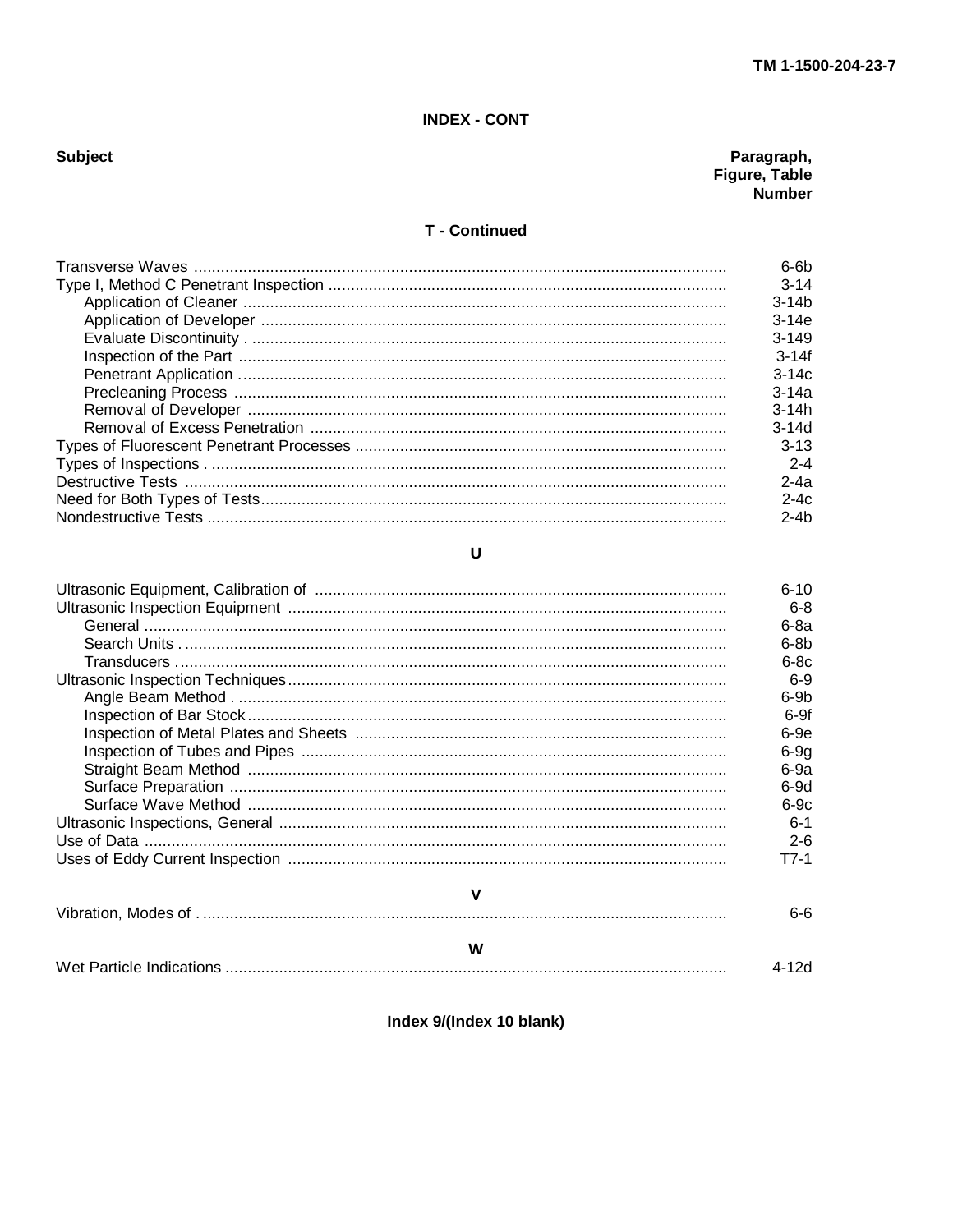## INDEX - CONT

| Subject | Paragraph, Figure, Table Number |
|---|---|
| **T - Continued** | |
| Transverse Waves | 6-6b |
| Type I, Method C Penetrant Inspection | 3-14 |
| Application of Cleaner | 3-14b |
| Application of Developer | 3-14e |
| Evaluate Discontinuity | 3-149 |
| Inspection of the Part | 3-14f |
| Penetrant Application | 3-14c |
| Precleaning Process | 3-14a |
| Removal of Developer | 3-14h |
| Removal of Excess Penetration | 3-14d |
| Types of Fluorescent Penetrant Processes | 3-13 |
| Types of Inspections | 2-4 |
| Destructive Tests | 2-4a |
| Need for Both Types of Tests | 2-4c |
| Nondestructive Tests | 2-4b |
| **U** | |
| Ultrasonic Equipment, Calibration of | 6-10 |
| Ultrasonic Inspection Equipment | 6-8 |
| General | 6-8a |
| Search Units | 6-8b |
| Transducers | 6-8c |
| Ultrasonic Inspection Techniques | 6-9 |
| Angle Beam Method | 6-9b |
| Inspection of Bar Stock | 6-9f |
| Inspection of Metal Plates and Sheets | 6-9e |
| Inspection of Tubes and Pipes | 6-9g |
| Straight Beam Method | 6-9a |
| Surface Preparation | 6-9d |
| Surface Wave Method | 6-9c |
| Ultrasonic Inspections, General | 6-1 |
| Use of Data | 2-6 |
| Uses of Eddy Current Inspection | T7-1 |
| **V** | |
| Vibration, Modes of | 6-6 |
| **W** | |
| Wet Particle Indications | 4-12d |

Index 9/(Index 10 blank)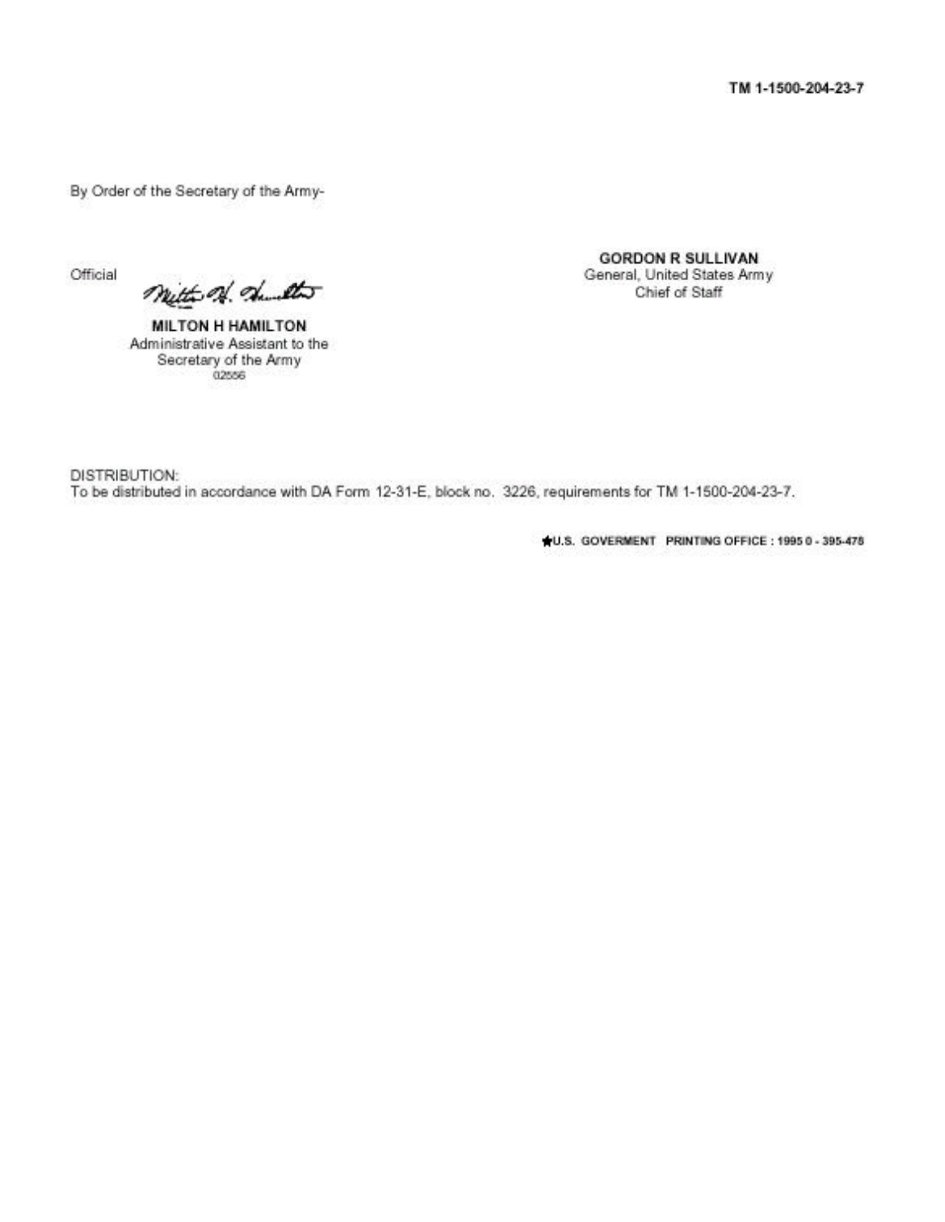By Order of the Secretary of the Army-

GORDON R SULLIVAN
General, United States Army
Chief of Staff

Official

MILTON H HAMILTON
Administrative Assistant to the
Secretary of the Army
02556

DISTRIBUTION:
To be distributed in accordance with DA Form 12-31-E, block no. 3226, requirements for TM 1-1500-204-23-7.

★U.S. GOVERMENT PRINTING OFFICE : 1995 0 - 395-478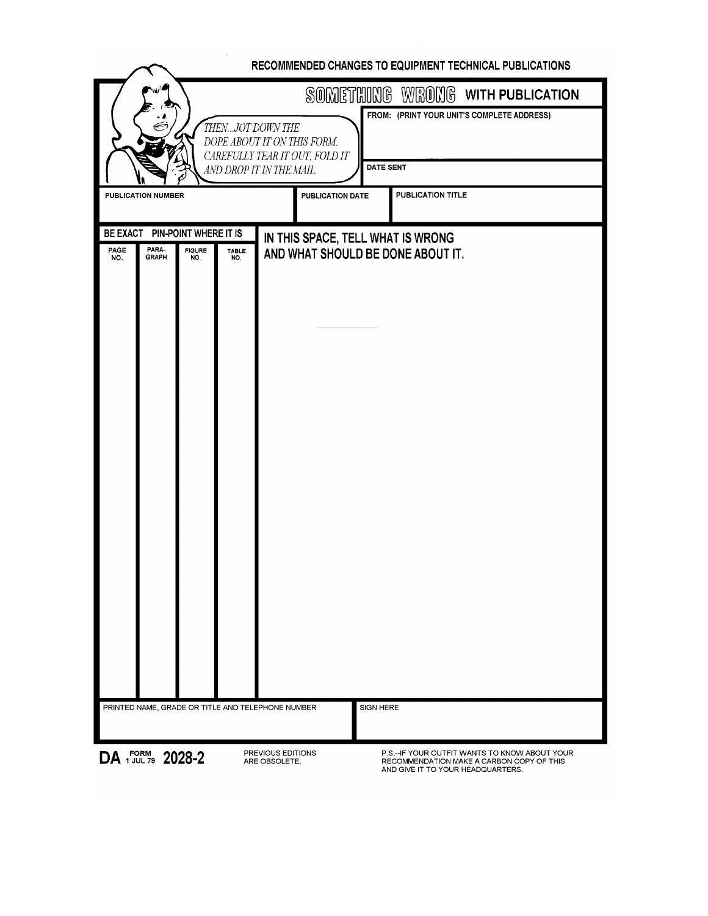# RECOMMENDED CHANGES TO EQUIPMENT TECHNICAL PUBLICATIONS

## SOMETHING WRONG WITH PUBLICATION

THEN...JOT DOWN THE DOPE ABOUT IT ON THIS FORM. CAREFULLY TEAR IT OUT, FOLD IT AND DROP IT IN THE MAIL.

FROM: (PRINT YOUR UNIT'S COMPLETE ADDRESS)

DATE SENT

| PUBLICATION NUMBER | PUBLICATION DATE | PUBLICATION TITLE |
|---|---|---|
| | | |

BE EXACT PIN-POINT WHERE IT IS

| PAGE NO. | PARA-GRAPH | FIGURE NO. | TABLE NO. | IN THIS SPACE, TELL WHAT IS WRONG AND WHAT SHOULD BE DONE ABOUT IT. |
|---|---|---|---|---|
| | | | | |

| PRINTED NAME, GRADE OR TITLE AND TELEPHONE NUMBER | SIGN HERE |
|---|---|
| | |

DA FORM 2028-2, 1 JUL 79

PREVIOUS EDITIONS ARE OBSOLETE.

P.S.--IF YOUR OUTFIT WANTS TO KNOW ABOUT YOUR RECOMMENDATION MAKE A CARBON COPY OF THIS AND GIVE IT TO YOUR HEADQUARTERS.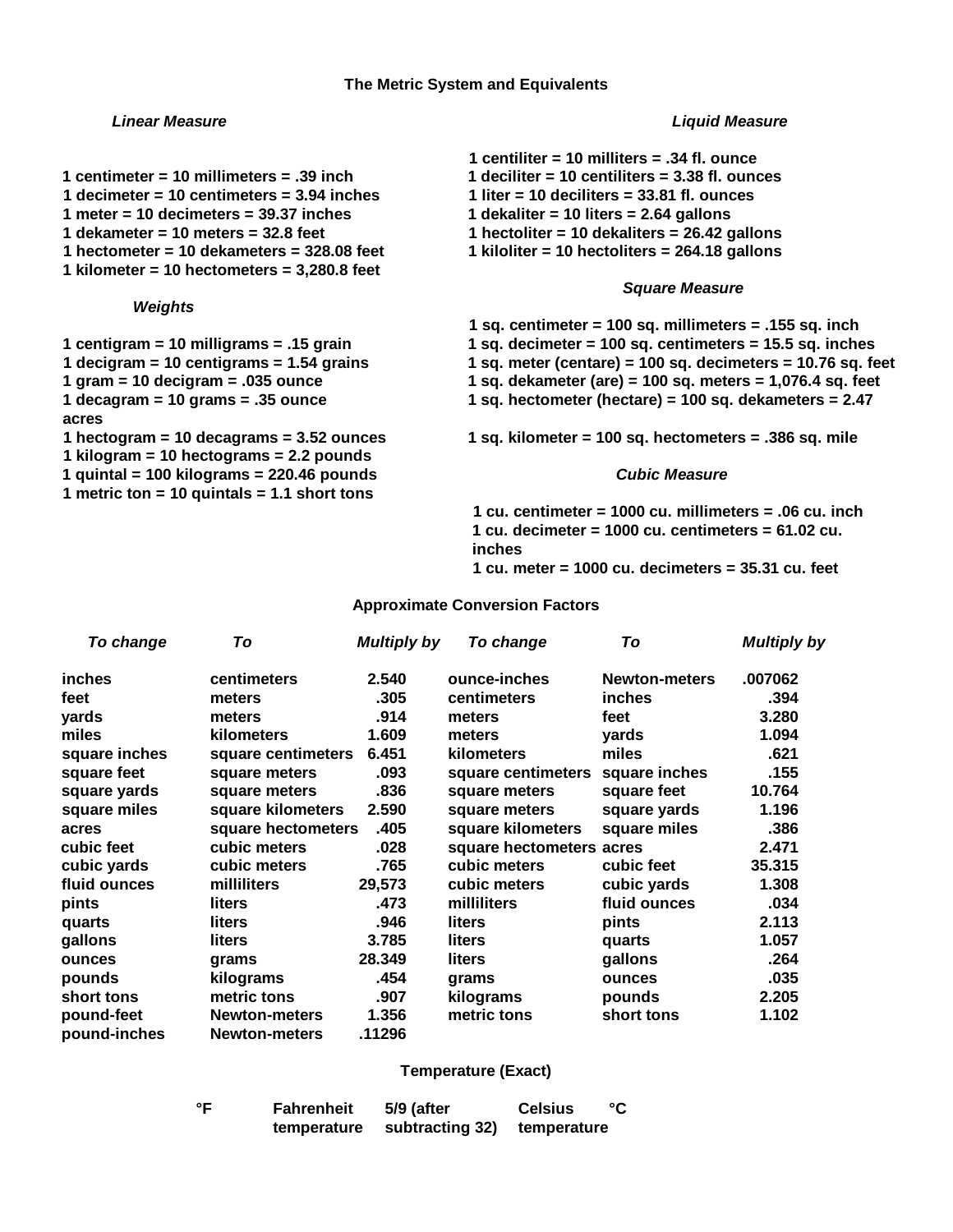## The Metric System and Equivalents

### *Linear Measure*

1 centimeter = 10 millimeters = .39 inch
1 decimeter = 10 centimeters = 3.94 inches
1 meter = 10 decimeters = 39.37 inches
1 dekameter = 10 meters = 32.8 feet
1 hectometer = 10 dekameters = 328.08 feet
1 kilometer = 10 hectometers = 3,280.8 feet

### *Weights*

1 centigram = 10 milligrams = .15 grain
1 decigram = 10 centigrams = 1.54 grains
1 gram = 10 decigram = .035 ounce
1 decagram = 10 grams = .35 ounce
1 hectogram = 10 decagrams = 3.52 ounces
1 kilogram = 10 hectograms = 2.2 pounds
1 quintal = 100 kilograms = 220.46 pounds
1 metric ton = 10 quintals = 1.1 short tons

### *Liquid Measure*

1 centiliter = 10 milliters = .34 fl. ounce
1 deciliter = 10 centiliters = 3.38 fl. ounces
1 liter = 10 deciliters = 33.81 fl. ounces
1 dekaliter = 10 liters = 2.64 gallons
1 hectoliter = 10 dekaliters = 26.42 gallons
1 kiloliter = 10 hectoliters = 264.18 gallons

### *Square Measure*

1 sq. centimeter = 100 sq. millimeters = .155 sq. inch
1 sq. decimeter = 100 sq. centimeters = 15.5 sq. inches
1 sq. meter (centare) = 100 sq. decimeters = 10.76 sq. feet
1 sq. dekameter (are) = 100 sq. meters = 1,076.4 sq. feet
1 sq. hectometer (hectare) = 100 sq. dekameters = 2.47 acres
1 sq. kilometer = 100 sq. hectometers = .386 sq. mile

### *Cubic Measure*

1 cu. centimeter = 1000 cu. millimeters = .06 cu. inch
1 cu. decimeter = 1000 cu. centimeters = 61.02 cu. inches
1 cu. meter = 1000 cu. decimeters = 35.31 cu. feet

## Approximate Conversion Factors

| *To change* | *To* | *Multiply by* | *To change* | *To* | *Multiply by* |
|---|---|---|---|---|---|
| inches | centimeters | 2.540 | ounce-inches | Newton-meters | .007062 |
| feet | meters | .305 | centimeters | inches | .394 |
| yards | meters | .914 | meters | feet | 3.280 |
| miles | kilometers | 1.609 | meters | yards | 1.094 |
| square inches | square centimeters | 6.451 | kilometers | miles | .621 |
| square feet | square meters | .093 | square centimeters | square inches | .155 |
| square yards | square meters | .836 | square meters | square feet | 10.764 |
| square miles | square kilometers | 2.590 | square meters | square yards | 1.196 |
| acres | square hectometers | .405 | square kilometers | square miles | .386 |
| cubic feet | cubic meters | .028 | square hectometers | acres | 2.471 |
| cubic yards | cubic meters | .765 | cubic meters | cubic feet | 35.315 |
| fluid ounces | milliliters | 29,573 | cubic meters | cubic yards | 1.308 |
| pints | liters | .473 | milliliters | fluid ounces | .034 |
| quarts | liters | .946 | liters | pints | 2.113 |
| gallons | liters | 3.785 | liters | quarts | 1.057 |
| ounces | grams | 28.349 | liters | gallons | .264 |
| pounds | kilograms | .454 | grams | ounces | .035 |
| short tons | metric tons | .907 | kilograms | pounds | 2.205 |
| pound-feet | Newton-meters | 1.356 | metric tons | short tons | 1.102 |
| pound-inches | Newton-meters | .11296 | | | |

## Temperature (Exact)

| | | | | |
|---|---|---|---|---|
| °F | Fahrenheit temperature | 5/9 (after subtracting 32) | Celsius temperature | °C |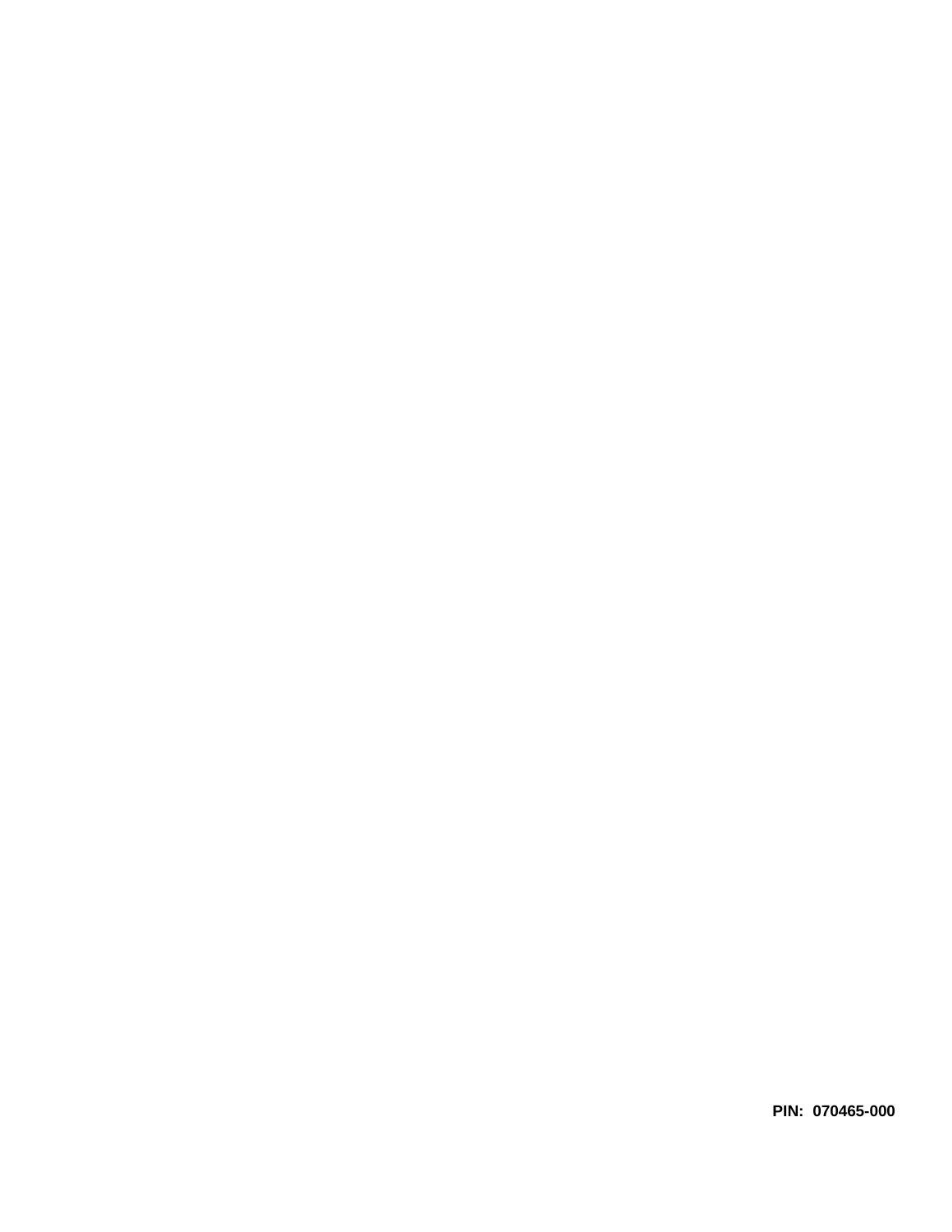**PIN: 070465-000**